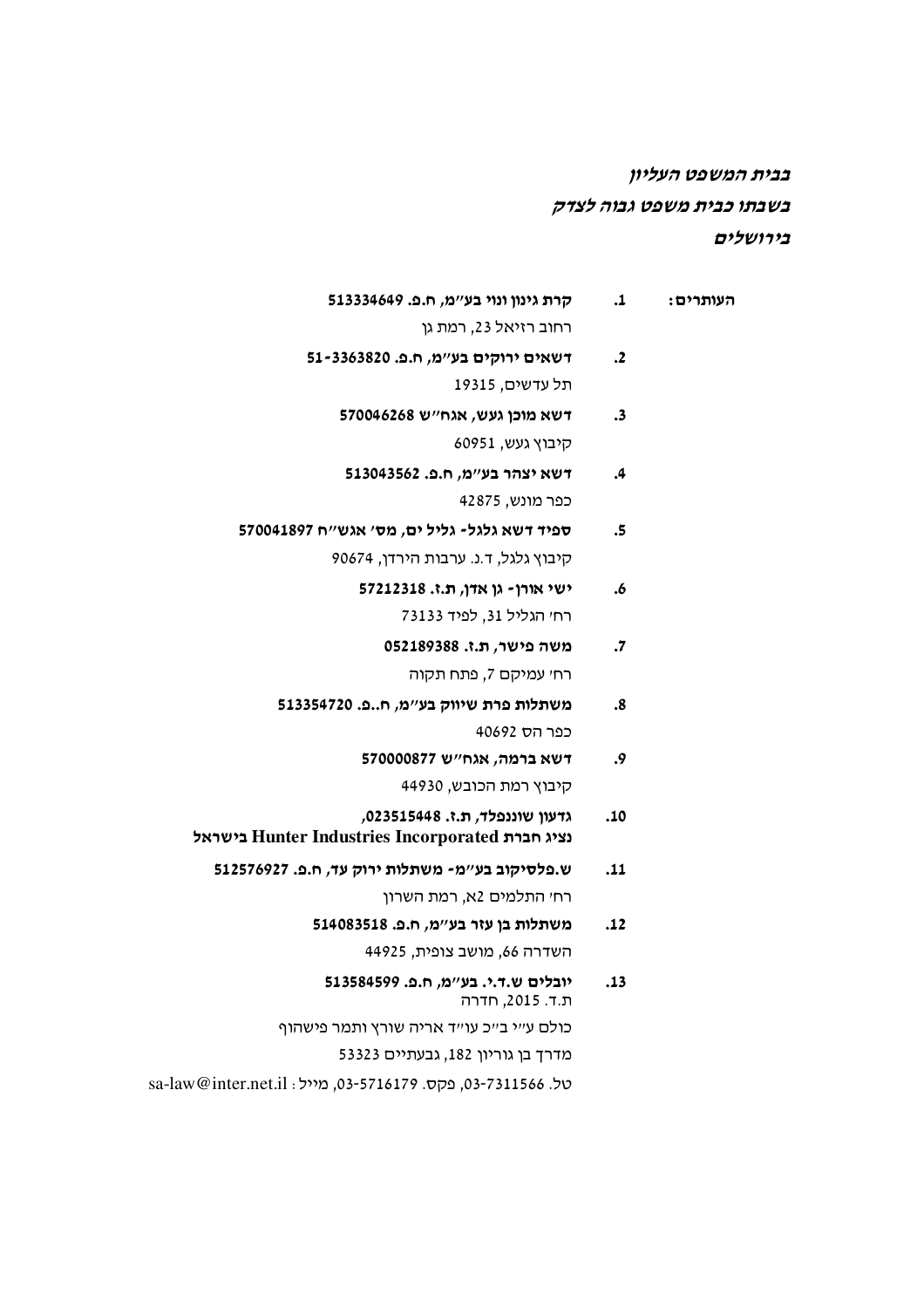***בבית המשפט העליון***

***בשבתו כבית משפט גבוה לצדק***

***בירושלים***

**העותרים:**

1. **קרת גינון ונוי בע"מ, ח.פ. 513334649**
   רחוב רזיאל 23, רמת גן
2. **דשאים ירוקים בע"מ, ח.פ. 51-3363820**
   תל עדשים, 19315
3. **דשא מוכן געש, אגח"ש 570046268**
   קיבוץ געש, 60951
4. **דשא יצהר בע"מ, ח.פ. 513043562**
   כפר מונש, 42875
5. **ספיד דשא גלגל- גליל ים, מס' אגש"ח 570041897**
   קיבוץ גלגל, ד.נ. ערבות הירדן, 90674
6. **ישי אורן- גן אדן, ת.ז. 57212318**
   רח' הגליל 31, לפיד 73133
7. **משה פישר, ת.ז. 052189388**
   רח' עמיקם 7, פתח תקוה
8. **משתלות פרת שיווק בע"מ, ח..פ. 513354720**
   כפר הס 40692
9. **דשא ברמה, אגח"ש 570000877**
   קיבוץ רמת הכובש, 44930
10. **גדעון שוננפלד, ת.ז. 023515448,**
    **נציג חברת Hunter Industries Incorporated בישראל**
11. **ש.פלסיקוב בע"מ- משתלות ירוק עד, ח.פ. 512576927**
    רח' התלמים 2א, רמת השרון
12. **משתלות בן עזר בע"מ, ח.פ. 514083518**
    השדרה 66, מושב צופית, 44925
13. **יובלים ש.ד.י. בע"מ, ח.פ. 513584599**
    ת.ד. 2015, חדרה

כולם ע"י ב"כ עו"ד אריה שורץ ותמר פישהוף

מדרך בן גוריון 182, גבעתיים 53323

טל. 03-7311566, פקס. 03-5716179, מייל: sa-law@inter.net.il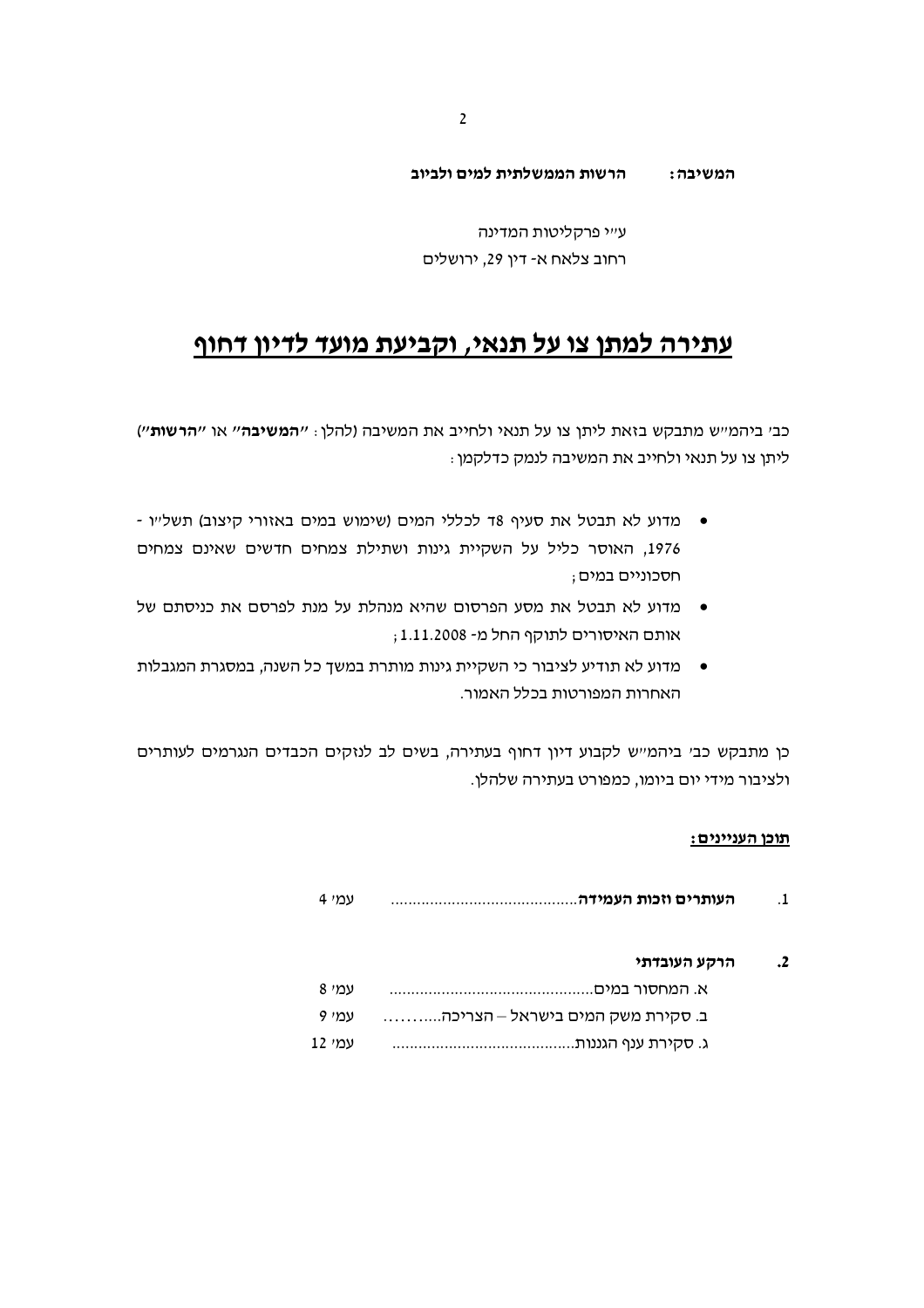**המשיבה:** **הרשות הממשלתית למים ולביוב**

ע"י פרקליטות המדינה
רחוב צלאח א- דין 29, ירושלים

# <u>עתירה למתן צו על תנאי, וקביעת מועד לדיון דחוף</u>

כב' ביהמ"ש מתבקש בזאת ליתן צו על תנאי ולחייב את המשיבה (להלן: "**המשיבה**" או "**הרשות**") ליתן צו על תנאי ולחייב את המשיבה לנמק כדלקמן:

- מדוע לא תבטל את סעיף 8ד לכללי המים (שימוש במים באזורי קיצוב) תשל"ו - 1976, האוסר כליל על השקיית גינות ושתילת צמחים חדשים שאינם צמחים חסכוניים במים;
- מדוע לא תבטל את מסע הפרסום שהיא מנהלת על מנת לפרסם את כניסתם של אותם האיסורים לתוקף החל מ- 1.11.2008;
- מדוע לא תודיע לציבור כי השקיית גינות מותרת במשך כל השנה, במסגרת המגבלות האחרות המפורטות בכלל האמור.

כן מתבקש כב' ביהמ"ש לקבוע דיון דחוף בעתירה, בשים לב לנזקים הכבדים הנגרמים לעותרים ולציבור מידי יום ביומו, כמפורט בעתירה שלהלן.

**<u>תוכן העניינים:</u>**

1. **העותרים וזכות העמידה**.......................................... עמ' 4

2. **הרקע העובדתי**

    א. המחסור במים.............................................. עמ' 8

    ב. סקירת משק המים בישראל – הצריכה........... עמ' 9

    ג. סקירת ענף הגננות.......................................... עמ' 12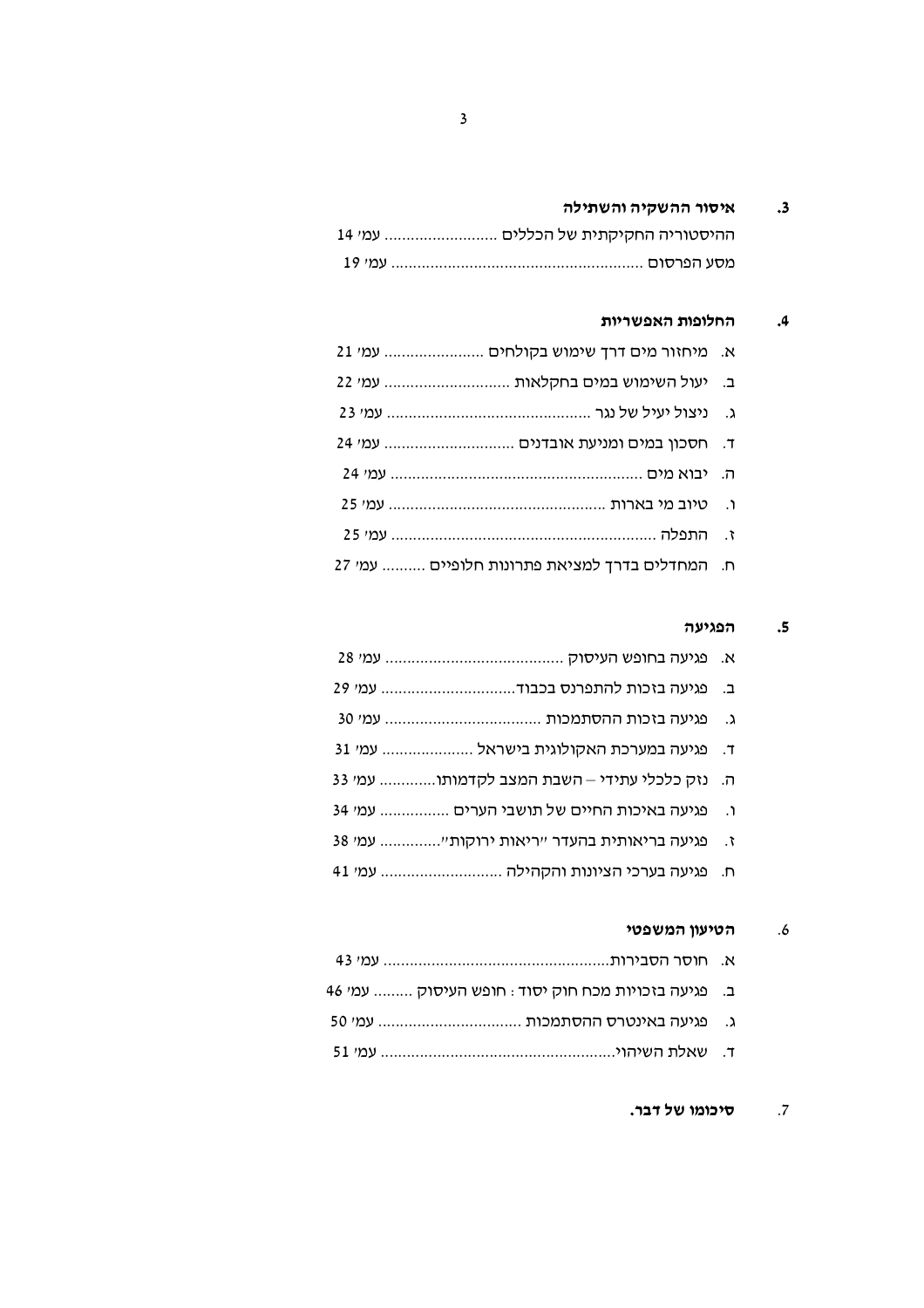**3. איסור ההשקיה והשתילה**

ההיסטוריה החקיקתית של הכללים .......................... עמ' 14

מסע הפרסום ......................................................... עמ' 19

**4. החלופות האפשריות**

א. מיחזור מים דרך שימוש בקולחים ....................... עמ' 21

ב. יעול השימוש במים בחקלאות ............................ עמ' 22

ג. ניצול יעיל של נגר .............................................. עמ' 23

ד. חסכון במים ומניעת אובדנים .............................. עמ' 24

ה. יבוא מים .......................................................... עמ' 24

ו. טיוב מי בארות .................................................. עמ' 25

ז. התפלה ............................................................ עמ' 25

ח. המחדלים בדרך למציאת פתרונות חלופיים .......... עמ' 27

**5. הפגיעה**

א. פגיעה בחופש העיסוק ......................................... עמ' 28

ב. פגיעה בזכות להתפרנס בכבוד.............................. עמ' 29

ג. פגיעה בזכות ההסתמכות .................................... עמ' 30

ד. פגיעה במערכת האקולוגית בישראל ..................... עמ' 31

ה. נזק כלכלי עתידי – השבת המצב לקדמותו............. עמ' 33

ו. פגיעה באיכות החיים של תושבי הערים ................ עמ' 34

ז. פגיעה בריאותית בהעדר "ריאות ירוקות".............. עמ' 38

ח. פגיעה בערכי הציונות והקהילה ............................ עמ' 41

**6. הטיעון המשפטי**

א. חוסר הסבירות.................................................... עמ' 43

ב. פגיעה בזכויות מכח חוק יסוד : חופש העיסוק ......... עמ' 46

ג. פגיעה באינטרס ההסתמכות ................................ עמ' 50

ד. שאלת השיהוי..................................................... עמ' 51

**7. סיכומו של דבר.**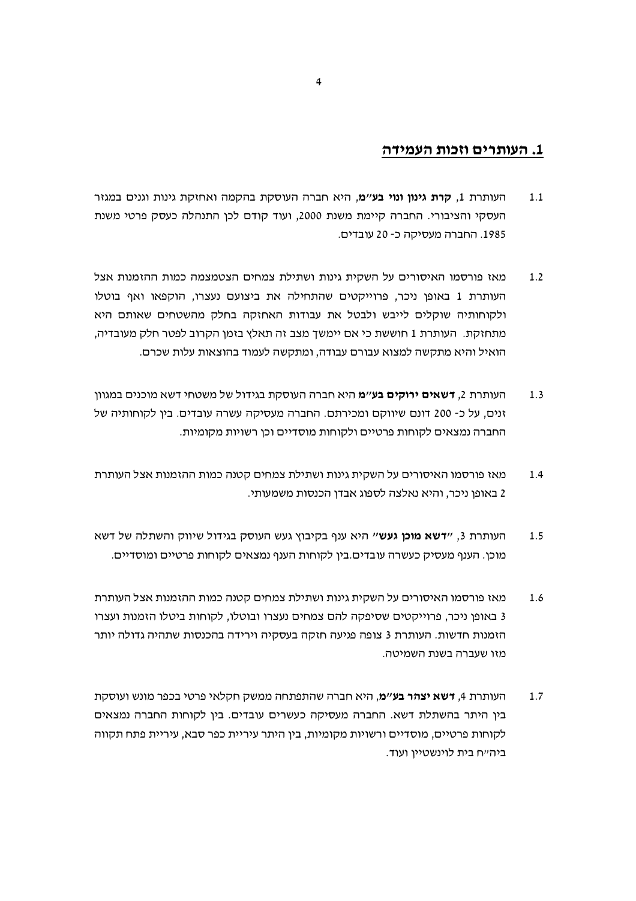## 1. העותרים וזכות העמידה

1.1 העותרת 1, **קרת גינון ונוי בע"מ**, היא חברה העוסקת בהקמה ואחזקת גינות וגנים במגזר העסקי והציבורי. החברה קיימת משנת 2000, ועוד קודם לכן התנהלה כעסק פרטי משנת 1985. החברה מעסיקה כ- 20 עובדים.

1.2 מאז פורסמו האיסורים על השקית גינות ושתילת צמחים הצטמצמה כמות ההזמנות אצל העותרת 1 באופן ניכר, פרוייקטים שהתחילה את ביצועם נעצרו, הוקפאו ואף בוטלו ולקוחותיה שוקלים לייבש ולבטל את עבודות האחזקה בחלק מהשטחים שאותם היא מתחזקת. העותרת 1 חוששת כי אם יימשך מצב זה תאלץ בזמן הקרוב לפטר חלק מעובדיה, הואיל והיא מתקשה למצוא עבורם עבודה, ומתקשה לעמוד בהוצאות עלות שכרם.

1.3 העותרת 2, **דשאים ירוקים בע"מ** היא חברה העוסקת בגידול של משטחי דשא מוכנים במגוון זנים, על כ- 200 דונם שיווקם ומכירתם. החברה מעסיקה עשרה עובדים. בין לקוחותיה של החברה נמצאים לקוחות פרטיים ולקוחות מוסדיים וכן רשויות מקומיות.

1.4 מאז פורסמו האיסורים על השקית גינות ושתילת צמחים קטנה כמות ההזמנות אצל העותרת 2 באופן ניכר, והיא נאלצה לספוג אבדן הכנסות משמעותי.

1.5 העותרת 3, **"דשא מוכן געש"** היא ענף בקיבוץ געש העוסק בגידול שיווק והשתלה של דשא מוכן. הענף מעסיק כעשרה עובדים.בין לקוחות הענף נמצאים לקוחות פרטיים ומוסדיים.

1.6 מאז פורסמו האיסורים על השקית גינות ושתילת צמחים קטנה כמות ההזמנות אצל העותרת 3 באופן ניכר, פרוייקטים שסיפקה להם צמחים נעצרו ובוטלו, לקוחות ביטלו הזמנות ועצרו הזמנות חדשות. העותרת 3 צופה פגיעה חזקה בעסקיה וירידה בהכנסות שתהיה גדולה יותר מזו שעברה בשנת השמיטה.

1.7 העותרת 4, **דשא יצהר בע"מ**, היא חברה שהתפתחה ממשק חקלאי פרטי בכפר מונש ועוסקת בין היתר בהשתלת דשא. החברה מעסיקה כעשרים עובדים. בין לקוחות החברה נמצאים לקוחות פרטיים, מוסדיים ורשויות מקומיות, בין היתר עיריית כפר סבא, עיריית פתח תקווה ביה"ח בית לוינשטיין ועוד.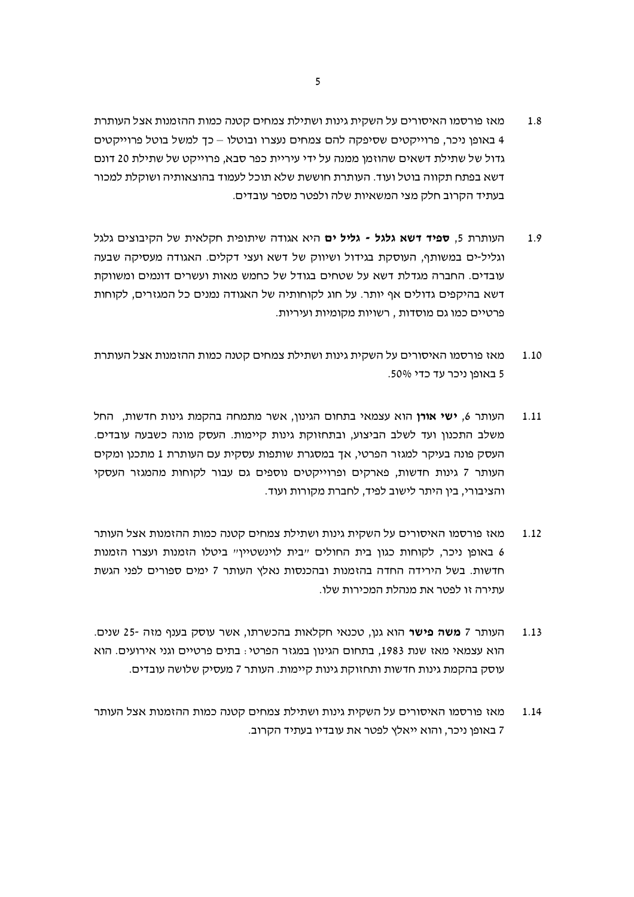1.8 מאז פורסמו האיסורים על השקית גינות ושתילת צמחים קטנה כמות ההזמנות אצל העותרת 4 באופן ניכר, פרוייקטים שסיפקה להם צמחים נעצרו ובוטלו – כך למשל בוטל פרוייקטים גדול של שתילת דשאים שהוזמן ממנה על ידי עיריית כפר סבא, פרוייקט של שתילת 20 דונם דשא בפתח תקווה בוטל ועוד. העותרת חוששת שלא תוכל לעמוד בהוצאותיה ושוקלת למכור בעתיד הקרוב חלק מצי המשאיות שלה ולפטר מספר עובדים.

1.9 העותרת 5, **ספיד דשא גלגל - גליל ים** היא אגודה שיתופית חקלאית של הקיבוצים גלגל וגליל-ים במשותף, העוסקת בגידול ושיווק של דשא ועצי דקלים. האגודה מעסיקה שבעה עובדים. החברה מגדלת דשא על שטחים בגודל של כחמש מאות ועשרים דונמים ומשווקת דשא בהיקפים גדולים אף יותר. על חוג לקוחותיה של האגודה נמנים כל המגזרים, לקוחות פרטיים כמו גם מוסדות , רשויות מקומיות ועיריות.

1.10 מאז פורסמו האיסורים על השקית גינות ושתילת צמחים קטנה כמות ההזמנות אצל העותרת 5 באופן ניכר עד כדי 50%.

1.11 העותר 6, **ישי אורן** הוא עצמאי בתחום הגינון, אשר מתמחה בהקמת גינות חדשות, החל משלב התכנון ועד לשלב הביצוע, ובתחזוקת גינות קיימות. העסק מונה כשבעה עובדים. העסק פונה בעיקר למגזר הפרטי, אך במסגרת שותפות עסקית עם העותרת 1 מתכנן ומקים העותר 7 גינות חדשות, פארקים ופרוייקטים נוספים גם עבור לקוחות מהמגזר העסקי והציבורי, בין היתר לישוב לפיד, לחברת מקורות ועוד.

1.12 מאז פורסמו האיסורים על השקית גינות ושתילת צמחים קטנה כמות ההזמנות אצל העותר 6 באופן ניכר, לקוחות כגון בית החולים "בית לוינשטיין" ביטלו הזמנות ועצרו הזמנות חדשות. בשל הירידה החדה בהזמנות ובהכנסות נאלץ העותר 7 ימים ספורים לפני הגשת עתירה זו לפטר את מנהלת המכירות שלו.

1.13 העותר 7 **משה פישר** הוא גנן, טכנאי חקלאות בהכשרתו, אשר עוסק בענף מזה -25 שנים. הוא עצמאי מאז שנת 1983, בתחום הגינון במגזר הפרטי: בתים פרטיים וגני אירועים. הוא עוסק בהקמת גינות חדשות ותחזוקת גינות קיימות. העותר 7 מעסיק שלושה עובדים.

1.14 מאז פורסמו האיסורים על השקית גינות ושתילת צמחים קטנה כמות ההזמנות אצל העותר 7 באופן ניכר, והוא ייאלץ לפטר את עובדיו בעתיד הקרוב.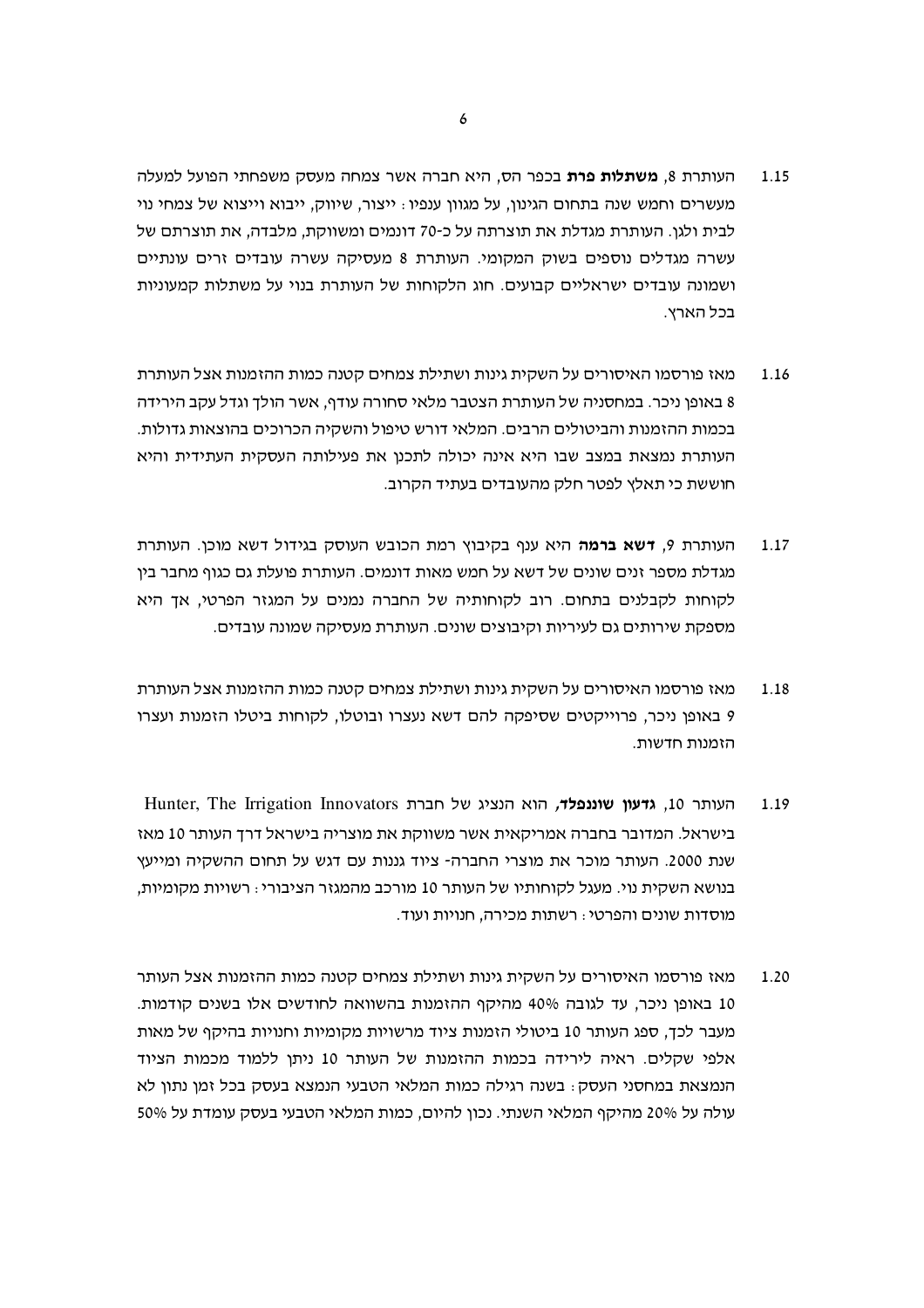1.15 העותרת 8, **משתלות פרת** בכפר הס, היא חברה אשר צמחה מעסק משפחתי הפועל למעלה מעשרים וחמש שנה בתחום הגינון, על מגוון ענפיו: ייצור, שיווק, ייבוא וייצוא של צמחי נוי לבית ולגן. העותרת מגדלת את תוצרתה על כ-70 דונמים ומשווקת, מלבדה, את תוצרתם של עשרה מגדלים נוספים בשוק המקומי. העותרת 8 מעסיקה עשרה עובדים זרים עונתיים ושמונה עובדים ישראליים קבועים. חוג הלקוחות של העותרת בנוי על משתלות קמעוניות בכל הארץ.

1.16 מאז פורסמו האיסורים על השקית גינות ושתילת צמחים קטנה כמות ההזמנות אצל העותרת 8 באופן ניכר. במחסניה של העותרת הצטבר מלאי סחורה עודף, אשר הולך וגדל עקב הירידה בכמות ההזמנות והביטולים הרבים. המלאי דורש טיפול והשקיה הכרוכים בהוצאות גדולות. העותרת נמצאת במצב שבו היא אינה יכולה לתכנן את פעילותה העסקית העתידית והיא חוששת כי תאלץ לפטר חלק מהעובדים בעתיד הקרוב.

1.17 העותרת 9, **דשא ברמה** היא ענף בקיבוץ רמת הכובש העוסק בגידול דשא מוכן. העותרת מגדלת מספר זנים שונים של דשא על חמש מאות דונמים. העותרת פועלת גם כגוף מחבר בין לקוחות לקבלנים בתחום. רוב לקוחותיה של החברה נמנים על המגזר הפרטי, אך היא מספקת שירותים גם לעיריות וקיבוצים שונים. העותרת מעסיקה שמונה עובדים.

1.18 מאז פורסמו האיסורים על השקית גינות ושתילת צמחים קטנה כמות ההזמנות אצל העותרת 9 באופן ניכר, פרוייקטים שסיפקה להם דשא נעצרו ובוטלו, לקוחות ביטלו הזמנות ועצרו הזמנות חדשות.

1.19 העותר 10, ***גדעון שוננפלד***, הוא הנציג של חברת Hunter, The Irrigation Innovators בישראל. המדובר בחברה אמריקאית אשר משווקת את מוצריה בישראל דרך העותר 10 מאז שנת 2000. העותר מוכר את מוצרי החברה- ציוד גננות עם דגש על תחום ההשקיה ומייעץ בנושא השקית נוי. מעגל לקוחותיו של העותר 10 מורכב מהמגזר הציבורי: רשויות מקומיות, מוסדות שונים והפרטי: רשתות מכירה, חנויות ועוד.

1.20 מאז פורסמו האיסורים על השקית גינות ושתילת צמחים קטנה כמות ההזמנות אצל העותר 10 באופן ניכר, עד לגובה 40% מהיקף ההזמנות בהשוואה לחודשים אלו בשנים קודמות. מעבר לכך, ספג העותר 10 ביטולי הזמנות ציוד מרשויות מקומיות וחנויות בהיקף של מאות אלפי שקלים. ראיה לירידה בכמות ההזמנות של העותר 10 ניתן ללמוד מכמות הציוד הנמצאת במחסני העסק: בשנה רגילה כמות המלאי הטבעי הנמצא בעסק בכל זמן נתון לא עולה על 20% מהיקף המלאי השנתי. נכון להיום, כמות המלאי הטבעי בעסק עומדת על 50%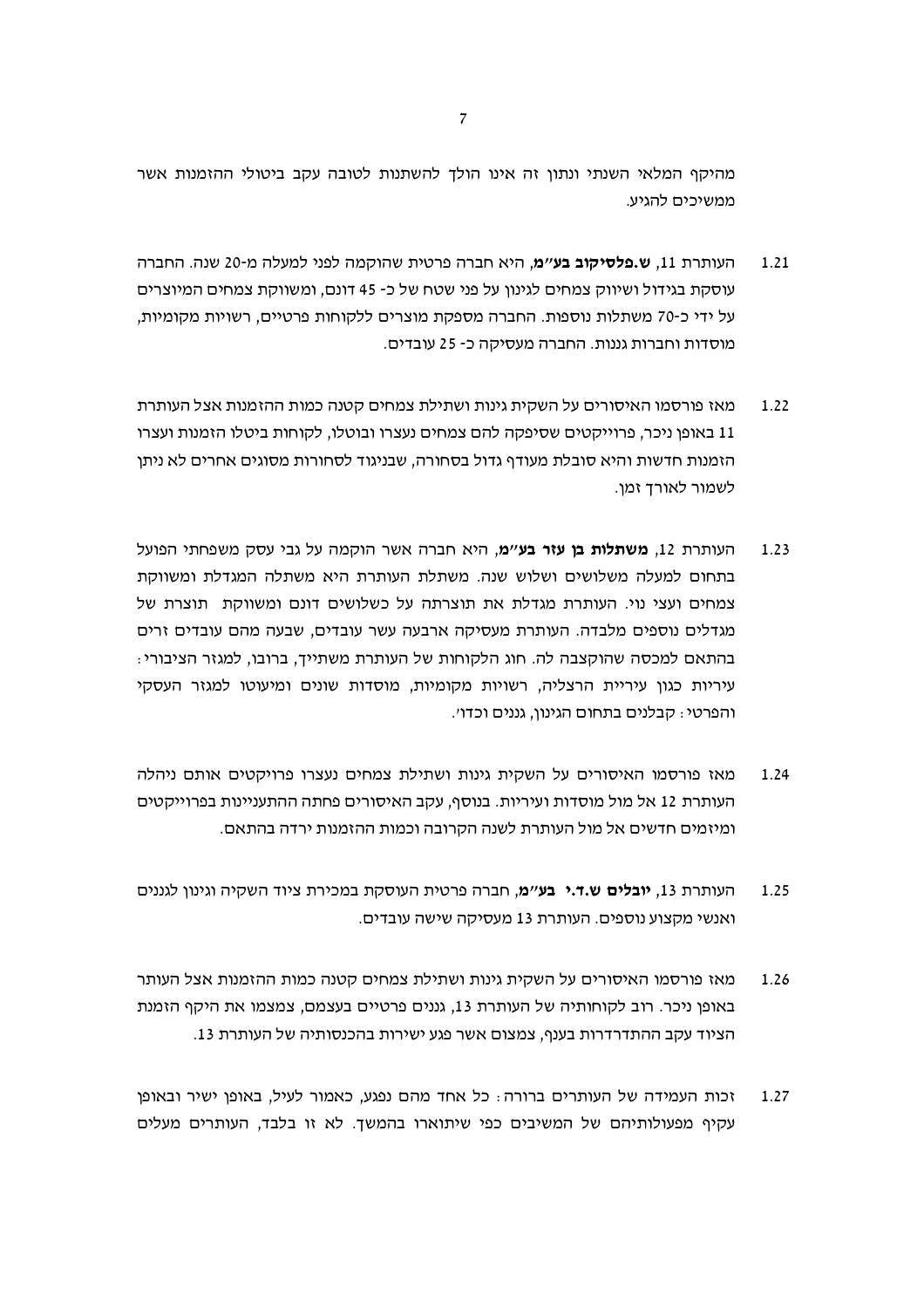מהיקף המלאי השנתי ונתון זה אינו הולך להשתנות לטובה עקב ביטולי ההזמנות אשר ממשיכים להגיע.

1.21 העותרת 11, **ש.פלסיקוב בע"מ**, היא חברה פרטית שהוקמה לפני למעלה מ-20 שנה. החברה עוסקת בגידול ושיווק צמחים לגינון על פני שטח של כ- 45 דונם, ומשווקת צמחים המיוצרים על ידי כ-70 משתלות נוספות. החברה מספקת מוצרים ללקוחות פרטיים, רשויות מקומיות, מוסדות וחברות גננות. החברה מעסיקה כ- 25 עובדים.

1.22 מאז פורסמו האיסורים על השקית גינות ושתילת צמחים קטנה כמות ההזמנות אצל העותרת 11 באופן ניכר, פרוייקטים שסיפקה להם צמחים נעצרו ובוטלו, לקוחות ביטלו הזמנות ועצרו הזמנות חדשות והיא סובלת מעודף גדול בסחורה, שבניגוד לסחורות מסוגים אחרים לא ניתן לשמור לאורך זמן.

1.23 העותרת 12, **משתלות בן עזר בע"מ**, היא חברה אשר הוקמה על גבי עסק משפחתי הפועל בתחום למעלה משלושים ושלוש שנה. משתלת העותרת היא משתלה המגדלת ומשווקת צמחים ועצי נוי. העותרת מגדלת את תוצרתה על כשלושים דונם ומשווקת תוצרת של מגדלים נוספים מלבדה. העותרת מעסיקה ארבעה עשר עובדים, שבעה מהם עובדים זרים בהתאם למכסה שהוקצבה לה. חוג הלקוחות של העותרת משתייך, ברובו, למגזר הציבורי: עיריות כגון עיריית הרצליה, רשויות מקומיות, מוסדות שונים ומיעוטו למגזר העסקי והפרטי: קבלנים בתחום הגינון, גננים וכדו'.

1.24 מאז פורסמו האיסורים על השקית גינות ושתילת צמחים נעצרו פרויקטים אותם ניהלה העותרת 12 אל מול מוסדות ועיריות. בנוסף, עקב האיסורים פחתה ההתעניינות בפרוייקטים ומיזמים חדשים אל מול העותרת לשנה הקרובה וכמות ההזמנות ירדה בהתאם.

1.25 העותרת 13, **יובלים ש.ד.י בע"מ**, חברה פרטית העוסקת במכירת ציוד השקיה וגינון לגננים ואנשי מקצוע נוספים. העותרת 13 מעסיקה שישה עובדים.

1.26 מאז פורסמו האיסורים על השקית גינות ושתילת צמחים קטנה כמות ההזמנות אצל העותר באופן ניכר. רוב לקוחותיה של העותרת 13, גננים פרטיים בעצמם, צמצמו את היקף הזמנת הציוד עקב ההתדרדרות בענף, צמצום אשר פגע ישירות בהכנסותיה של העותרת 13.

1.27 זכות העמידה של העותרים ברורה: כל אחד מהם נפגע, כאמור לעיל, באופן ישיר ובאופן עקיף מפעולותיהם של המשיבים כפי שיתוארו בהמשך. לא זו בלבד, העותרים מעלים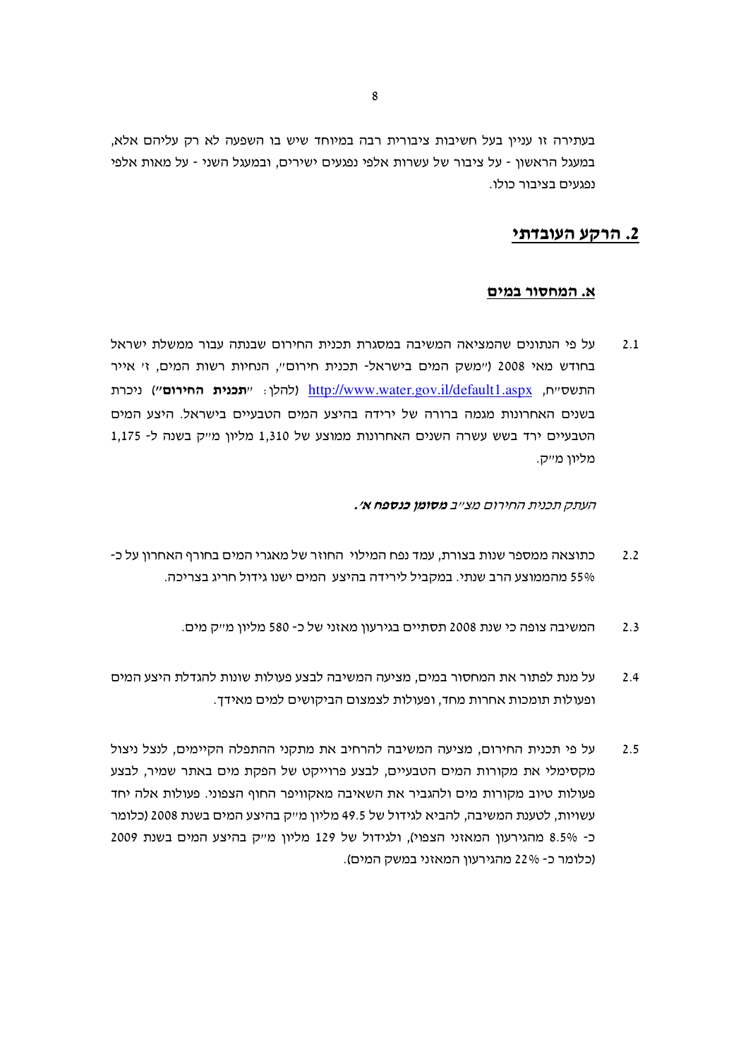בעתירה זו עניין בעל חשיבות ציבורית רבה במיוחד שיש בו השפעה לא רק עליהם אלא, במעגל הראשון - על ציבור של עשרות אלפי נפגעים ישירים, ובמעגל השני - על מאות אלפי נפגעים בציבור כולו.

## 2. הרקע העובדתי

### א. המחסור במים

2.1 על פי הנתונים שהמציאה המשיבה במסגרת תכנית החירום שבנתה עבור ממשלת ישראל בחודש מאי 2008 ("משק המים בישראל- תכנית חירום", הנחיות רשות המים, ז' אייר התשס"ח, http://www.water.gov.il/default1.aspx (להלן: "**תכנית החירום**") ניכרת בשנים האחרונות מגמה ברורה של ירידה בהיצע המים הטבעיים בישראל. היצע המים הטבעיים ירד בשש עשרה השנים האחרונות ממוצע של 1,310 מליון מ"ק בשנה ל- 1,175 מליון מ"ק.

*העתק תכנית החירום מצ"ב **מסומן כנספח א'.***

2.2 כתוצאה ממספר שנות בצורת, עמד נפח המילוי החוזר של מאגרי המים בחורף האחרון על כ- 55% מהממוצע הרב שנתי. במקביל לירידה בהיצע המים ישנו גידול חריג בצריכה.

2.3 המשיבה צופה כי שנת 2008 תסתיים בגירעון מאזני של כ- 580 מליון מ"ק מים.

2.4 על מנת לפתור את המחסור במים, מציעה המשיבה לבצע פעולות שונות להגדלת היצע המים ופעולות תומכות אחרות מחד, ופעולות לצמצום הביקושים למים מאידך.

2.5 על פי תכנית החירום, מציעה המשיבה להרחיב את מתקני ההתפלה הקיימים, לנצל ניצול מקסימלי את מקורות המים הטבעיים, לבצע פרוייקט של הפקת מים באתר שמיר, לבצע פעולות טיוב מקורות מים ולהגביר את השאיבה מאקוויפר החוף הצפוני. פעולות אלה יחד עשויות, לטענת המשיבה, להביא לגידול של 49.5 מליון מ"ק בהיצע המים בשנת 2008 (כלומר כ- 8.5% מהגירעון המאזני הצפוי), ולגידול של 129 מליון מ"ק בהיצע המים בשנת 2009 (כלומר כ- 22% מהגירעון המאזני במשק המים).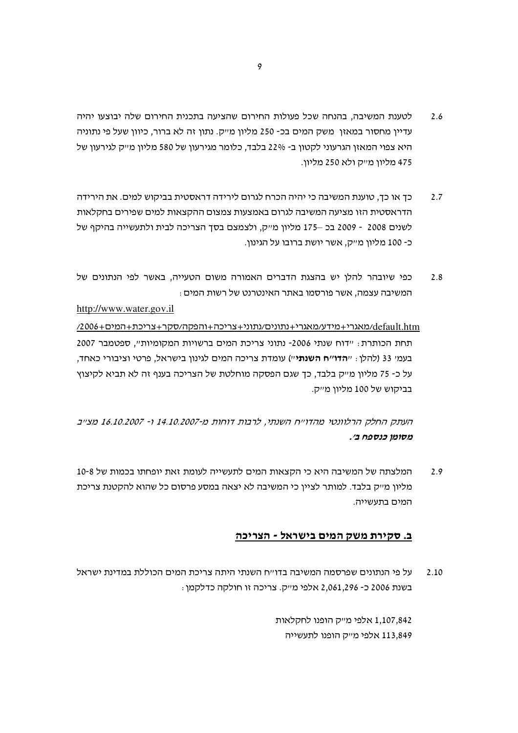2.6 לטענת המשיבה, בהנחה שכל פעולות החירום שהציעה בתכנית החירום שלה יבוצעו יהיה עדיין מחסור במאזן משק המים בכ- 250 מליון מ"ק. נתון זה לא ברור, כיוון שעל פי נתוניה היא צפוי המאזן הגרעוני לקטון ב- 22% בלבד, כלומר מגירעון של 580 מליון מ"ק לגירעון של 475 מליון מ"ק ולא 250 מליון.

2.7 כך או כך, טוענת המשיבה כי יהיה הכרח לגרום לירידה דראסטית בביקוש למים. את הירידה הדראסטית הזו מציעה המשיבה לגרום באמצעות צמצום ההקצאות למים שפירים בחקלאות לשנים 2008 - 2009 בכ –175 מליון מ"ק, ולצמצם בסך הצריכה לבית ולתעשייה בהיקף של כ- 100 מליון מ"ק, אשר יושת ברובו על הגינון.

2.8 כפי שיובהר להלן יש בהצגת הדברים האמורה משום הטעייה, באשר לפי הנתונים של המשיבה עצמה, אשר פורסמו באתר האינטרנט של רשות המים:

http://www.water.gov.il

/מאגרי+מידע/מאגרי+נתונים/נתוני+צריכה+והפקה/סקר+צריכת+המים+2006/default.htm

תחת הכותרת: "דוח שנתי 2006- נתוני צריכת המים ברשויות המקומיות", ספטמבר 2007 בעמ' 33 (להלן: "**הדו"ח השנתי**") עומדת צריכה המים לגינון בישראל, פרטי וציבורי כאחד, על כ- 75 מליון מ"ק בלבד, כך שגם הפסקה מוחלטת של הצריכה בענף זה לא תביא לקיצוץ בביקוש של 100 מליון מ"ק.

*העתק החלק הרלוונטי מהדו"ח השנתי, לרבות דוחות מ-14.10.2007 ו- 16.10.2007 מצ"ב* ***מסומן כנספח ב'.***

2.9 המלצתה של המשיבה היא כי הקצאות המים לתעשייה לעומת זאת יופחתו בכמות של 10-8 מליון מ"ק בלבד. למותר לציין כי המשיבה לא יצאה במסע פרסום כל שהוא להקטנת צריכת המים בתעשייה.

## ב. סקירת משק המים בישראל - הצריכה

2.10 על פי הנתונים שפרסמה המשיבה בדו"ח השנתי היתה צריכת המים הכוללת במדינת ישראל בשנת 2006 כ- 2,061,296 אלפי מ"ק. צריכה זו חולקה כדלקמן:

1,107,842 אלפי מ"ק הופנו לחקלאות
113,849 אלפי מ"ק הופנו לתעשייה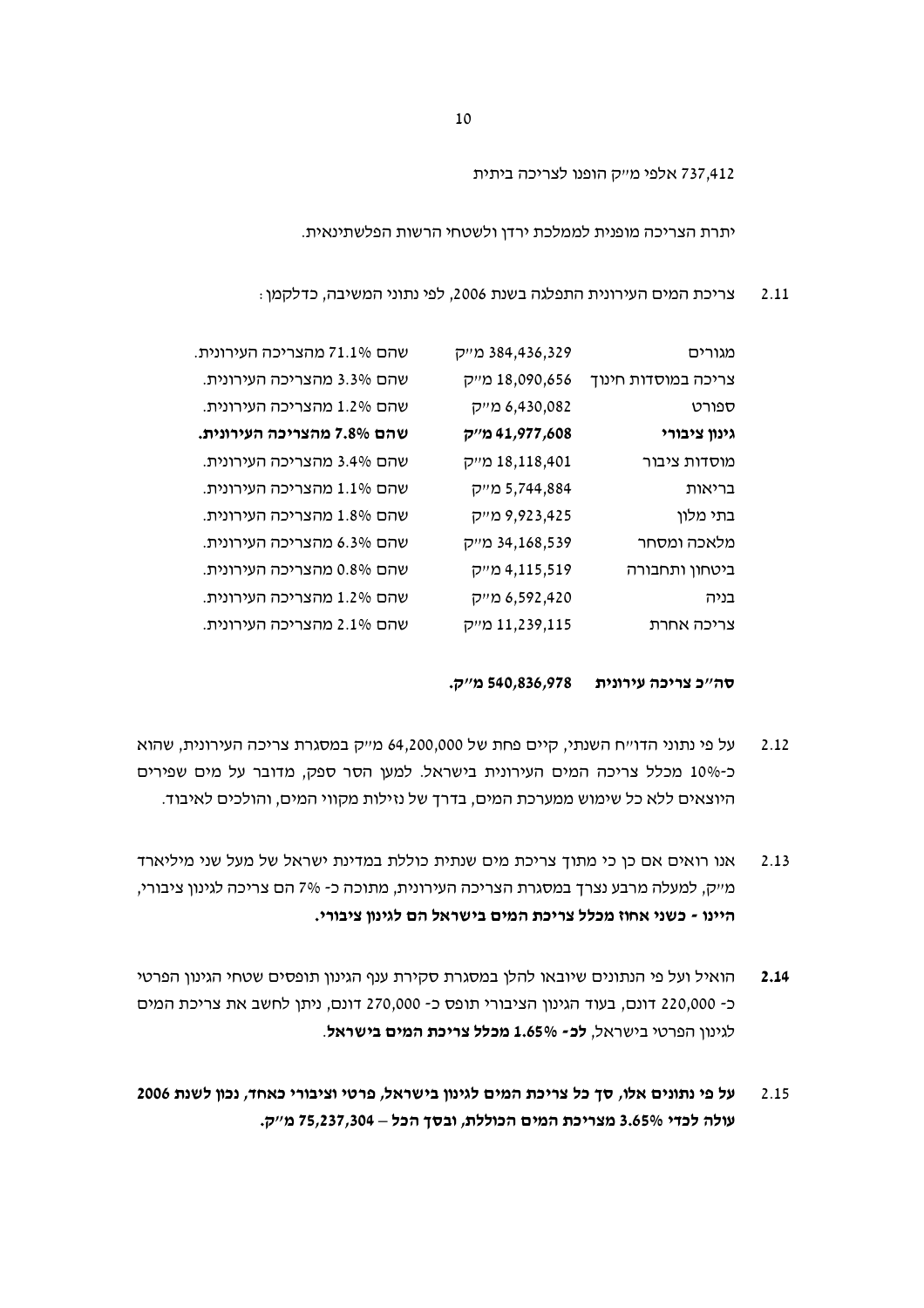737,412 אלפי מ"ק הופנו לצריכה ביתית

יתרת הצריכה מופנית לממלכת ירדן ולשטחי הרשות הפלשתינאית.

2.11 צריכת המים העירונית התפלגה בשנת 2006, לפי נתוני המשיבה, כדלקמן:

| | | |
|---|---|---|
| מגורים | 384,436,329 מ"ק | שהם 71.1% מהצריכה העירונית. |
| צריכה במוסדות חינוך | 18,090,656 מ"ק | שהם 3.3% מהצריכה העירונית. |
| ספורט | 6,430,082 מ"ק | שהם 1.2% מהצריכה העירונית. |
| **גינון ציבורי** | **41,977,608 מ"ק** | **שהם 7.8% מהצריכה העירונית.** |
| מוסדות ציבור | 18,118,401 מ"ק | שהם 3.4% מהצריכה העירונית. |
| בריאות | 5,744,884 מ"ק | שהם 1.1% מהצריכה העירונית. |
| בתי מלון | 9,923,425 מ"ק | שהם 1.8% מהצריכה העירונית. |
| מלאכה ומסחר | 34,168,539 מ"ק | שהם 6.3% מהצריכה העירונית. |
| ביטחון ותחבורה | 4,115,519 מ"ק | שהם 0.8% מהצריכה העירונית. |
| בניה | 6,592,420 מ"ק | שהם 1.2% מהצריכה העירונית. |
| צריכה אחרת | 11,239,115 מ"ק | שהם 2.1% מהצריכה העירונית. |

**סה"כ צריכה עירונית 540,836,978 מ"ק.**

2.12 על פי נתוני הדו"ח השנתי, קיים פחת של 64,200,000 מ"ק במסגרת צריכה העירונית, שהוא כ-10% מכלל צריכה המים העירונית בישראל. למען הסר ספק, מדובר על מים שפירים היוצאים ללא כל שימוש ממערכת המים, בדרך של נזילות מקווי המים, והולכים לאיבוד.

2.13 אנו רואים אם כן כי מתוך צריכת מים שנתית כוללת במדינת ישראל של מעל שני מיליארד מ"ק, למעלה מרבע נצרך במסגרת הצריכה העירונית, מתוכה כ- 7% הם צריכה לגינון ציבורי, **היינו - כשני אחוז מכלל צריכת המים בישראל הם לגינון ציבורי.**

**2.14** הואיל ועל פי הנתונים שיובאו להלן במסגרת סקירת ענף הגינון תופסים שטחי הגינון הפרטי כ- 220,000 דונם, בעוד הגינון הציבורי תופס כ- 270,000 דונם, ניתן לחשב את צריכת המים לגינון הפרטי בישראל, **לכ- 1.65% מכלל צריכת המים בישראל**.

2.15 **על פי נתונים אלו, סך כל צריכת המים לגינון בישראל, פרטי וציבורי כאחד, נכון לשנת 2006 עולה לכדי 3.65% מצריכת המים הכוללת, ובסך הכל – 75,237,304 מ"ק.**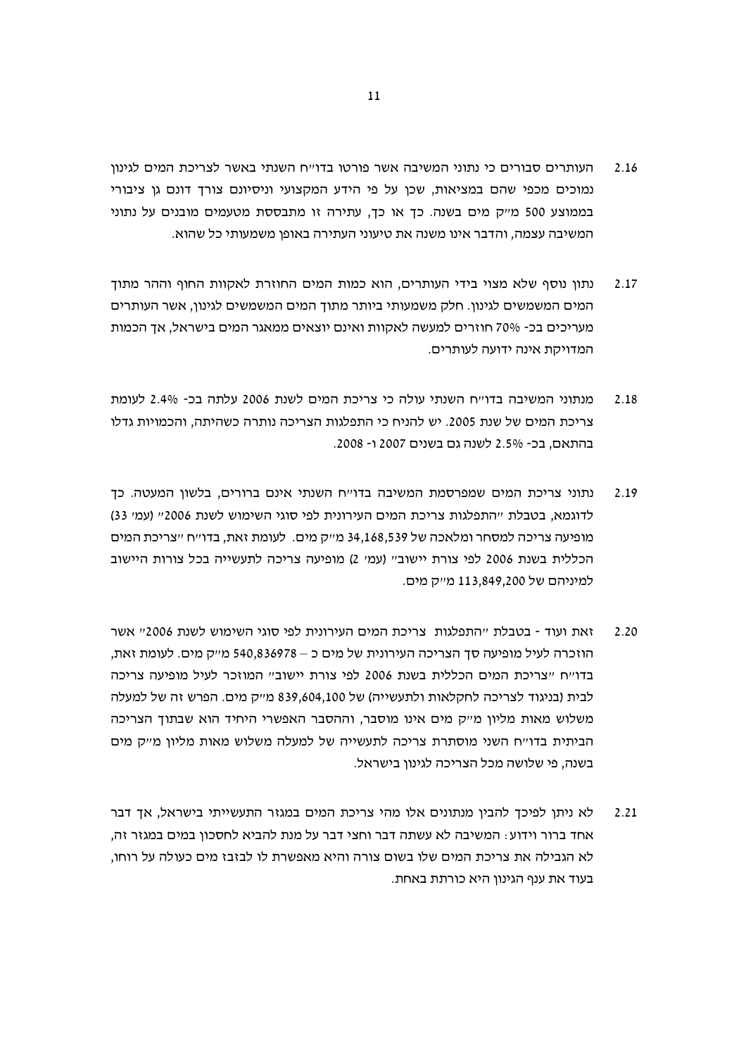2.16 העותרים סבורים כי נתוני המשיבה אשר פורטו בדו״ח השנתי באשר לצריכת המים לגינון נמוכים מכפי שהם במציאות, שכן על פי הידע המקצועי וניסיונם צורך דונם גן ציבורי בממוצע 500 מ״ק מים בשנה. כך או כך, עתירה זו מתבססת מטעמים מובנים על נתוני המשיבה עצמה, והדבר אינו משנה את טיעוני העתירה באופן משמעותי כל שהוא.

2.17 נתון נוסף שלא מצוי בידי העותרים, הוא כמות המים החוזרת לאקוות החוף וההר מתוך המים המשמשים לגינון. חלק משמעותי ביותר מתוך המים המשמשים לגינון, אשר העותרים מעריכים בכ- 70% חוזרים למעשה לאקוות ואינם יוצאים ממאגר המים בישראל, אך הכמות המדויקת אינה ידועה לעותרים.

2.18 מנתוני המשיבה בדו״ח השנתי עולה כי צריכת המים לשנת 2006 עלתה בכ- 2.4% לעומת צריכת המים של שנת 2005. יש להניח כי התפלגות הצריכה נותרה כשהיתה, והכמויות גדלו בהתאם, בכ- 2.5% לשנה גם בשנים 2007 ו- 2008.

2.19 נתוני צריכת המים שמפרסמת המשיבה בדו״ח השנתי אינם ברורים, בלשון המעטה. כך לדוגמא, בטבלת ״התפלגות צריכת המים העירונית לפי סוגי השימוש לשנת 2006״ (עמ׳ 33) מופיעה צריכה למסחר ומלאכה של 34,168,539 מ״ק מים. לעומת זאת, בדו״ח ״צריכת המים הכללית בשנת 2006 לפי צורת יישוב״ (עמ׳ 2) מופיעה צריכה לתעשייה בכל צורות היישוב למיניהם של 113,849,200 מ״ק מים.

2.20 זאת ועוד - בטבלת ״התפלגות צריכת המים העירונית לפי סוגי השימוש לשנת 2006״ אשר הוזכרה לעיל מופיעה סך הצריכה העירונית של מים כ – 540,836978 מ״ק מים. לעומת זאת, בדו״ח ״צריכת המים הכללית בשנת 2006 לפי צורת יישוב״ המוזכר לעיל מופיעה צריכה לבית (בניגוד לצריכה לחקלאות ולתעשייה) של 839,604,100 מ״ק מים. הפרש זה של למעלה משלוש מאות מליון מ״ק מים אינו מוסבר, וההסבר האפשרי היחיד הוא שבתוך הצריכה הביתית בדו״ח השני מוסתרת צריכה לתעשייה של למעלה משלוש מאות מליון מ״ק מים בשנה, פי שלושה מכל הצריכה לגינון בישראל.

2.21 לא ניתן לפיכך להבין מנתונים אלו מהי צריכת המים במגזר התעשייתי בישראל, אך דבר אחד ברור וידוע: המשיבה לא עשתה דבר וחצי דבר על מנת להביא לחסכון במים במגזר זה, לא הגבילה את צריכת המים שלו בשום צורה והיא מאפשרת לו לבזבז מים כעולה על רוחו, בעוד את ענף הגינון היא כורתת באחת.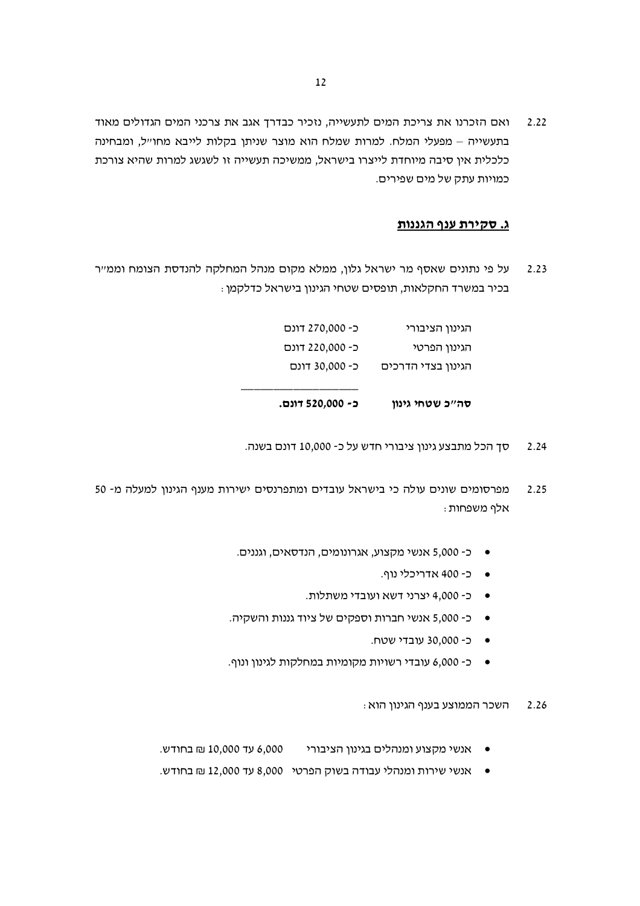2.22 ואם הזכרנו את צריכת המים לתעשייה, נזכיר כבדרך אגב את צרכני המים הגדולים מאוד בתעשייה – מפעלי המלח. למרות שמלח הוא מוצר שניתן בקלות לייבא מחו"ל, ומבחינה כלכלית אין סיבה מיוחדת לייצרו בישראל, ממשיכה תעשייה זו לשגשג למרות שהיא צורכת כמויות עתק של מים שפירים.

## ג. סקירת ענף הגננות

2.23 על פי נתונים שאסף מר ישראל גלון, ממלא מקום מנהל המחלקה להנדסת הצומח וממ"ר בכיר במשרד החקלאות, תופסים שטחי הגינון בישראל כדלקמן:

| | |
|---|---|
| הגינון הציבורי | כ- 270,000 דונם |
| הגינון הפרטי | כ- 220,000 דונם |
| הגינון בצדי הדרכים | כ- 30,000 דונם |
| **סה"כ שטחי גינון** | **כ- 520,000 דונם.** |

2.24 סך הכל מתבצע גינון ציבורי חדש על כ- 10,000 דונם בשנה.

2.25 מפרסומים שונים עולה כי בישראל עובדים ומתפרנסים ישירות מענף הגינון למעלה מ- 50 אלף משפחות:

- כ- 5,000 אנשי מקצוע, אגרונומים, הנדסאים, וגננים.
- כ- 400 אדריכלי נוף.
- כ- 4,000 יצרני דשא ועובדי משתלות.
- כ- 5,000 אנשי חברות וספקים של ציוד גננות והשקיה.
- כ- 30,000 עובדי שטח.
- כ- 6,000 עובדי רשויות מקומיות במחלקות לגינון ונוף.

2.26 השכר הממוצע בענף הגינון הוא:

- אנשי מקצוע ומנהלים בגינון הציבורי 6,000 עד 10,000 ₪ בחודש.
- אנשי שירות ומנהלי עבודה בשוק הפרטי 8,000 עד 12,000 ₪ בחודש.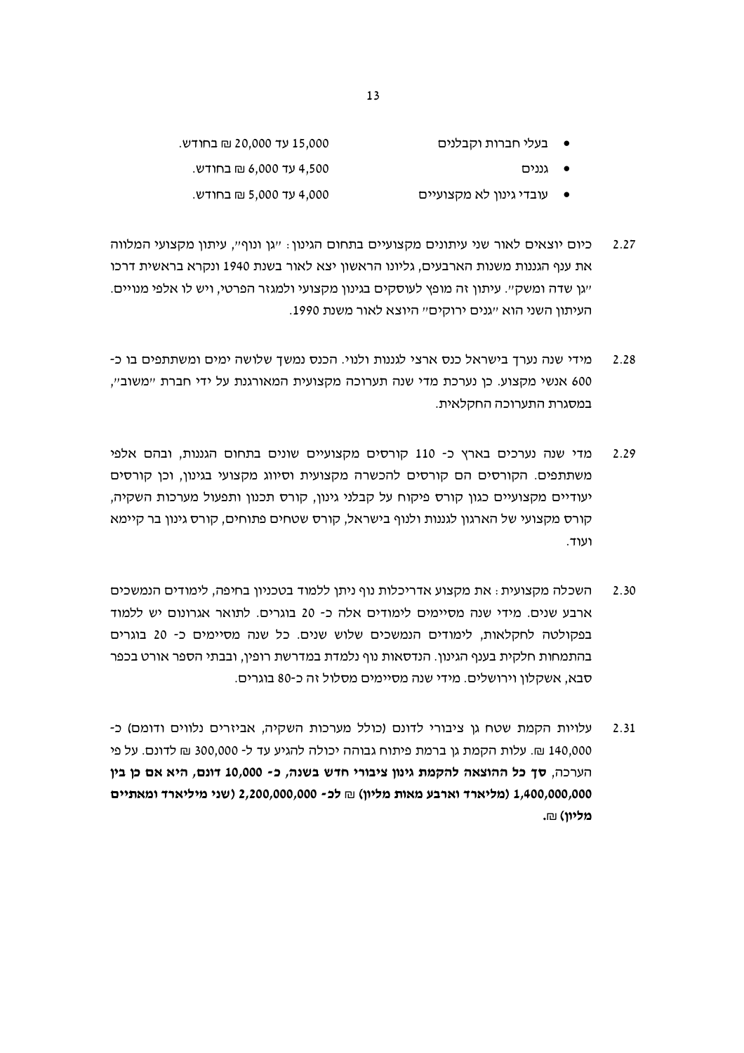- בעלי חברות וקבלנים 15,000 עד 20,000 ₪ בחודש.
- גננים 4,500 עד 6,000 ₪ בחודש.
- עובדי גינון לא מקצועיים 4,000 עד 5,000 ₪ בחודש.

2.27 כיום יוצאים לאור שני עיתונים מקצועיים בתחום הגינון: "גן ונוף", עיתון מקצועי המלווה את ענף הגננות משנות הארבעים, גליונו הראשון יצא לאור בשנת 1940 ונקרא בראשית דרכו "גן שדה ומשק". עיתון זה מופץ לעוסקים בגינון מקצועי ולמגזר הפרטי, ויש לו אלפי מנויים. העיתון השני הוא "גנים ירוקים" היוצא לאור משנת 1990.

2.28 מידי שנה נערך בישראל כנס ארצי לגננות ולנוי. הכנס נמשך שלושה ימים ומשתתפים בו כ- 600 אנשי מקצוע. כן נערכת מדי שנה תערוכה מקצועית המאורגנת על ידי חברת "משוב", במסגרת התערוכה החקלאית.

2.29 מדי שנה נערכים בארץ כ- 110 קורסים מקצועיים שונים בתחום הגננות, ובהם אלפי משתתפים. הקורסים הם קורסים להכשרה מקצועית וסיווג מקצועי בגינון, וכן קורסים יעודיים מקצועיים כגון קורס פיקוח על קבלני גינון, קורס תכנון ותפעול מערכות השקיה, קורס מקצועי של הארגון לגננות ולנוף בישראל, קורס שטחים פתוחים, קורס גינון בר קיימא ועוד.

2.30 השכלה מקצועית: את מקצוע אדריכלות נוף ניתן ללמוד בטכניון בחיפה, לימודים הנמשכים ארבע שנים. מידי שנה מסיימים לימודים אלה כ- 20 בוגרים. לתואר אגרונום יש ללמוד בפקולטה לחקלאות, לימודים הנמשכים שלוש שנים. כל שנה מסיימים כ- 20 בוגרים בהתמחות חלקית בענף הגינון. הנדסאות נוף נלמדת במדרשת רופין, ובבתי הספר אורט בכפר סבא, אשקלון וירושלים. מידי שנה מסיימים מסלול זה כ-80 בוגרים.

2.31 עלויות הקמת שטח גן ציבורי לדונם (כולל מערכות השקיה, אביזרים נלווים ודומם) כ- 140,000 ₪. עלות הקמת גן ברמת פיתוח גבוהה יכולה להגיע עד ל- 300,000 ₪ לדונם. על פי הערכה, **סך כל ההוצאה להקמת גינון ציבורי חדש בשנה, כ- 10,000 דונם, היא אם כן בין 1,400,000,000 (מליארד וארבע מאות מליון) ₪ לכ- 2,200,000,000 (שני מיליארד ומאתיים מליון) ₪.**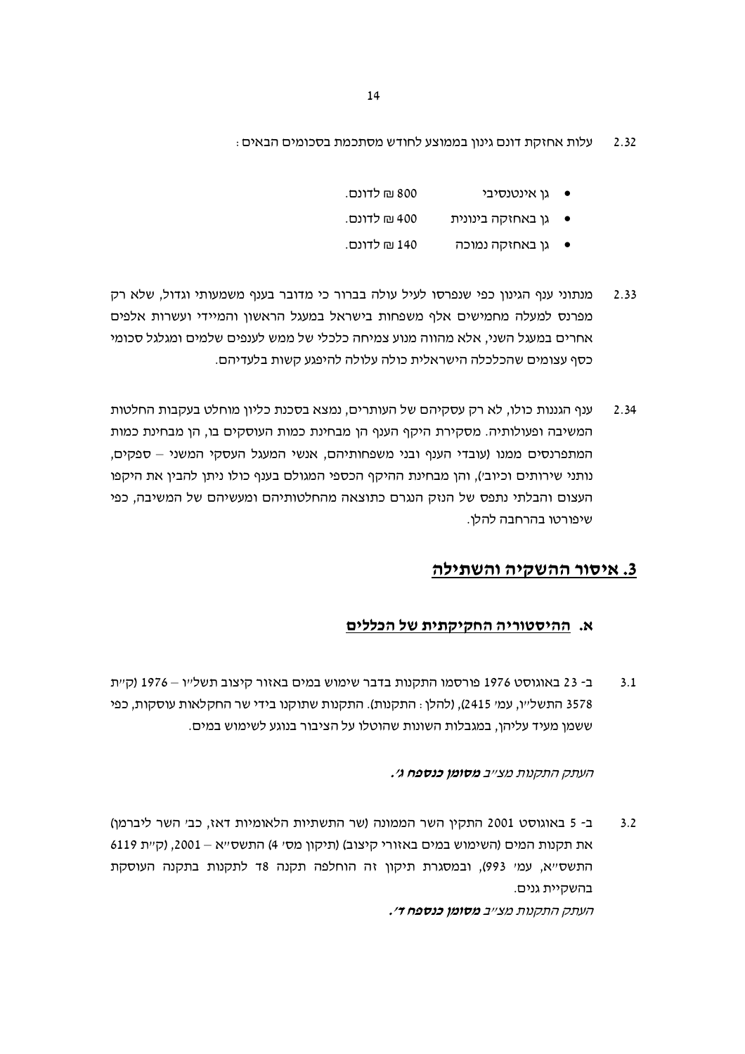2.32 עלות אחזקת דונם גינון בממוצע לחודש מסתכמת בסכומים הבאים:

- גן אינטנסיבי 800 ₪ לדונם.
- גן באחזקה בינונית 400 ₪ לדונם.
- גן באחזקה נמוכה 140 ₪ לדונם.

2.33 מנתוני ענף הגינון כפי שנפרסו לעיל עולה בברור כי מדובר בענף משמעותי וגדול, שלא רק מפרנס למעלה מחמישים אלף משפחות בישראל במעגל הראשון והמיידי ועשרות אלפים אחרים במעגל השני, אלא מהווה מנוע צמיחה כלכלי של ממש לענפים שלמים ומגלגל סכומי כסף עצומים שהכלכלה הישראלית כולה עלולה להיפגע קשות בלעדיהם.

2.34 ענף הגננות כולו, לא רק עסקיהם של העותרים, נמצא בסכנת כליון מוחלט בעקבות החלטות המשיבה ופעולותיה. מסקירת היקף הענף הן מבחינת כמות העוסקים בו, הן מבחינת כמות המתפרנסים ממנו (עובדי הענף ובני משפחותיהם, אנשי המעגל העסקי המשני – ספקים, נותני שירותים וכיוב'), והן מבחינת ההיקף הכספי המגולם בענף כולו ניתן להבין את היקפו העצום והבלתי נתפס של הנזק הנגרם כתוצאה מהחלטותיהם ומעשיהם של המשיבה, כפי שיפורטו בהרחבה להלן.

## 3. איסור ההשקיה והשתילה

### א. ההיסטוריה החקיקתית של הכללים

3.1 ב- 23 באוגוסט 1976 פורסמו התקנות בדבר שימוש במים באזור קיצוב תשל"ו – 1976 (ק"ת 3578 התשל"ו, עמ' 2415), (להלן: התקנות). התקנות שתוקנו בידי שר החקלאות עוסקות, כפי ששמן מעיד עליהן, במגבלות השונות שהוטלו על הציבור בנוגע לשימוש במים.

*העתק התקנות מצ"ב **מסומן כנספח ג'.***

3.2 ב- 5 באוגוסט 2001 התקין השר הממונה (שר התשתיות הלאומיות דאז, כב' השר ליברמן) את תקנות המים (השימוש במים באזורי קיצוב) (תיקון מס' 4) התשס"א – 2001, (ק"ת 6119 התשס"א, עמ' 993), ובמסגרת תיקון זה הוחלפה תקנה 8ד לתקנות בתקנה העוסקת בהשקיית גנים.

*העתק התקנות מצ"ב **מסומן כנספח ד'.***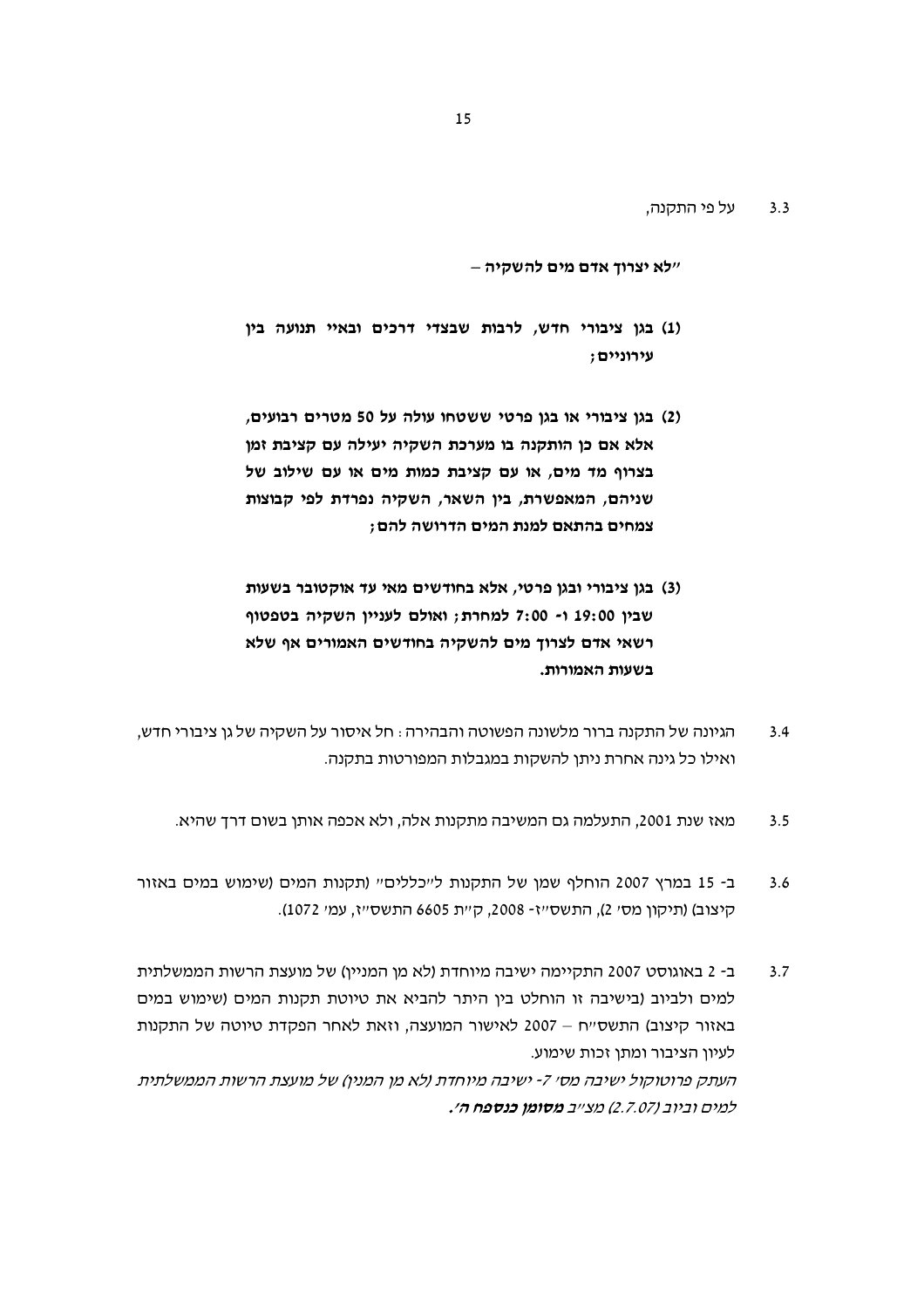3.3 על פי התקנה,

**"לא יצרוך אדם מים להשקיה –**

**(1) בגן ציבורי חדש, לרבות שבצדי דרכים ובאיי תנועה בין עירוניים;**

**(2) בגן ציבורי או בגן פרטי ששטחו עולה על 50 מטרים רבועים, אלא אם כן הותקנה בו מערכת השקיה יעילה עם קציבת זמן בצרוף מד מים, או עם קציבת כמות מים או עם שילוב של שניהם, המאפשרת, בין השאר, השקיה נפרדת לפי קבוצות צמחים בהתאם למנת המים הדרושה להם;**

**(3) בגן ציבורי ובגן פרטי, אלא בחודשים מאי עד אוקטובר בשעות שבין 19:00 ו- 7:00 למחרת; ואולם לעניין השקיה בטפטוף רשאי אדם לצרוך מים להשקיה בחודשים האמורים אף שלא בשעות האמורות.**

3.4 הגיונה של התקנה ברור מלשונה הפשוטה והבהירה: חל איסור על השקיה של גן ציבורי חדש, ואילו כל גינה אחרת ניתן להשקות במגבלות המפורטות בתקנה.

3.5 מאז שנת 2001, התעלמה גם המשיבה מתקנות אלה, ולא אכפה אותן בשום דרך שהיא.

3.6 ב- 15 במרץ 2007 הוחלף שמן של התקנות ל"כללים" (תקנות המים (שימוש במים באזור קיצוב) (תיקון מס' 2), התשס"ז- 2008, ק"ת 6605 התשס"ז, עמ' 1072).

3.7 ב- 2 באוגוסט 2007 התקיימה ישיבה מיוחדת (לא מן המניין) של מועצת הרשות הממשלתית למים ולביוב (בישיבה זו הוחלט בין היתר להביא את טיוטת תקנות המים (שימוש במים באזור קיצוב) התשס"ח – 2007 לאישור המועצה, וזאת לאחר הפקדת טיוטה של התקנות לעיון הציבור ומתן זכות שימוע.

*העתק פרוטוקול ישיבה מס' 7- ישיבה מיוחדת (לא מן המנין) של מועצת הרשות הממשלתית למים וביוב (2.7.07) מצ"ב **מסומן כנספח ה'**.*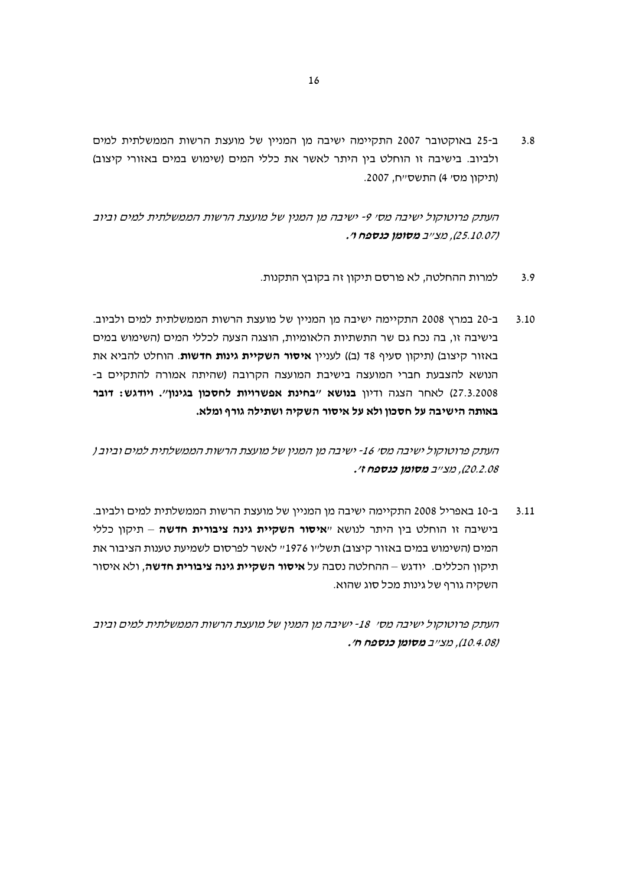3.8 ב-25 באוקטובר 2007 התקיימה ישיבה מן המניין של מועצת הרשות הממשלתית למים ולביוב. בישיבה זו הוחלט בין היתר לאשר את כללי המים (שימוש במים באזורי קיצוב) (תיקון מס' 4) התשס"ח, 2007.

*העתק פרוטוקול ישיבה מס' 9- ישיבה מן המנין של מועצת הרשות הממשלתית למים וביוב (25.10.07), מצ"ב* ***מסומן כנספח ו'.***

3.9 למרות ההחלטה, לא פורסם תיקון זה בקובץ התקנות.

3.10 ב-20 במרץ 2008 התקיימה ישיבה מן המניין של מועצת הרשות הממשלתית למים ולביוב. בישיבה זו, בה נכח גם שר התשתיות הלאומיות, הוצגה הצעה לכללי המים (השימוש במים באזור קיצוב) (תיקון סעיף 8ד (ב)) לעניין **איסור השקיית גינות חדשות**. הוחלט להביא את הנושא להצבעת חברי המועצה בישיבת המועצה הקרובה (שהיתה אמורה להתקיים ב-27.3.2008) לאחר הצגה ודיון **בנושא "בחינת אפשרויות לחסכון בגינון". ויודגש: דובר באותה הישיבה על חסכון ולא על איסור השקיה ושתילה גורף ומלא.**

*העתק פרוטוקול ישיבה מס' 16- ישיבה מן המנין של מועצת הרשות הממשלתית למים וביוב ( 20.2.08), מצ"ב* ***מסומן כנספח ז'.***

3.11 ב-10 באפריל 2008 התקיימה ישיבה מן המניין של מועצת הרשות הממשלתית למים ולביוב. בישיבה זו הוחלט בין היתר לנושא "**איסור השקיית גינה ציבורית חדשה** – תיקון כללי המים (השימוש במים באזור קיצוב) תשל"ו 1976" לאשר לפרסום לשמיעת טענות הציבור את תיקון הכללים. יודגש – ההחלטה נסבה על **איסור השקיית גינה ציבורית חדשה**, ולא איסור השקיה גורף של גינות מכל סוג שהוא.

*העתק פרוטוקול ישיבה מס' 18- ישיבה מן המנין של מועצת הרשות הממשלתית למים וביוב (10.4.08), מצ"ב* ***מסומן כנספח ח'.***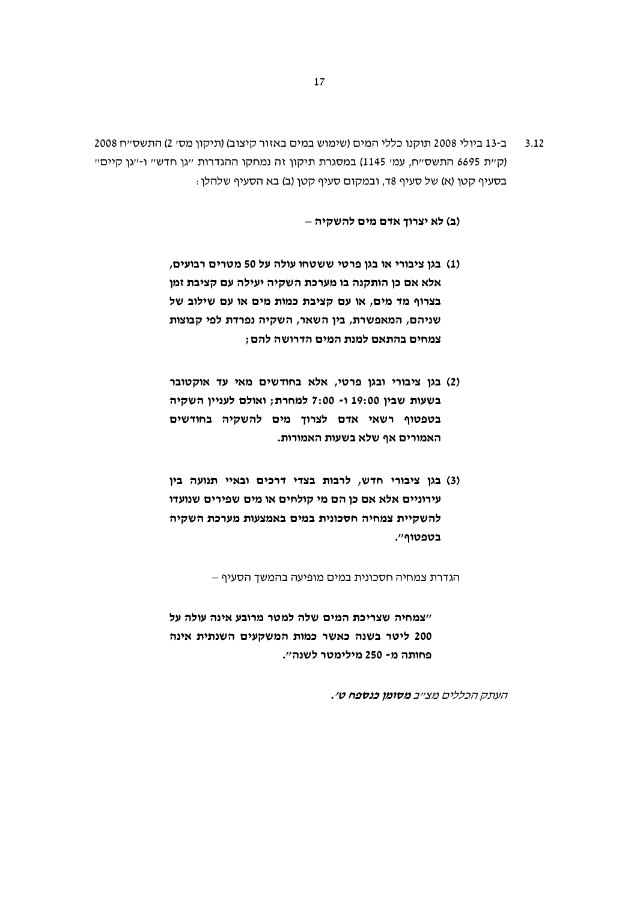3.12 ב-13 ביולי 2008 תוקנו כללי המים (שימוש במים באזור קיצוב) (תיקון מס' 2) התשס"ח 2008 (ק"ת 6695 התשס"ח, עמ' 1145) במסגרת תיקון זה נמחקו ההגדרות "גן חדש" ו-"גן קיים" בסעיף קטן (א) של סעיף 8ד, ובמקום סעיף קטן (ב) בא הסעיף שלהלן:

**(ב) לא יצרוך אדם מים להשקיה –**

**(1) בגן ציבורי או בגן פרטי ששטחו עולה על 50 מטרים רבועים, אלא אם כן הותקנה בו מערכת השקיה יעילה עם קציבת זמן בצרוף מד מים, או עם קציבת כמות מים או עם שילוב של שניהם, המאפשרת, בין השאר, השקיה נפרדת לפי קבוצות צמחים בהתאם למנת המים הדרושה להם;**

**(2) בגן ציבורי ובגן פרטי, אלא בחודשים מאי עד אוקטובר בשעות שבין 19:00 ו- 7:00 למחרת; ואולם לעניין השקיה בטפטוף רשאי אדם לצרוך מים להשקיה בחודשים האמורים אף שלא בשעות האמורות.**

**(3) בגן ציבורי חדש, לרבות בצדי דרכים ובאיי תנועה בין עירוניים אלא אם כן הם מי קולחים או מים שפירים שנועדו להשקיית צמחיה חסכונית במים באמצעות מערכת השקיה בטפטוף".**

הגדרת צמחיה חסכונית במים מופיעה בהמשך הסעיף –

**"צמחיה שצריכת המים שלה למטר מרובע אינה עולה על 200 ליטר בשנה כאשר כמות המשקעים השנתית אינה פחותה מ- 250 מילימטר לשנה".**

*העתק הכללים מצ"ב **מסומן כנספח ט'**.*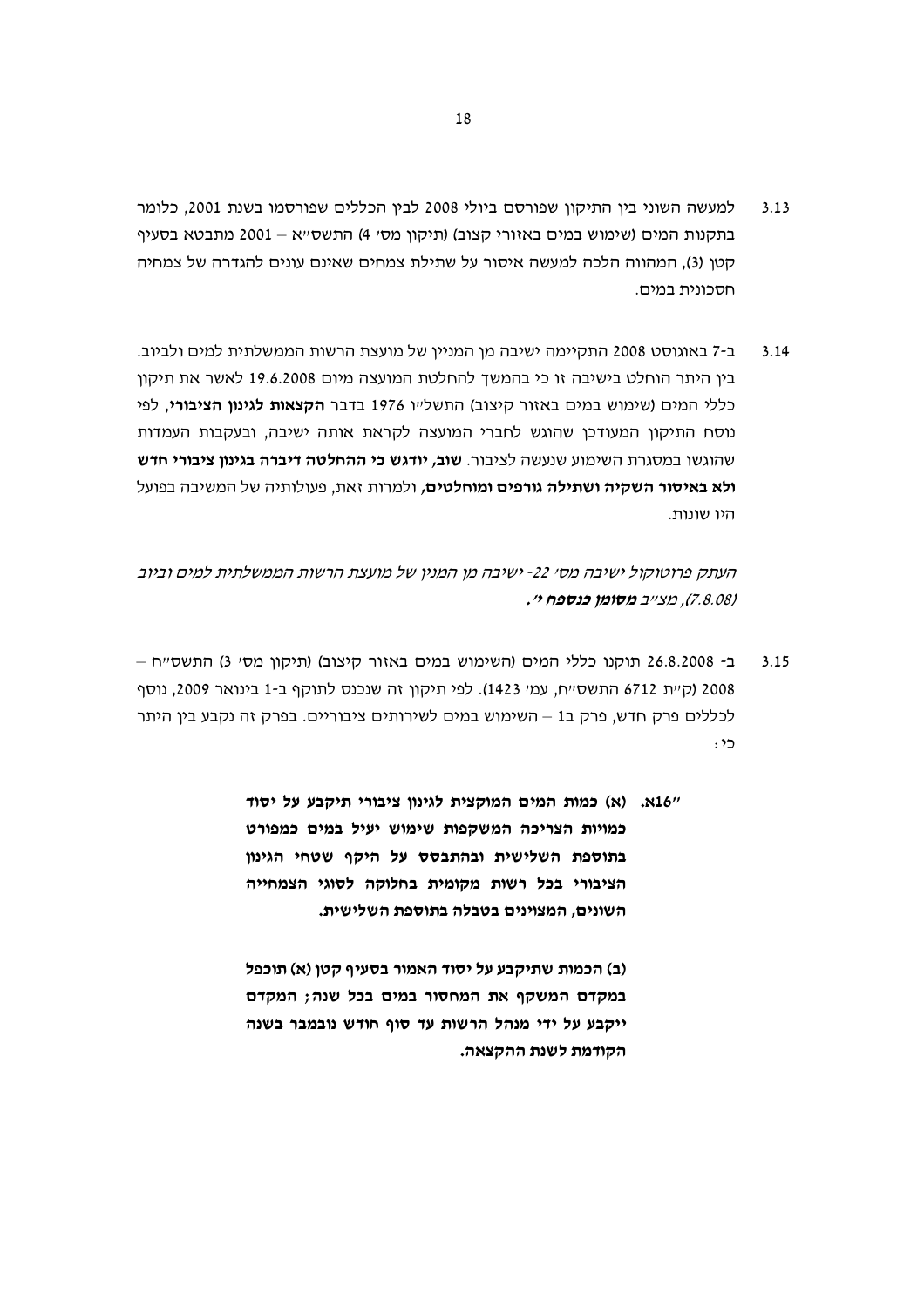3.13 למעשה השוני בין התיקון שפורסם ביולי 2008 לבין הכללים שפורסמו בשנת 2001, כלומר בתקנות המים (שימוש במים באזורי קצוב) (תיקון מס' 4) התשס"א – 2001 מתבטא בסעיף קטן (3), המהווה הלכה למעשה איסור על שתילת צמחים שאינם עונים להגדרה של צמחיה חסכונית במים.

3.14 ב-7 באוגוסט 2008 התקיימה ישיבה מן המניין של מועצת הרשות הממשלתית למים ולביוב. בין היתר הוחלט בישיבה זו כי בהמשך להחלטת המועצה מיום 19.6.2008 לאשר את תיקון כללי המים (שימוש במים באזור קיצוב) התשל"ו 1976 בדבר **הקצאות לגינון הציבורי**, לפי נוסח התיקון המעודכן שהוגש לחברי המועצה לקראת אותה ישיבה, ובעקבות העמדות שהוגשו במסגרת השימוע שנעשה לציבור. **שוב, יודגש כי ההחלטה דיברה בגינון ציבורי חדש ולא באיסור השקיה ושתילה גורפים ומוחלטים,** ולמרות זאת, פעולותיה של המשיבה בפועל היו שונות.

*העתק פרוטוקול ישיבה מס' 22- ישיבה מן המנין של מועצת הרשות הממשלתית למים וביוב (7.8.08), מצ"ב **מסומן כנספח י'.***

3.15 ב- 26.8.2008 תוקנו כללי המים (השימוש במים באזור קיצוב) (תיקון מס' 3) התשס"ח – 2008 (ק"ת 6712 התשס"ח, עמ' 1423). לפי תיקון זה שנכנס לתוקף ב-1 בינואר 2009, נוסף לכללים פרק חדש, פרק ב1 – השימוש במים לשירותים ציבוריים. בפרק זה נקבע בין היתר כי:

> **"16א. (א) כמות המים המוקצית לגינון ציבורי תיקבע על יסוד כמויות הצריכה המשקפות שימוש יעיל במים כמפורט בתוספת השלישית ובהתבסס על היקף שטחי הגינון הציבורי בכל רשות מקומית בחלוקה לסוגי הצמחייה השונים, המצוינים בטבלה בתוספת השלישית.**
>
> **(ב) הכמות שתיקבע על יסוד האמור בסעיף קטן (א) תוכפל במקדם המשקף את המחסור במים בכל שנה; המקדם ייקבע על ידי מנהל הרשות עד סוף חודש נובמבר בשנה הקודמת לשנת ההקצאה.**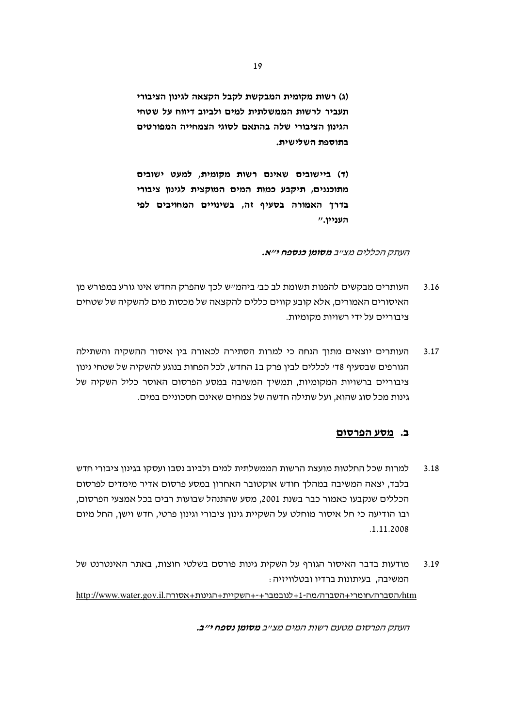**(ג) רשות מקומית המבקשת לקבל הקצאה לגינון הציבורי תעביר לרשות הממשלתית למים ולביוב דיווח על שטחי הגינון הציבורי שלה בהתאם לסוגי הצמחייה המפורטים בתוספת השלישית.**

**(ד) ביישובים שאינם רשות מקומית, למעט ישובים מתוכננים, תיקבע כמות המים המוקצית לגינון ציבורי בדרך האמורה בסעיף זה, בשינויים המחויבים לפי העניין."**

*העתק הכללים מצ"ב **מסומן כנספח י"א.***

3.16 העותרים מבקשים להפנות תשומת לב כב' ביהמ"ש לכך שהפרק החדש אינו גורע במפורש מן האיסורים האמורים, אלא קובע קווים כללים להקצאה של מכסות מים להשקיה של שטחים ציבוריים על ידי רשויות מקומיות.

3.17 העותרים יוצאים מתוך הנחה כי למרות הסתירה לכאורה בין איסור ההשקיה והשתילה הגורפים שבסעיף 8ד' לכללים לבין פרק ב1 החדש, לכל הפחות בנוגע להשקיה של שטחי גינון ציבוריים ברשויות המקומיות, תמשיך המשיבה במסע הפרסום האוסר כליל השקיה של גינות מכל סוג שהוא, ועל שתילה חדשה של צמחים שאינם חסכוניים במים.

## ב. <u>מסע הפרסום</u>

3.18 למרות שכל החלטות מועצת הרשות הממשלתית למים ולביוב נסבו ועסקו בגינון ציבורי חדש בלבד, יצאה המשיבה במהלך חודש אוקטובר האחרון במסע פרסום אדיר מימדים לפרסום הכללים שנקבעו כאמור כבר בשנת 2001, מסע שהתנהל שבועות רבים בכל אמצעי הפרסום, ובו הודיעה כי חל איסור מוחלט על השקיית גינון ציבורי וגינון פרטי, חדש וישן, החל מיום 1.11.2008.

3.19 מודעות בדבר האיסור הגורף על השקית גינות פורסם בשלטי חוצות, באתר האינטרנט של המשיבה, בעיתונות ברדיו ובטלוויזיה:

http://www.water.gov.il/הסברה/חומרי+הסברה/מה-1+לנובמבר+-+השקיית+הגינות+אסורה.htm

*העתק הפרסום מטעם רשות המים מצ"ב **מסומן נספח י"ב.***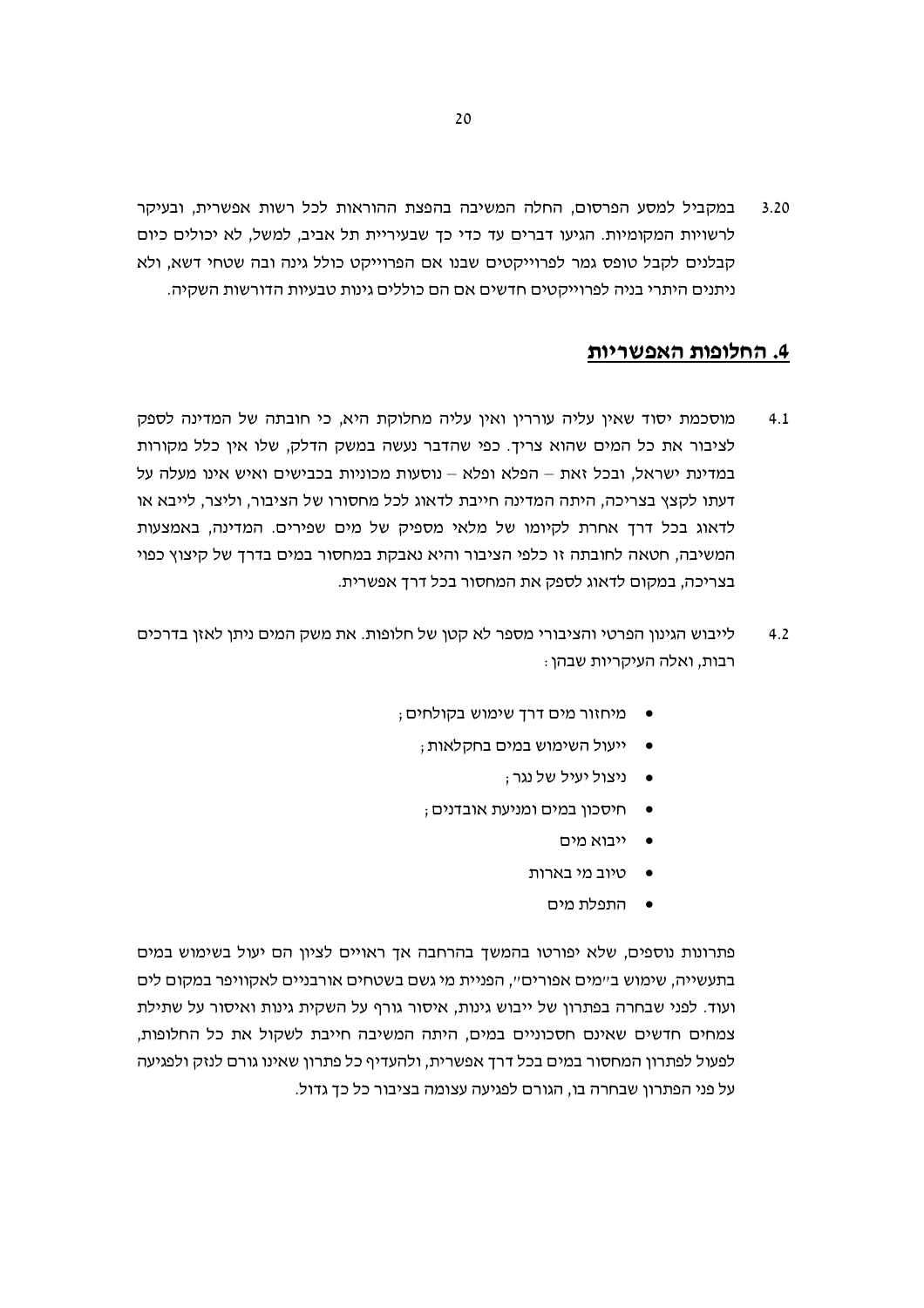3.20 במקביל למסע הפרסום, החלה המשיבה בהפצת ההוראות לכל רשות אפשרית, ובעיקר לרשויות המקומיות. הגיעו דברים עד כדי כך שבעיריית תל אביב, למשל, לא יכולים כיום קבלנים לקבל טופס גמר לפרוייקטים שבנו אם הפרוייקט כולל גינה ובה שטחי דשא, ולא ניתנים היתרי בניה לפרוייקטים חדשים אם הם כוללים גינות טבעיות הדורשות השקיה.

## **4. החלופות האפשריות**

4.1 מוסכמת יסוד שאין עליה עוררין ואין עליה מחלוקת היא, כי חובתה של המדינה לספק לציבור את כל המים שהוא צריך. כפי שהדבר נעשה במשק הדלק, שלו אין כלל מקורות במדינת ישראל, ובכל זאת – הפלא ופלא – נוסעות מכוניות בכבישים ואיש אינו מעלה על דעתו לקצץ בצריכה, היתה המדינה חייבת לדאוג לכל מחסורו של הציבור, וליצר, לייבא או לדאוג בכל דרך אחרת לקיומו של מלאי מספיק של מים שפירים. המדינה, באמצעות המשיבה, חטאה לחובתה זו כלפי הציבור והיא נאבקת במחסור במים בדרך של קיצוץ כפוי בצריכה, במקום לדאוג לספק את המחסור בכל דרך אפשרית.

4.2 לייבוש הגינון הפרטי והציבורי מספר לא קטן של חלופות. את משק המים ניתן לאזן בדרכים רבות, ואלה העיקריות שבהן:

- מיחזור מים דרך שימוש בקולחים;
- ייעול השימוש במים בחקלאות;
- ניצול יעיל של נגר;
- חיסכון במים ומניעת אובדנים;
- ייבוא מים
- טיוב מי בארות
- התפלת מים

פתרונות נוספים, שלא יפורטו בהמשך בהרחבה אך ראויים לציון הם יעול בשימוש במים בתעשייה, שימוש ב"מים אפורים", הפניית מי גשם בשטחים אורבניים לאקוויפר במקום לים ועוד. לפני שבחרה בפתרון של ייבוש גינות, איסור גורף על השקית גינות ואיסור על שתילת צמחים חדשים שאינם חסכוניים במים, היתה המשיבה חייבת לשקול את כל החלופות, לפעול לפתרון המחסור במים בכל דרך אפשרית, ולהעדיף כל פתרון שאינו גורם לנזק ולפגיעה על פני הפתרון שבחרה בו, הגורם לפגיעה עצומה בציבור כל כך גדול.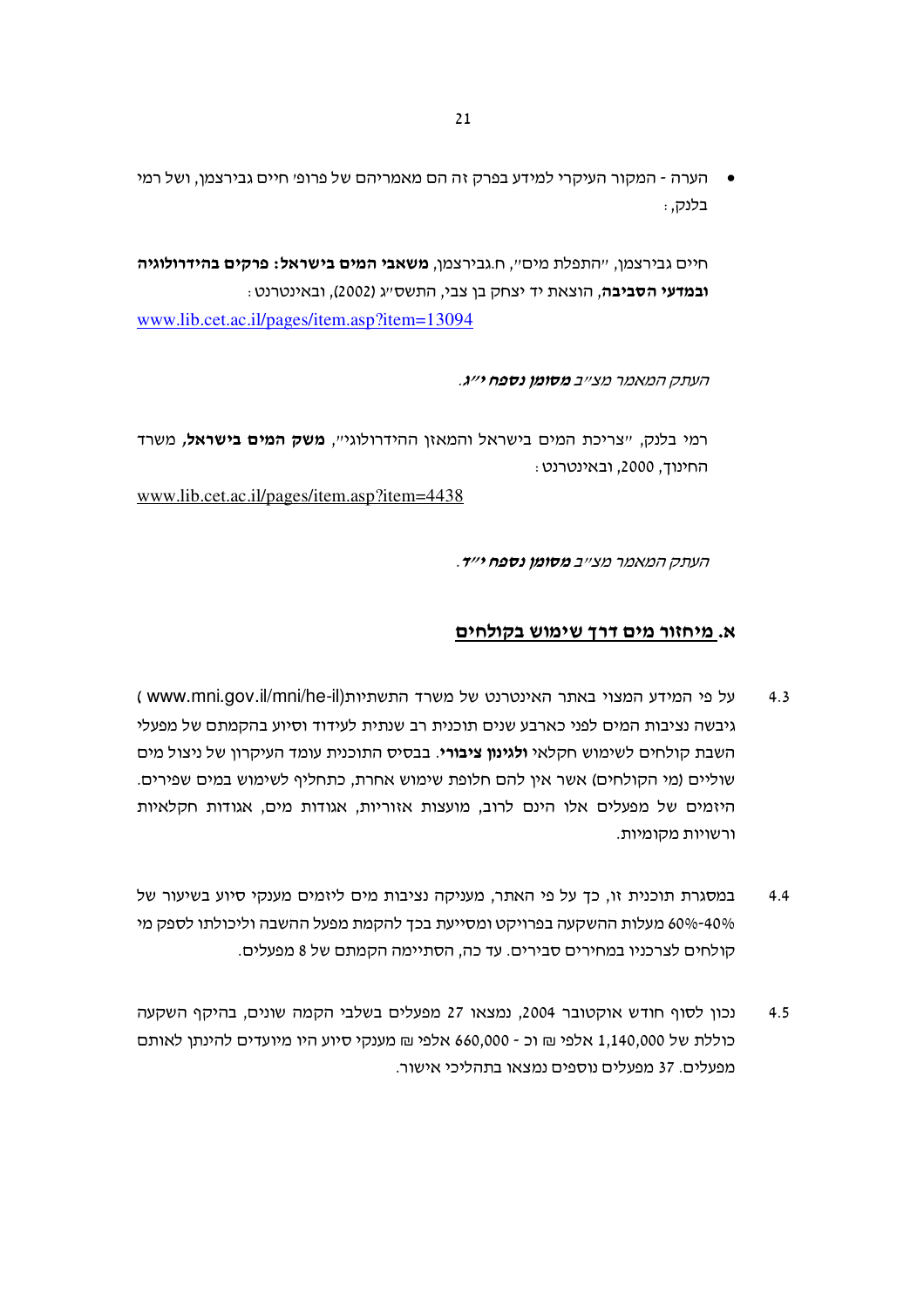- הערה - המקור העיקרי למידע בפרק זה הם מאמריהם של פרופ' חיים גבירצמן, ושל רמי בלנק,:

חיים גבירצמן, "התפלת מים", ח.גבירצמן, **משאבי המים בישראל: פרקים בהידרולוגיה ובמדעי הסביבה**, הוצאת יד יצחק בן צבי, התשס"ג (2002), ובאינטרנט:
www.lib.cet.ac.il/pages/item.asp?item=13094

*העתק המאמר מצ"ב **מסומן נספח י"ג**.*

רמי בלנק, "צריכת המים בישראל והמאזן ההידרולוגי", **משק המים בישראל**, משרד החינוך, 2000, ובאינטרנט:
www.lib.cet.ac.il/pages/item.asp?item=4438

*העתק המאמר מצ"ב **מסומן נספח י"ד**.*

## א. מיחזור מים דרך שימוש בקולחים

4.3 על פי המידע המצוי באתר האינטרנט של משרד התשתיות( www.mni.gov.il/mni/he-il ) גיבשה נציבות המים לפני כארבע שנים תוכנית רב שנתית לעידוד וסיוע בהקמתם של מפעלי השבת קולחים לשימוש חקלאי **ולגינון ציבורי**. בבסיס התוכנית עומד העיקרון של ניצול מים שוליים (מי הקולחים) אשר אין להם חלופת שימוש אחרת, כתחליף לשימוש במים שפירים. היזמים של מפעלים אלו הינם לרוב, מועצות אזוריות, אגודות מים, אגודות חקלאיות ורשויות מקומיות.

4.4 במסגרת תוכנית זו, כך על פי האתר, מעניקה נציבות מים ליזמים מענקי סיוע בשיעור של 40%-60% מעלות ההשקעה בפרויקט ומסייעת בכך להקמת מפעל ההשבה וליכולתו לספק מי קולחים לצרכניו במחירים סבירים. עד כה, הסתיימה הקמתם של 8 מפעלים.

4.5 נכון לסוף חודש אוקטובר 2004, נמצאו 27 מפעלים בשלבי הקמה שונים, בהיקף השקעה כוללת של 1,140,000 אלפי ₪ וכ - 660,000 אלפי ₪ מענקי סיוע היו מיועדים להינתן לאותם מפעלים. 37 מפעלים נוספים נמצאו בתהליכי אישור.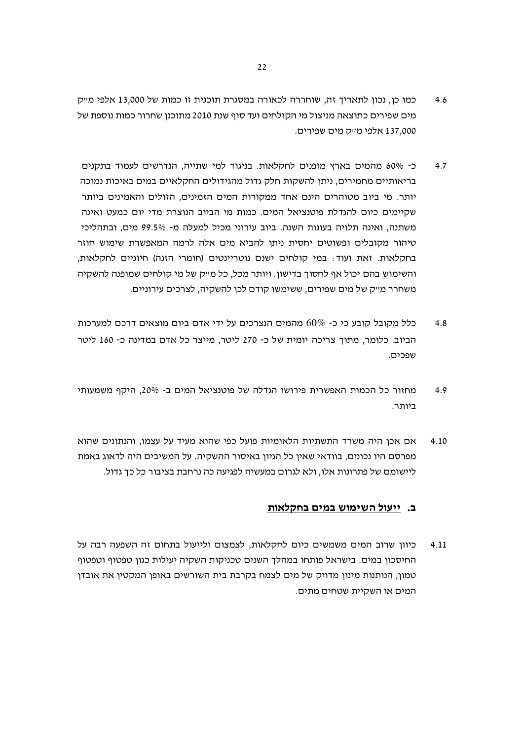4.6 כמו כן, נכון לתאריך זה, שוחררה לכאורה במסגרת תוכנית זו כמות של 13,000 אלפי מ"ק מים שפירים כתוצאה מניצול מי הקולחים ועד סוף שנת 2010 מתוכנן שחרור כמות נוספת של 137,000 אלפי מ"ק מים שפירים.

4.7 כ- 60% מהמים בארץ מופנים לחקלאות. בניגוד למי שתייה, הנדרשים לעמוד בתקנים בריאותיים מחמירים, ניתן להשקות חלק גדול מהגידולים החקלאיים במים באיכות נמוכה יותר. מי ביוב מטוהרים הינם אחד ממקורות המים הזמינים, הזולים והאמינים ביותר שקיימים כיום להגדלת פוטנציאל המים. כמות מי הביוב הנוצרת מדי יום כמעט ואינה משתנה, ואינה תלויה בעונות השנה. ביוב עירוני מכיל למעלה מ- 99.5% מים, ובתהליכי טיהור מקובלים ופשוטים יחסית ניתן להביא מים אלה לרמה המאפשרת שימוש חוזר בחקלאות. זאת ועוד: במי קולחים ישנם נוטריינטים (חומרי הזנה) חיוניים לחקלאות, והשימוש בהם יכול אף לחסוך בדישון. ויותר מכל, כל מ"ק של מי קולחים שמופנה להשקיה משחרר מ"ק של מים שפירים, ששימשו קודם לכן להשקיה, לצרכים עירוניים.

4.8 כלל מקובל קובע כי כ- 60% מהמים הנצרכים על ידי אדם ביום מוצאים דרכם למערכות הביוב. כלומר, מתוך צריכה יומית של כ- 270 ליטר, מייצר כל אדם במדינה כ- 160 ליטר שפכים.

4.9 מחזור כל הכמות האפשרית פירושו הגדלה של פוטנציאל המים ב- 20%, היקף משמעותי ביותר.

4.10 אם אכן היה משרד התשתיות הלאומיות פועל כפי שהוא מעיד על עצמו, והנתונים שהוא מפרסם היו נכונים, בוודאי שאין כל הגיון באיסור ההשקיה. על המשיבים היה לדאוג באמת ליישומם של פתרונות אלו, ולא לגרום במעשיה לפגיעה כה נרחבת בציבור כל כך גדול.

## ב. ייעול השימוש במים בחקלאות

4.11 כיוון שרוב המים משמשים כיום לחקלאות, לצמצום ולייעול בתחום זה השפעה רבה על החיסכון במים. בישראל פותחו במהלך השנים טכניקות השקיה יעילות כגון טפטוף וטפטוף טמון, הנותנות מינון מדויק של מים לצמח בקרבת בית השורשים באופן המקטין את אובדן המים או השקיית שטחים מתים.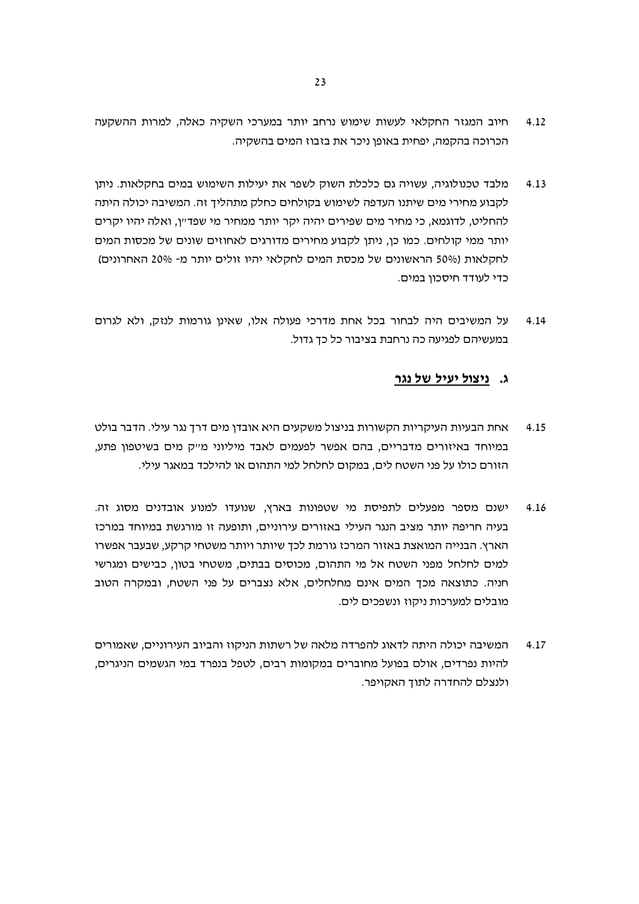4.12 חיוב המגזר החקלאי לעשות שימוש נרחב יותר במערכי השקיה כאלה, למרות ההשקעה הכרוכה בהקמה, יפחית באופן ניכר את בזבוז המים בהשקיה.

4.13 מלבד טכנולוגיה, עשויה גם כלכלת השוק לשפר את יעילות השימוש במים בחקלאות. ניתן לקבוע מחירי מים שיתנו העדפה לשימוש בקולחים כחלק מתהליך זה. המשיבה יכולה היתה להחליט, לדוגמא, כי מחיר מים שפירים יהיה יקר יותר ממחיר מי שפד"ן, ואלה יהיו יקרים יותר ממי קולחים. כמו כן, ניתן לקבוע מחירים מדורגים לאחוזים שונים של מכסות המים לחקלאות (50% הראשונים של מכסת המים לחקלאי יהיו זולים יותר מ- 20% האחרונים) כדי לעודד חיסכון במים.

4.14 על המשיבים היה לבחור בכל אחת מדרכי פעולה אלו, שאינן גורמות לנזק, ולא לגרום במעשיהם לפגיעה כה נרחבת בציבור כל כך גדול.

## ג. ניצול יעיל של נגר

4.15 אחת הבעיות העיקריות הקשורות בניצול משקעים היא אובדן מים דרך נגר עילי. הדבר בולט במיוחד באיזורים מדבריים, בהם אפשר לפעמים לאבד מיליוני מ"ק מים בשיטפון פתע, הזורם כולו על פני השטח לים, במקום לחלחל למי התהום או להילכד במאגר עילי.

4.16 ישנם מספר מפעלים לתפיסת מי שטפונות בארץ, שנועדו למנוע אובדנים מסוג זה. בעיה חריפה יותר מציב הנגר העילי באזורים עירוניים, ותופעה זו מורגשת במיוחד במרכז הארץ. הבנייה המואצת באזור המרכז גורמת לכך שיותר ויותר משטחי קרקע, שבעבר אפשרו למים לחלחל מפני השטח אל מי התהום, מכוסים בבתים, משטחי בטון, כבישים ומגרשי חניה. כתוצאה מכך המים אינם מחלחלים, אלא נצברים על פני השטח, ובמקרה הטוב מובלים למערכות ניקוז ונשפכים לים.

4.17 המשיבה יכולה היתה לדאוג להפרדה מלאה של רשתות הניקוז והביוב העירוניים, שאמורים להיות נפרדים, אולם בפועל מחוברים במקומות רבים, לטפל בנפרד במי הגשמים הניגרים, ולנצלם להחדרה לתוך האקויפר.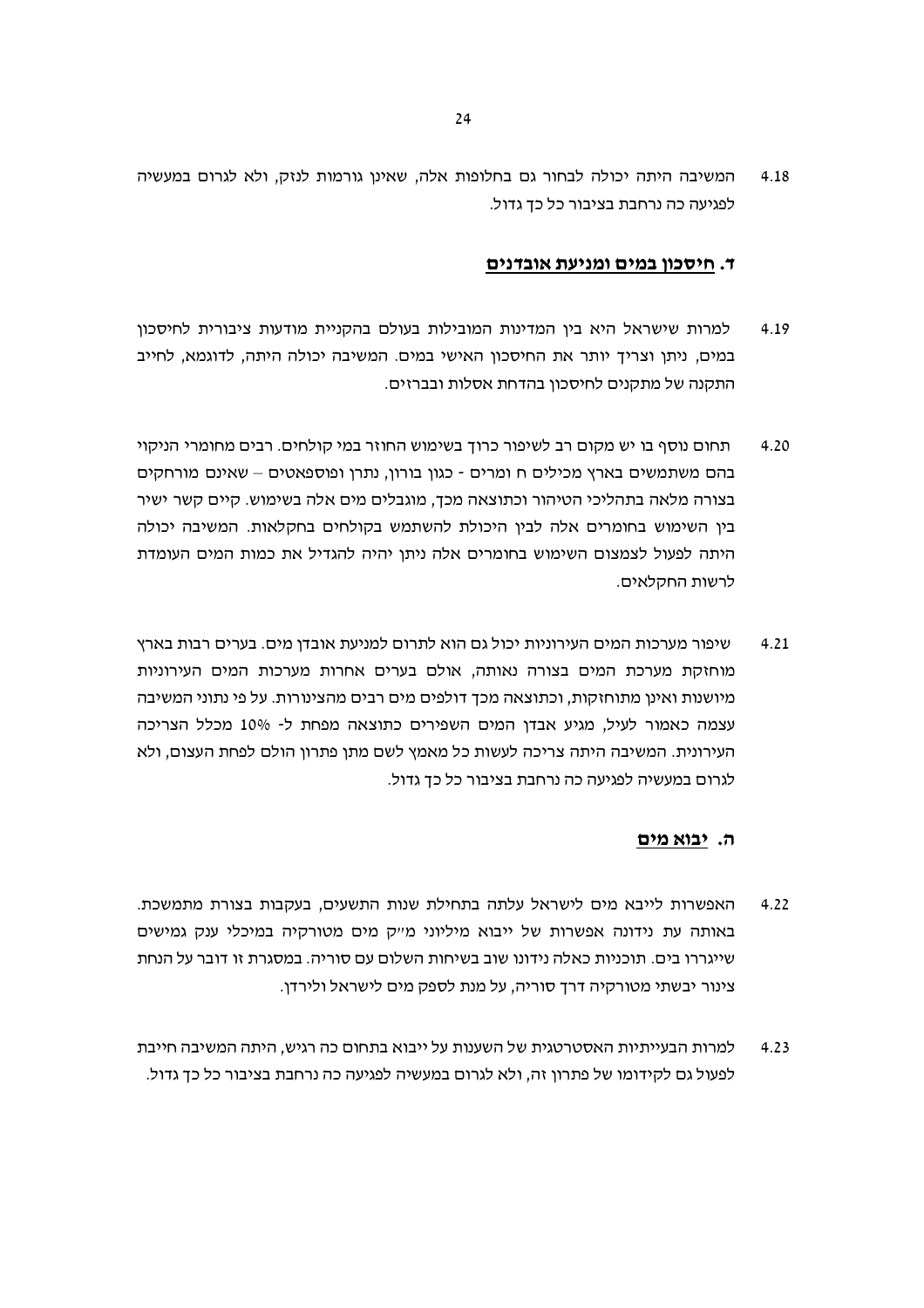4.18 המשיבה היתה יכולה לבחור גם בחלופות אלה, שאינן גורמות לנזק, ולא לגרום במעשיה לפגיעה כה נרחבת בציבור כל כך גדול.

## ד. חיסכון במים ומניעת אובדנים

4.19 למרות שישראל היא בין המדינות המובילות בעולם בהקניית מודעות ציבורית לחיסכון במים, ניתן וצריך יותר את החיסכון האישי במים. המשיבה יכולה היתה, לדוגמא, לחייב התקנה של מתקנים לחיסכון בהדחת אסלות ובברזים.

4.20 תחום נוסף בו יש מקום רב לשיפור כרוך בשימוש החוזר במי קולחים. רבים מחומרי הניקוי בהם משתמשים בארץ מכילים ח ומרים - כגון בורון, נתרן ופוספאטים – שאינם מורחקים בצורה מלאה בתהליכי הטיהור וכתוצאה מכך, מוגבלים מים אלה בשימוש. קיים קשר ישיר בין השימוש בחומרים אלה לבין היכולת להשתמש בקולחים בחקלאות. המשיבה יכולה היתה לפעול לצמצום השימוש בחומרים אלה ניתן יהיה להגדיל את כמות המים העומדת לרשות החקלאים.

4.21 שיפור מערכות המים העירוניות יכול גם הוא לתרום למניעת אובדן מים. בערים רבות בארץ מוחזקת מערכת המים בצורה נאותה, אולם בערים אחרות מערכות המים העירוניות מיושנות ואינן מתוחזקות, וכתוצאה מכך דולפים מים רבים מהצינורות. על פי נתוני המשיבה עצמה כאמור לעיל, מגיע אבדן המים השפירים כתוצאה מפחת ל- 10% מכלל הצריכה העירונית. המשיבה היתה צריכה לעשות כל מאמץ לשם מתן פתרון הולם לפחת העצום, ולא לגרום במעשיה לפגיעה כה נרחבת בציבור כל כך גדול.

## ה. יבוא מים

4.22 האפשרות לייבא מים לישראל עלתה בתחילת שנות התשעים, בעקבות בצורת מתמשכת. באותה עת נידונה אפשרות של ייבוא מיליוני מ״ק מים מטורקיה במיכלי ענק גמישים שייגררו בים. תוכניות כאלה נידונו שוב בשיחות השלום עם סוריה. במסגרת זו דובר על הנחת צינור יבשתי מטורקיה דרך סוריה, על מנת לספק מים לישראל ולירדן.

4.23 למרות הבעייתיות האסטרטגית של השענות על ייבוא בתחום כה רגיש, היתה המשיבה חייבת לפעול גם לקידומו של פתרון זה, ולא לגרום במעשיה לפגיעה כה נרחבת בציבור כל כך גדול.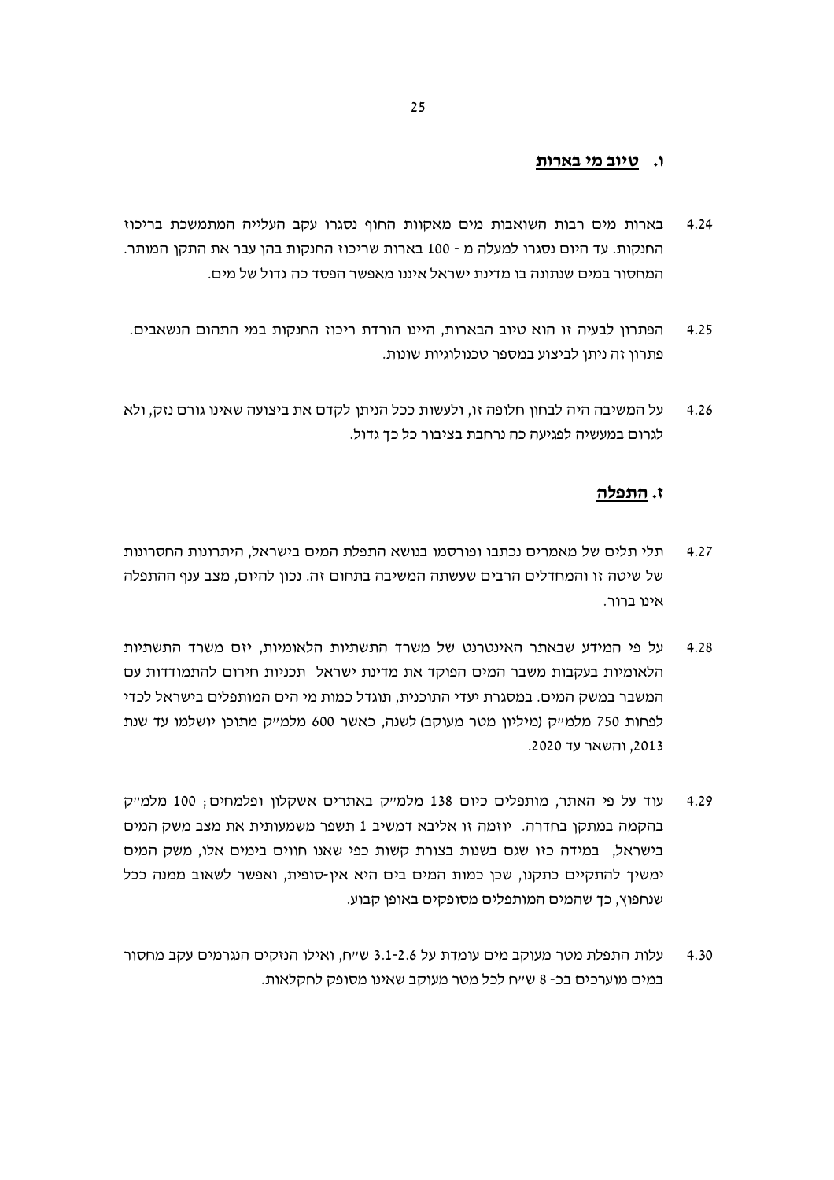## ו. טיוב מי בארות

4.24 בארות מים רבות השואבות מים מאקוות החוף נסגרו עקב העלייה המתמשכת בריכוז החנקות. עד היום נסגרו למעלה מ - 100 בארות שריכוז החנקות בהן עבר את התקן המותר. המחסור במים שנתונה בו מדינת ישראל איננו מאפשר הפסד כה גדול של מים.

4.25 הפתרון לבעיה זו הוא טיוב הבארות, היינו הורדת ריכוז החנקות במי התהום הנשאבים. פתרון זה ניתן לביצוע במספר טכנולוגיות שונות.

4.26 על המשיבה היה לבחון חלופה זו, ולעשות ככל הניתן לקדם את ביצועה שאינו גורם נזק, ולא לגרום במעשיה לפגיעה כה נרחבת בציבור כל כך גדול.

## ז. התפלה

4.27 תלי תלים של מאמרים נכתבו ופורסמו בנושא התפלת המים בישראל, היתרונות החסרונות של שיטה זו והמחדלים הרבים שעשתה המשיבה בתחום זה. נכון להיום, מצב ענף ההתפלה אינו ברור.

4.28 על פי המידע שבאתר האינטרנט של משרד התשתיות הלאומיות, יזם משרד התשתיות הלאומיות בעקבות משבר המים הפוקד את מדינת ישראל תכניות חירום להתמודדות עם המשבר במשק המים. במסגרת יעדי התוכנית, תוגדל כמות מי הים המותפלים בישראל לכדי לפחות 750 מלמ"ק (מיליון מטר מעוקב) לשנה, כאשר 600 מלמ"ק מתוכן יושלמו עד שנת 2013, והשאר עד 2020.

4.29 עוד על פי האתר, מותפלים כיום 138 מלמ"ק באתרים אשקלון ופלמחים; 100 מלמ"ק בהקמה במתקן בחדרה. יוזמה זו אליבא דמשיב 1 תשפר משמעותית את מצב משק המים בישראל, במידה כזו שגם בשנות בצורת קשות כפי שאנו חווים בימים אלו, משק המים ימשיך להתקיים כתקנו, שכן כמות המים בים היא אין-סופית, ואפשר לשאוב ממנה ככל שנחפוץ, כך שהמים המותפלים מסופקים באופן קבוע.

4.30 עלות התפלת מטר מעוקב מים עומדת על 3.1-2.6 ש"ח, ואילו הנזקים הנגרמים עקב מחסור במים מוערכים בכ- 8 ש"ח לכל מטר מעוקב שאינו מסופק לחקלאות.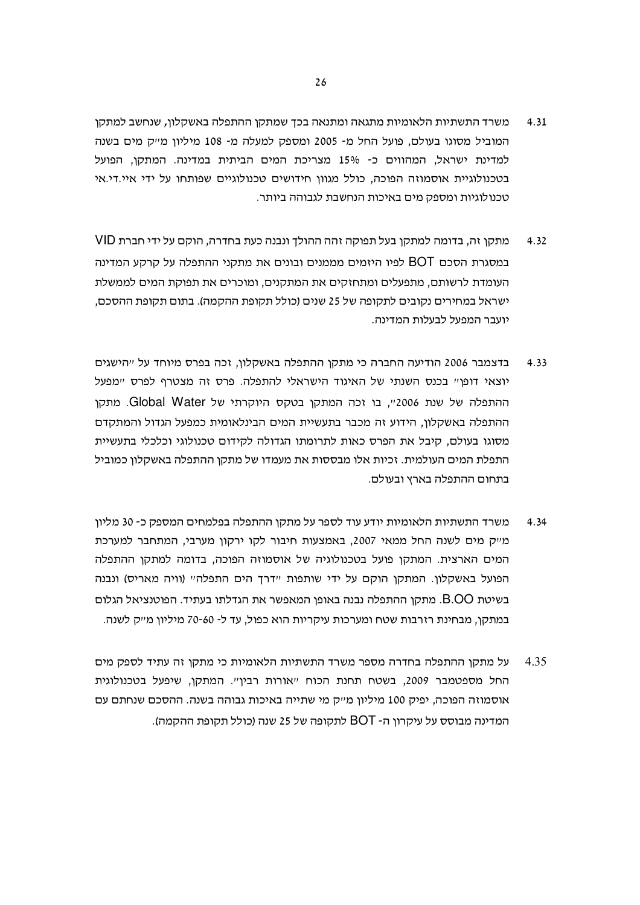4.31 משרד התשתיות הלאומיות מתגאה ומתנאה בכך שמתקן ההתפלה באשקלון, שנחשב למתקן המוביל מסוגו בעולם, פועל החל מ- 2005 ומספק למעלה מ- 108 מיליון מ״ק מים בשנה למדינת ישראל, המהווים כ- 15% מצריכת המים הביתית במדינה. המתקן, הפועל בטכנולוגיית אוסמוזה הפוכה, כולל מגוון חידושים טכנולוגיים שפותחו על ידי איי.די.אי טכנולוגיות ומספק מים באיכות הנחשבת לגבוהה ביותר.

4.32 מתקן זה, בדומה למתקן בעל תפוקה זהה ההולך ונבנה כעת בחדרה, הוקם על ידי חברת VID במסגרת הסכם BOT לפיו היזמים מממנים ובונים את מתקני ההתפלה על קרקע המדינה העומדת לרשותם, מתפעלים ומתחזקים את המתקנים, ומוכרים את תפוקת המים לממשלת ישראל במחירים נקובים לתקופה של 25 שנים (כולל תקופת ההקמה). בתום תקופת ההסכם, יועבר המפעל לבעלות המדינה.

4.33 בדצמבר 2006 הודיעה החברה כי מתקן ההתפלה באשקלון, זכה בפרס מיוחד על ״הישגים יוצאי דופן״ בכנס השנתי של האיגוד הישראלי להתפלה. פרס זה מצטרף לפרס ״מפעל ההתפלה של שנת 2006״, בו זכה המתקן בטקס היוקרתי של Global Water. מתקן ההתפלה באשקלון, הידוע זה מכבר בתעשיית המים הבינלאומית כמפעל הגדול והמתקדם מסוגו בעולם, קיבל את הפרס כאות לתרומתו הגדולה לקידום טכנולוגי וכלכלי בתעשיית התפלת המים העולמית. זכיות אלו מבססות את מעמדו של מתקן ההתפלה באשקלון כמוביל בתחום ההתפלה בארץ ובעולם.

4.34 משרד התשתיות הלאומיות יודע עוד לספר על מתקן ההתפלה בפלמחים המספק כ- 30 מליון מ״ק מים לשנה החל ממאי 2007, באמצעות חיבור לקו ירקון מערבי, המתחבר למערכת המים הארצית. המתקן פועל בטכנולוגיה של אוסמוזה הפוכה, בדומה למתקן ההתפלה הפועל באשקלון. המתקן הוקם על ידי שותפות ״דרך הים התפלה״ (וויה מאריס) ונבנה בשיטת B.OO. מתקן ההתפלה נבנה באופן המאפשר את הגדלתו בעתיד. הפוטנציאל הגלום במתקן, מבחינת רזרבות שטח ומערכות עיקריות הוא כפול, עד ל- 60-70 מיליון מ״ק לשנה.

4.35 על מתקן ההתפלה בחדרה מספר משרד התשתיות הלאומיות כי מתקן זה עתיד לספק מים החל מספטמבר 2009, בשטח תחנת הכוח ״אורות רבין״. המתקן, שיפעל בטכנולוגית אוסמוזה הפוכה, יפיק 100 מיליון מ״ק מי שתייה באיכות גבוהה בשנה. ההסכם שנחתם עם המדינה מבוסס על עיקרון ה- BOT לתקופה של 25 שנה (כולל תקופת ההקמה).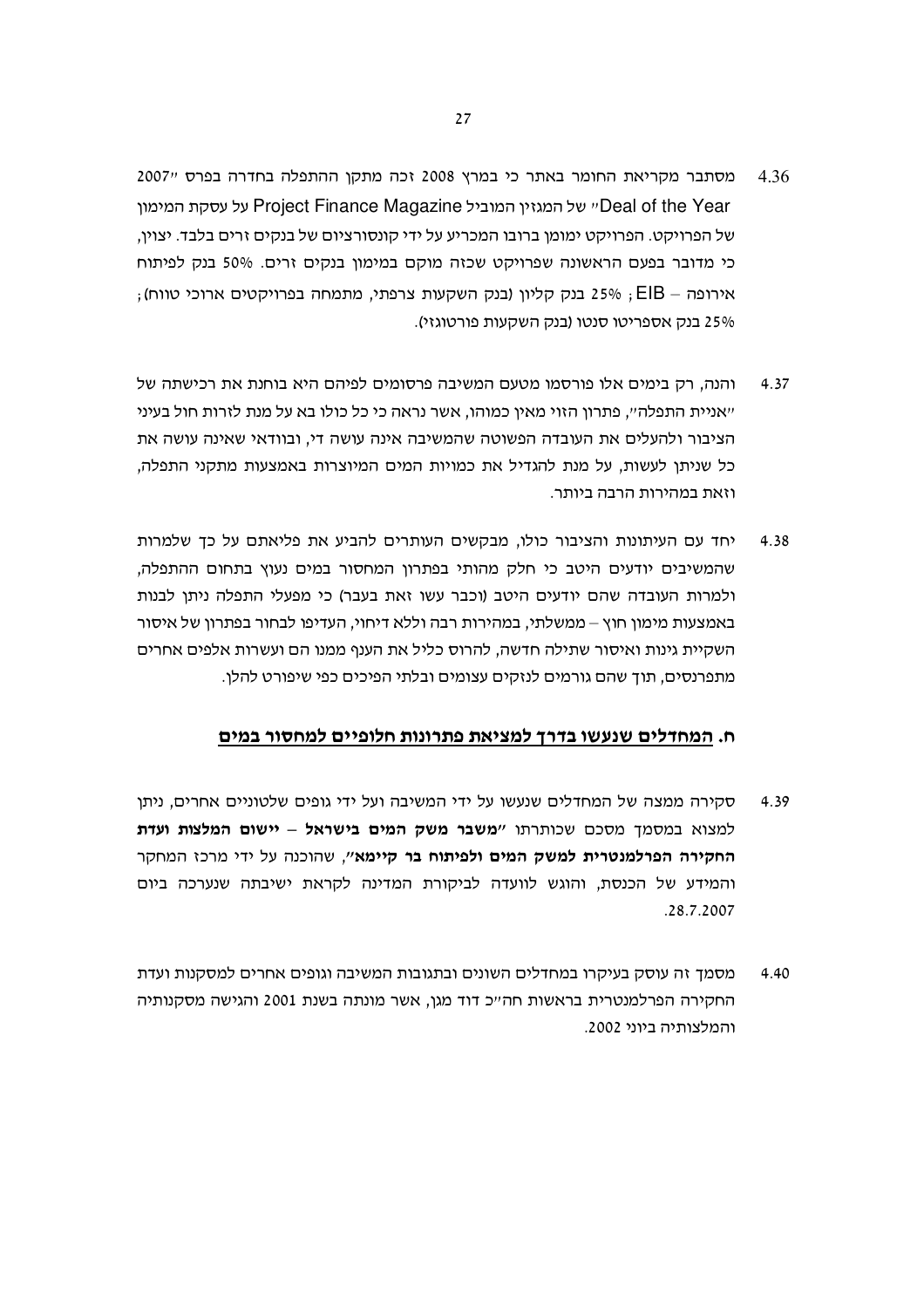4.36 מסתבר מקריאת החומר באתר כי במרץ 2008 זכה מתקן ההתפלה בחדרה בפרס "2007 Deal of the Year" של המגזין המוביל Project Finance Magazine על עסקת המימון של הפרויקט. הפרויקט ימומן ברובו המכריע על ידי קונסורציום של בנקים זרים בלבד. יצוין, כי מדובר בפעם הראשונה שפרויקט שכזה מוקם במימון בנקים זרים. 50% בנק לפיתוח אירופה – EIB ; 25% בנק קליון (בנק השקעות צרפתי, מתמחה בפרויקטים ארוכי טווח) ; 25% בנק אספריטו סנטו (בנק השקעות פורטוגזי).

4.37 והנה, רק בימים אלו פורסמו מטעם המשיבה פרסומים לפיהם היא בוחנת את רכישתה של "אניית התפלה", פתרון הזוי מאין כמוהו, אשר נראה כי כל כולו בא על מנת לזרות חול בעיני הציבור ולהעלים את העובדה הפשוטה שהמשיבה אינה עושה די, ובוודאי שאינה עושה את כל שניתן לעשות, על מנת להגדיל את כמויות המים המיוצרות באמצעות מתקני התפלה, וזאת במהירות הרבה ביותר.

4.38 יחד עם העיתונות והציבור כולו, מבקשים העותרים להביע את פליאתם על כך שלמרות שהמשיבים יודעים היטב כי חלק מהותי בפתרון המחסור במים נעוץ בתחום ההתפלה, ולמרות העובדה שהם יודעים היטב (וכבר עשו זאת בעבר) כי מפעלי התפלה ניתן לבנות באמצעות מימון חוץ – ממשלתי, במהירות רבה וללא דיחוי, העדיפו לבחור בפתרון של איסור השקיית גינות ואיסור שתילה חדשה, להרוס כליל את הענף ממנו הם ועשרות אלפים אחרים מתפרנסים, תוך שהם גורמים לנזקים עצומים ובלתי הפיכים כפי שיפורט להלן.

## ח. המחדלים שנעשו בדרך למציאת פתרונות חלופיים למחסור במים

4.39 סקירה ממצה של המחדלים שנעשו על ידי המשיבה ועל ידי גופים שלטוניים אחרים, ניתן למצוא במסמך מסכם שכותרתו "**משבר משק המים בישראל – יישום המלצות ועדת החקירה הפרלמנטרית למשק המים ולפיתוח בר קיימא**", שהוכנה על ידי מרכז המחקר והמידע של הכנסת, והוגש לוועדה לביקורת המדינה לקראת ישיבתה שנערכה ביום 28.7.2007.

4.40 מסמך זה עוסק בעיקרו במחדלים השונים ובתגובות המשיבה וגופים אחרים למסקנות ועדת החקירה הפרלמנטרית בראשות הח"כ דוד מגן, אשר מונתה בשנת 2001 והגישה מסקנותיה והמלצותיה ביוני 2002.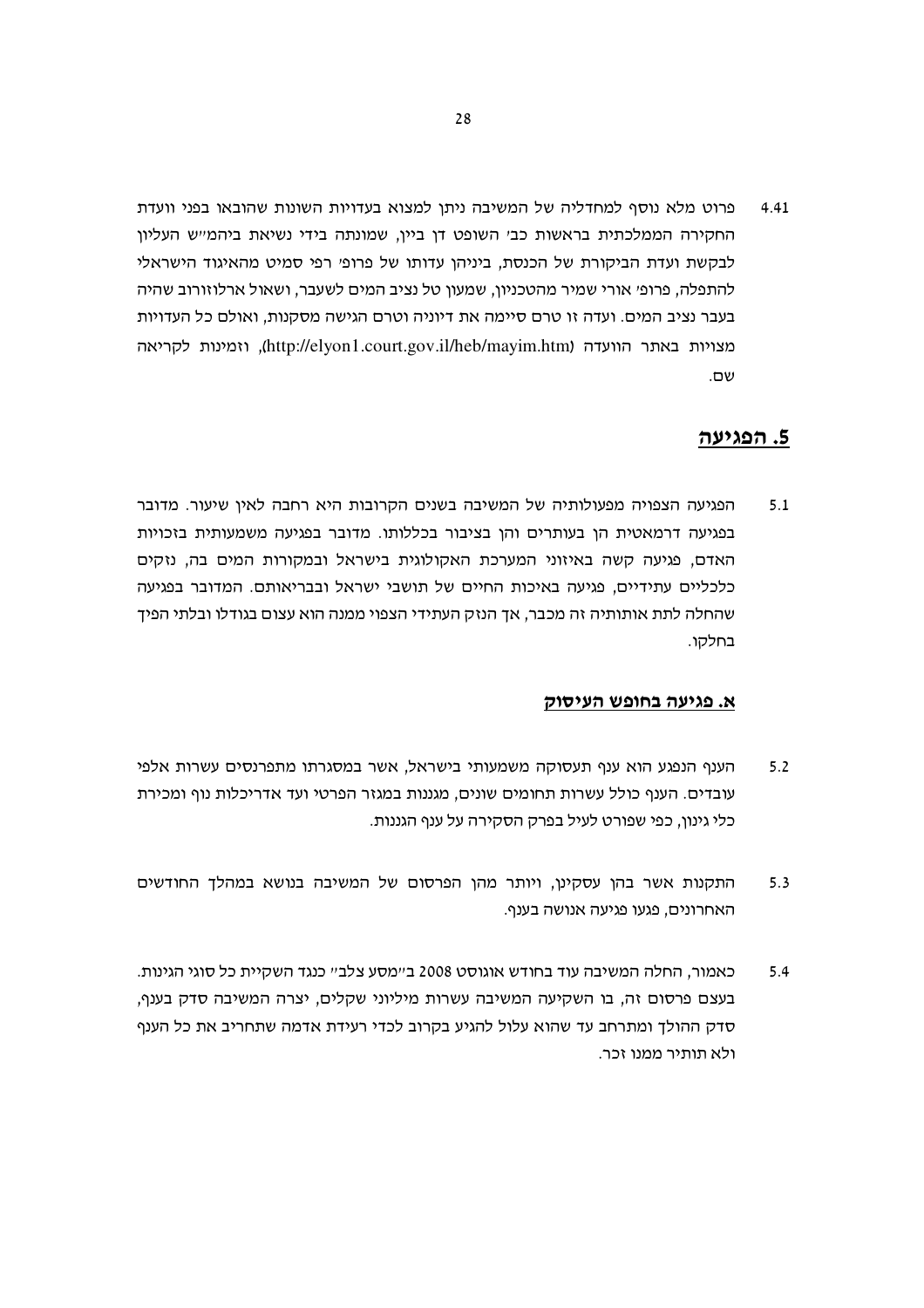4.41 פרוט מלא נוסף למחדליה של המשיבה ניתן למצוא בעדויות השונות שהובאו בפני וועדת החקירה הממלכתית בראשות כב' השופט דן ביין, שמונתה בידי נשיאת ביהמ"ש העליון לבקשת ועדת הביקורת של הכנסת, ביניהן עדותו של פרופ' רפי סמיט מהאיגוד הישראלי להתפלה, פרופ' אורי שמיר מהטכניון, שמעון טל נציב המים לשעבר, ושאול ארלוזורוב שהיה בעבר נציב המים. ועדה זו טרם סיימה את דיוניה וטרם הגישה מסקנות, ואולם כל העדויות מצויות באתר הוועדה (http://elyon1.court.gov.il/heb/mayim.htm), וזמינות לקריאה שם.

## 5. הפגיעה

5.1 הפגיעה הצפויה מפעולותיה של המשיבה בשנים הקרובות היא רחבה לאין שיעור. מדובר בפגיעה דרמאטית הן בעותרים והן בציבור בכללותו. מדובר בפגיעה משמעותית בזכויות האדם, פגיעה קשה באיזוני המערכת האקולוגית בישראל ובמקורות המים בה, נזקים כלכליים עתידיים, פגיעה באיכות החיים של תושבי ישראל ובבריאותם. המדובר בפגיעה שהחלה לתת אותותיה זה מכבר, אך הנזק העתידי הצפוי ממנה הוא עצום בגודלו ובלתי הפיך בחלקו.

### א. פגיעה בחופש העיסוק

5.2 הענף הנפגע הוא ענף תעסוקה משמעותי בישראל, אשר במסגרתו מתפרנסים עשרות אלפי עובדים. הענף כולל עשרות תחומים שונים, מגננות במגזר הפרטי ועד אדריכלות נוף ומכירת כלי גינון, כפי שפורט לעיל בפרק הסקירה על ענף הגננות.

5.3 התקנות אשר בהן עסקינן, ויותר מהן הפרסום של המשיבה בנושא במהלך החודשים האחרונים, פגעו פגיעה אנושה בענף.

5.4 כאמור, החלה המשיבה עוד בחודש אוגוסט 2008 ב"מסע צלב" כנגד השקיית כל סוגי הגינות. בעצם פרסום זה, בו השקיעה המשיבה עשרות מיליוני שקלים, יצרה המשיבה סדק בענף, סדק ההולך ומתרחב עד שהוא עלול להגיע בקרוב לכדי רעידת אדמה שתחריב את כל הענף ולא תותיר ממנו זכר.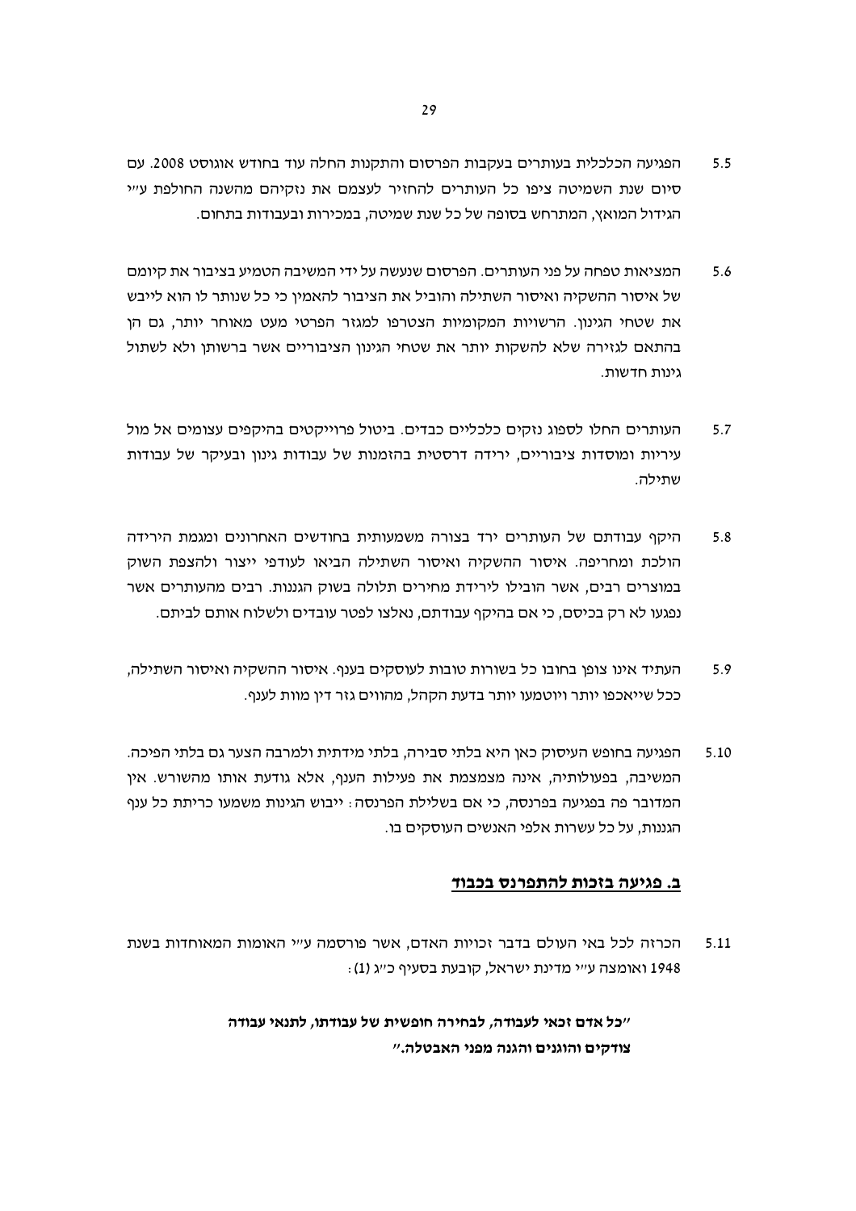5.5 הפגיעה הכלכלית בעותרים בעקבות הפרסום והתקנות החלה עוד בחודש אוגוסט 2008. עם סיום שנת השמיטה ציפו כל העותרים להחזיר לעצמם את נזקיהם מהשנה החולפת ע"י הגידול המואץ, המתרחש בסופה של כל שנת שמיטה, במכירות ובעבודות בתחום.

5.6 המציאות טפחה על פני העותרים. הפרסום שנעשה על ידי המשיבה הטמיע בציבור את קיומם של איסור ההשקיה ואיסור השתילה והוביל את הציבור להאמין כי כל שנותר לו הוא לייבש את שטחי הגינון. הרשויות המקומיות הצטרפו למגזר הפרטי מעט מאוחר יותר, גם הן בהתאם לגזירה שלא להשקות יותר את שטחי הגינון הציבוריים אשר ברשותן ולא לשתול גינות חדשות.

5.7 העותרים החלו לספוג נזקים כלכליים כבדים. ביטול פרוייקטים בהיקפים עצומים אל מול עיריות ומוסדות ציבוריים, ירידה דרסטית בהזמנות של עבודות גינון ובעיקר של עבודות שתילה.

5.8 היקף עבודתם של העותרים ירד בצורה משמעותית בחודשים האחרונים ומגמת הירידה הולכת ומחריפה. איסור ההשקיה ואיסור השתילה הביאו לעודפי ייצור ולהצפת השוק במוצרים רבים, אשר הובילו לירידת מחירים תלולה בשוק הגננות. רבים מהעותרים אשר נפגעו לא רק בכיסם, כי אם בהיקף עבודתם, נאלצו לפטר עובדים ולשלוח אותם לביתם.

5.9 העתיד אינו צופן בחובו כל בשורות טובות לעוסקים בענף. איסור ההשקיה ואיסור השתילה, ככל שייאכפו יותר ויוטמעו יותר בדעת הקהל, מהווים גזר דין מוות לענף.

5.10 הפגיעה בחופש העיסוק כאן היא בלתי סבירה, בלתי מידתית ולמרבה הצער גם בלתי הפיכה. המשיבה, בפעולותיה, אינה מצמצמת את פעילות הענף, אלא גודעת אותו מהשורש. אין המדובר פה בפגיעה בפרנסה, כי אם בשלילת הפרנסה: ייבוש הגינות משמעו כריתת כל ענף הגננות, על כל עשרות אלפי האנשים העוסקים בו.

## ב. פגיעה בזכות להתפרנס בכבוד

5.11 הכרזה לכל באי העולם בדבר זכויות האדם, אשר פורסמה ע"י האומות המאוחדות בשנת 1948 ואומצה ע"י מדינת ישראל, קובעת בסעיף כ"ג (1):

> **"כל אדם זכאי לעבודה, לבחירה חופשית של עבודתו, לתנאי עבודה צודקים והוגנים והגנה מפני האבטלה."**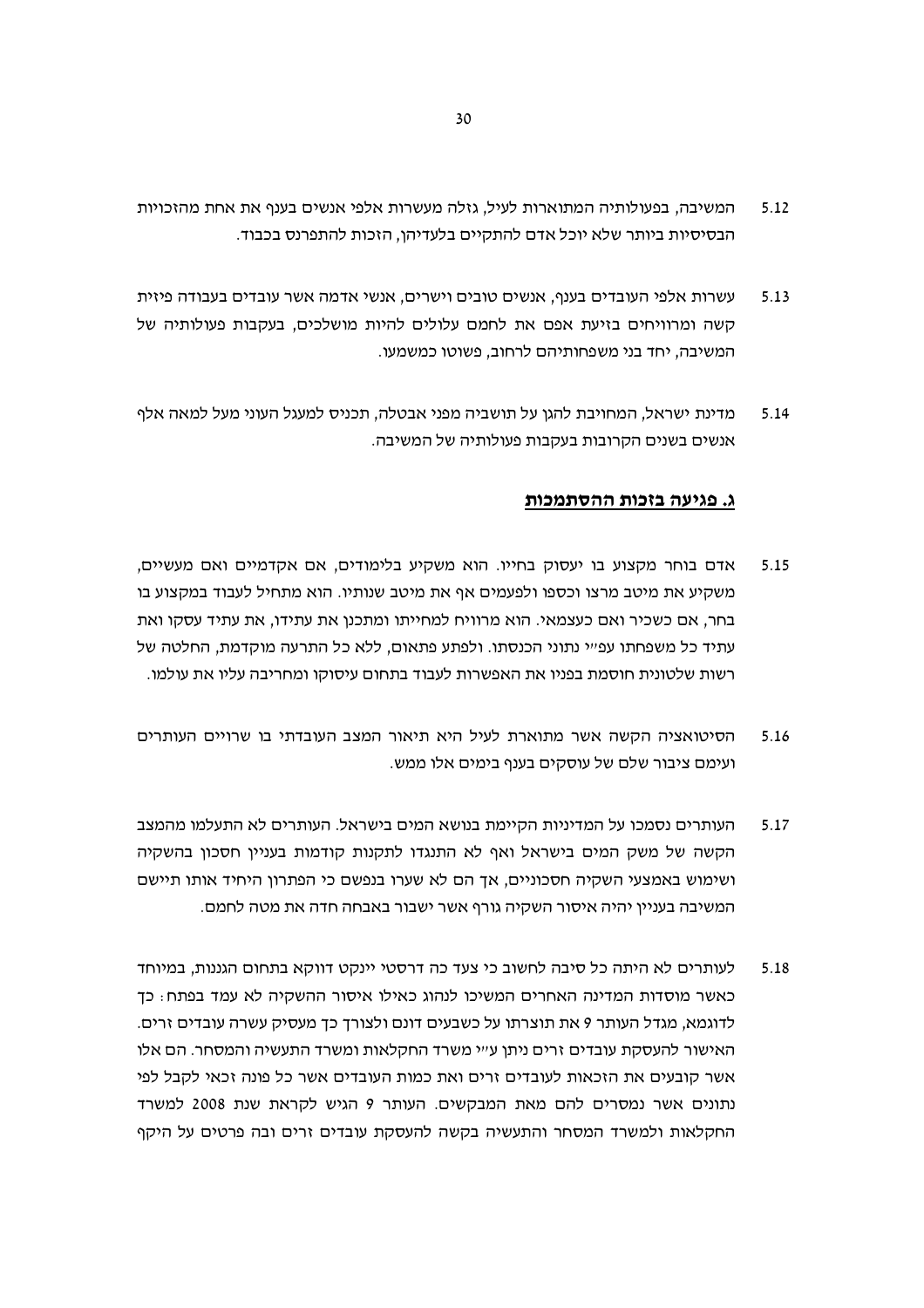5.12 המשיבה, בפעולותיה המתוארות לעיל, גזלה מעשרות אלפי אנשים בענף את אחת מהזכויות הבסיסיות ביותר שלא יוכל אדם להתקיים בלעדיהן, הזכות להתפרנס בכבוד.

5.13 עשרות אלפי העובדים בענף, אנשים טובים וישרים, אנשי אדמה אשר עובדים בעבודה פיזית קשה ומרוויחים בזיעת אפם את לחמם עלולים להיות מושלכים, בעקבות פעולותיה של המשיבה, יחד בני משפחותיהם לרחוב, פשוטו כמשמעו.

5.14 מדינת ישראל, המחויבת להגן על תושביה מפני אבטלה, תכניס למעגל העוני מעל למאה אלף אנשים בשנים הקרובות בעקבות פעולותיה של המשיבה.

## **ג. פגיעה בזכות ההסתמכות**

5.15 אדם בוחר מקצוע בו יעסוק בחייו. הוא משקיע בלימודים, אם אקדמיים ואם מעשיים, משקיע את מיטב מרצו וכספו ולפעמים אף את מיטב שנותיו. הוא מתחיל לעבוד במקצוע בו בחר, אם כשכיר ואם כעצמאי. הוא מרוויח למחייתו ומתכנן את עתידו, את עתיד עסקו ואת עתיד כל משפחתו עפ"י נתוני הכנסתו. ולפתע פתאום, ללא כל התרעה מוקדמת, החלטה של רשות שלטונית חוסמת בפניו את האפשרות לעבוד בתחום עיסוקו ומחריבה עליו את עולמו.

5.16 הסיטואציה הקשה אשר מתוארת לעיל היא תיאור המצב העובדתי בו שרויים העותרים ועימם ציבור שלם של עוסקים בענף בימים אלו ממש.

5.17 העותרים נסמכו על המדיניות הקיימת בנושא המים בישראל. העותרים לא התעלמו מהמצב הקשה של משק המים בישראל ואף לא התנגדו לתקנות קודמות בעניין חסכון בהשקיה ושימוש באמצעי השקיה חסכוניים, אך הם לא שערו בנפשם כי הפתרון היחיד אותו תיישם המשיבה בעניין יהיה איסור השקיה גורף אשר ישבור באבחה חדה את מטה לחמם.

5.18 לעותרים לא היתה כל סיבה לחשוב כי צעד כה דרסטי ייננקט דווקא בתחום הגננות, במיוחד כאשר מוסדות המדינה האחרים המשיכו לנהוג כאילו איסור ההשקיה לא עמד בפתח: כך לדוגמא, מגדל העותר 9 את תוצרתו על כשבעים דונם ולצורך כך מעסיק עשרה עובדים זרים. האישור להעסקת עובדים זרים ניתן ע"י משרד החקלאות ומשרד התעשיה והמסחר. הם אלו אשר קובעים את הזכאות לעובדים זרים ואת כמות העובדים אשר כל פונה זכאי לקבל לפי נתונים אשר נמסרים להם מאת המבקשים. העותר 9 הגיש לקראת שנת 2008 למשרד החקלאות ולמשרד המסחר והתעשיה בקשה להעסקת עובדים זרים ובה פרטים על היקף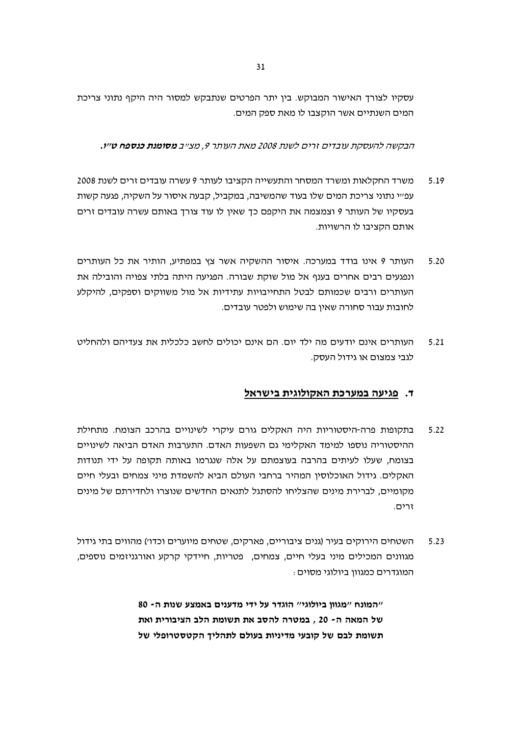עסקיו לצורך האישור המבוקש. בין יתר הפרטים שנתבקש למסור היה היקף נתוני צריכת המים השנתיים אשר הוקצבו לו מאת ספק המים.

*הבקשה להעסקת עובדים זרים לשנת 2008 מאת העותר 9, מצ"ב* ***מסומנת כנספח ט"ו.***

5.19 משרד החקלאות ומשרד המסחר והתעשייה הקציבו לעותר 9 עשרה עובדים זרים לשנת 2008 עפ"י נתוני צריכת המים שלו בעוד שהמשיבה, במקביל, קבעה איסור על השקיה, פגעה קשות בעסקיו של העותר 9 וצמצמה את היקפם כך שאין לו עוד צורך באותם עשרה עובדים זרים אותם הקציבו לו הרשויות.

5.20 העותר 9 אינו בודד במערכה. איסור ההשקיה אשר צץ במפתיע, הותיר את כל העותרים ונפגעים רבים אחרים בענף אל מול שוקת שבורה. הפגיעה היתה בלתי צפויה והובילה את העותרים ורבים שכמותם לבטל התחייבויות עתידיות אל מול משווקים וספקים, להיקלע לחובות עבור סחורה שאין בה שימוש ולפטר עובדים.

5.21 העותרים אינם יודעים מה ילד יום. הם אינם יכולים לחשב כלכלית את צעדיהם ולהחליט לגבי צמצום או גידול העסק.

## ד. פגיעה במערכת האקולוגית בישראל

5.22 בתקופות פרה-היסטוריות היה האקלים גורם עיקרי לשינויים בהרכב הצומח. מתחילת ההיסטוריה נוספו למימד האקלימי גם השפעות האדם. התערבות האדם הביאה לשינויים בצומח, שעלו לעיתים בהרבה בעוצמתם על אלה שנגרמו באותה תקופה על ידי תנודות האקלים. גידול האוכלוסין המהיר ברחבי העולם הביא להשמדת מיני צמחים ובעלי חיים מקומיים, לברירת מינים שהצליחו להסתגל לתנאים החדשים שנוצרו ולחדירתם של מינים זרים.

5.23 השטחים הירוקים בעיר (גנים ציבוריים, פארקים, שטחים מיוערים וכדו') מהווים בתי גידול מגוונים המכילים מיני בעלי חיים, צמחים, פטריות, חיידקי קרקע ואורגניזמים נוספים, המוגדרים כמגוון ביולוגי מסוים:

> **"המונח "מגוון ביולוגי" הוגדר על ידי מדענים באמצע שנות ה- 80 של המאה ה- 20 , במטרה להסב את תשומת הלב הציבורית ואת תשומת לבם של קובעי מדיניות בעולם לתהליך הקטסטרופלי של**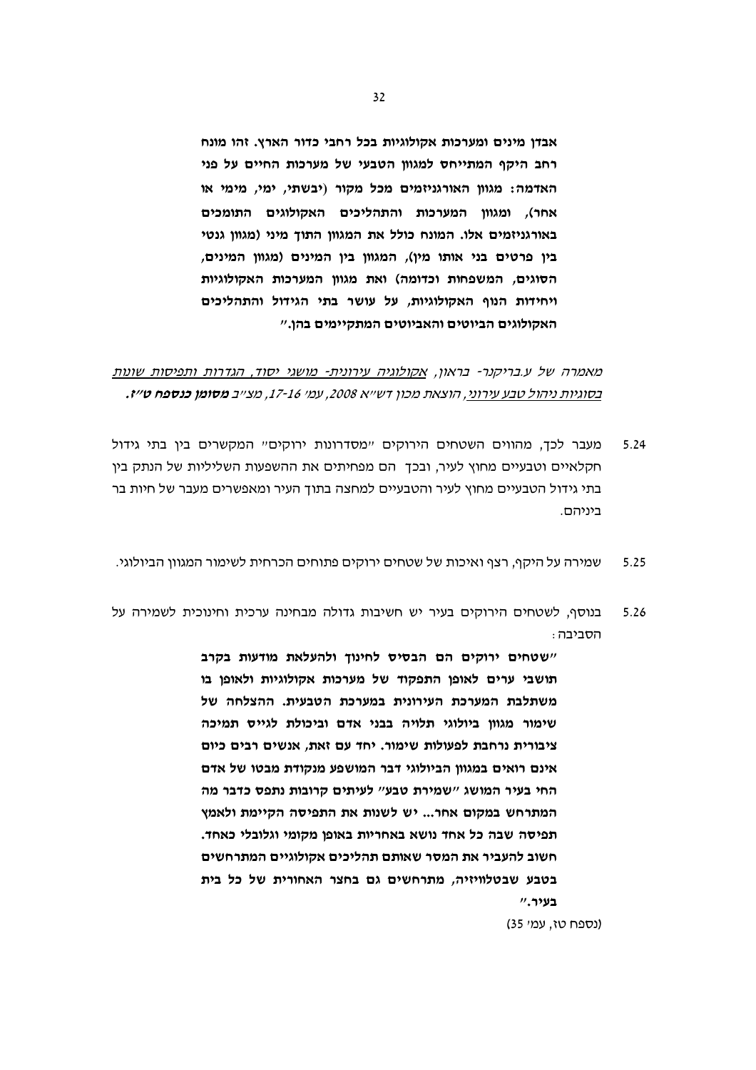**אבדן מינים ומערכות אקולוגיות בכל רחבי כדור הארץ. זהו מונח רחב היקף המתייחס למגוון הטבעי של מערכות החיים על פני האדמה: מגוון האורגניזמים מכל מקור (יבשתי, ימי, מימי או אחר), ומגוון המערכות והתהליכים האקולוגים התומכים באורגניזמים אלו. המונח כולל את המגוון התוך מיני (מגוון גנטי בין פרטים בני אותו מין), המגוון בין המינים (מגוון המינים, הסוגים, המשפחות וכדומה) ואת מגוון המערכות האקולוגיות ויחידות הנוף האקולוגיות, על עושר בתי הגידול והתהליכים האקולוגים הביוטים והאביוטים המתקיימים בהן."**

*מאמרה של ע.בריקנר- בראון, <u>אקולוגיה עירונית- מושגי יסוד, הגדרות ותפיסות שונות בסוגיות ניהול טבע עירוני</u>, הוצאת מכון דש"א 2008, עמ' 16-17, מצ"ב **מסומן כנספח ט"ז.***

5.24 מעבר לכך, מהווים השטחים הירוקים "מסדרונות ירוקים" המקשרים בין בתי גידול חקלאיים וטבעיים מחוץ לעיר, ובכך הם מפחיתים את ההשפעות השליליות של הנתק בין בתי גידול הטבעיים מחוץ לעיר והטבעיים למחצה בתוך העיר ומאפשרים מעבר של חיות בר ביניהם.

5.25 שמירה על היקף, רצף ואיכות של שטחים ירוקים פתוחים הכרחית לשמור המגוון הביולוגי.

5.26 בנוסף, לשטחים הירוקים בעיר יש חשיבות גדולה מבחינה ערכית וחינוכית לשמירה על הסביבה:

**"שטחים ירוקים הם הבסיס לחינוך ולהעלאת מודעות בקרב תושבי ערים לאופן התפקוד של מערכות אקולוגיות ולאופן בו משתלבת המערכת העירונית במערכת הטבעית. ההצלחה של שימור מגוון ביולוגי תלויה בבני אדם וביכולת לגייס תמיכה ציבורית נרחבת לפעולות שימור. יחד עם זאת, אנשים רבים כיום אינם רואים במגוון הביולוגי דבר המושפע מנקודת מבטו של אדם החי בעיר המושג "שמירת טבע" לעיתים קרובות נתפס כדבר מה המתרחש במקום אחר... יש לשנות את התפיסה הקיימת ולאמץ תפיסה שבה כל אחד נושא באחריות באופן מקומי וגלובלי כאחד. חשוב להעביר את המסר שאותם תהליכים אקולוגיים המתרחשים בטבע שבטלוויזיה, מתרחשים גם בחצר האחורית של כל בית בעיר."**

(נספח טז, עמ' 35)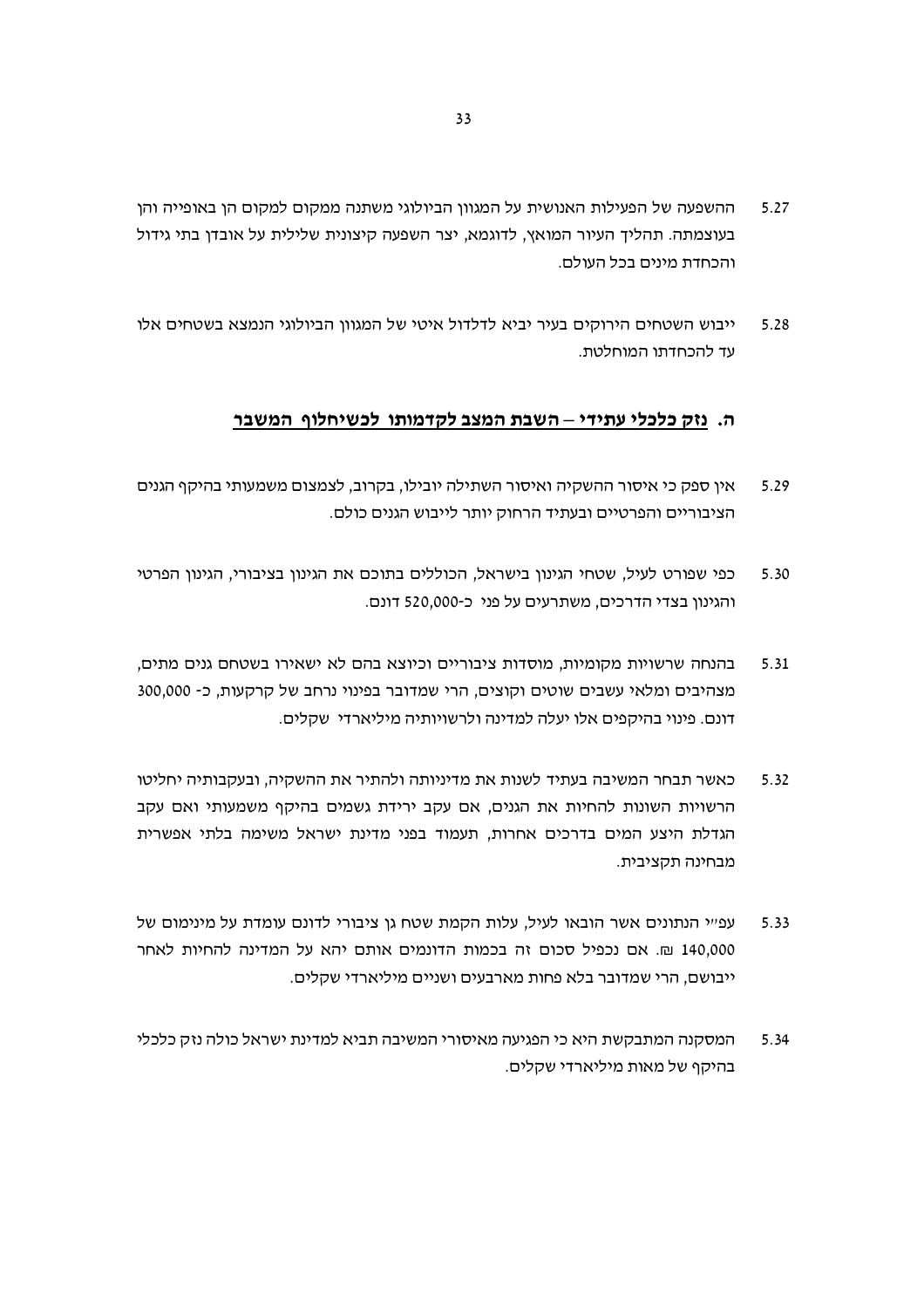5.27 ההשפעה של הפעילות האנושית על המגוון הביולוגי משתנה ממקום למקום הן באופייה והן בעוצמתה. תהליך העיור המואץ, לדוגמא, יצר השפעה קיצונית שלילית על אובדן בתי גידול והכחדת מינים בכל העולם.

5.28 ייבוש השטחים הירוקים בעיר יביא לדלדול איטי של המגוון הביולוגי הנמצא בשטחים אלו עד להכחדתו המוחלטת.

## ה. נזק כלכלי עתידי – השבת המצב לקדמותו לכשיחלוף המשבר

5.29 אין ספק כי איסור ההשקיה ואיסור השתילה יובילו, בקרוב, לצמצום משמעותי בהיקף הגנים הציבוריים והפרטיים ובעתיד הרחוק יותר לייבוש הגנים כולם.

5.30 כפי שפורט לעיל, שטחי הגינון בישראל, הכוללים בתוכם את הגינון בציבורי, הגינון הפרטי והגינון בצדי הדרכים, משתרעים על פני כ-520,000 דונם.

5.31 בהנחה שרשויות מקומיות, מוסדות ציבוריים וכיוצא בהם לא ישאירו בשטחם גנים מתים, מצהיבים ומלאי עשבים שוטים וקוצים, הרי שמדובר בפינוי נרחב של קרקעות, כ- 300,000 דונם. פינוי בהיקפים אלו יעלה למדינה ולרשויותיה מיליארדי שקלים.

5.32 כאשר תבחר המשיבה בעתיד לשנות את מדיניותה ולהתיר את ההשקיה, ובעקבותיה יחליטו הרשויות השונות להחיות את הגנים, אם עקב ירידת גשמים בהיקף משמעותי ואם עקב הגדלת היצע המים בדרכים אחרות, תעמוד בפני מדינת ישראל משימה בלתי אפשרית מבחינה תקציבית.

5.33 עפ"י הנתונים אשר הובאו לעיל, עלות הקמת שטח גן ציבורי לדונם עומדת על מינימום של 140,000 ₪. אם נכפיל סכום זה בכמות הדונמים אותם יהא על המדינה להחיות לאחר ייבושם, הרי שמדובר בלא פחות מארבעים ושניים מיליארדי שקלים.

5.34 המסקנה המתבקשת היא כי הפגיעה מאיסורי המשיבה תביא למדינת ישראל כולה נזק כלכלי בהיקף של מאות מיליארדי שקלים.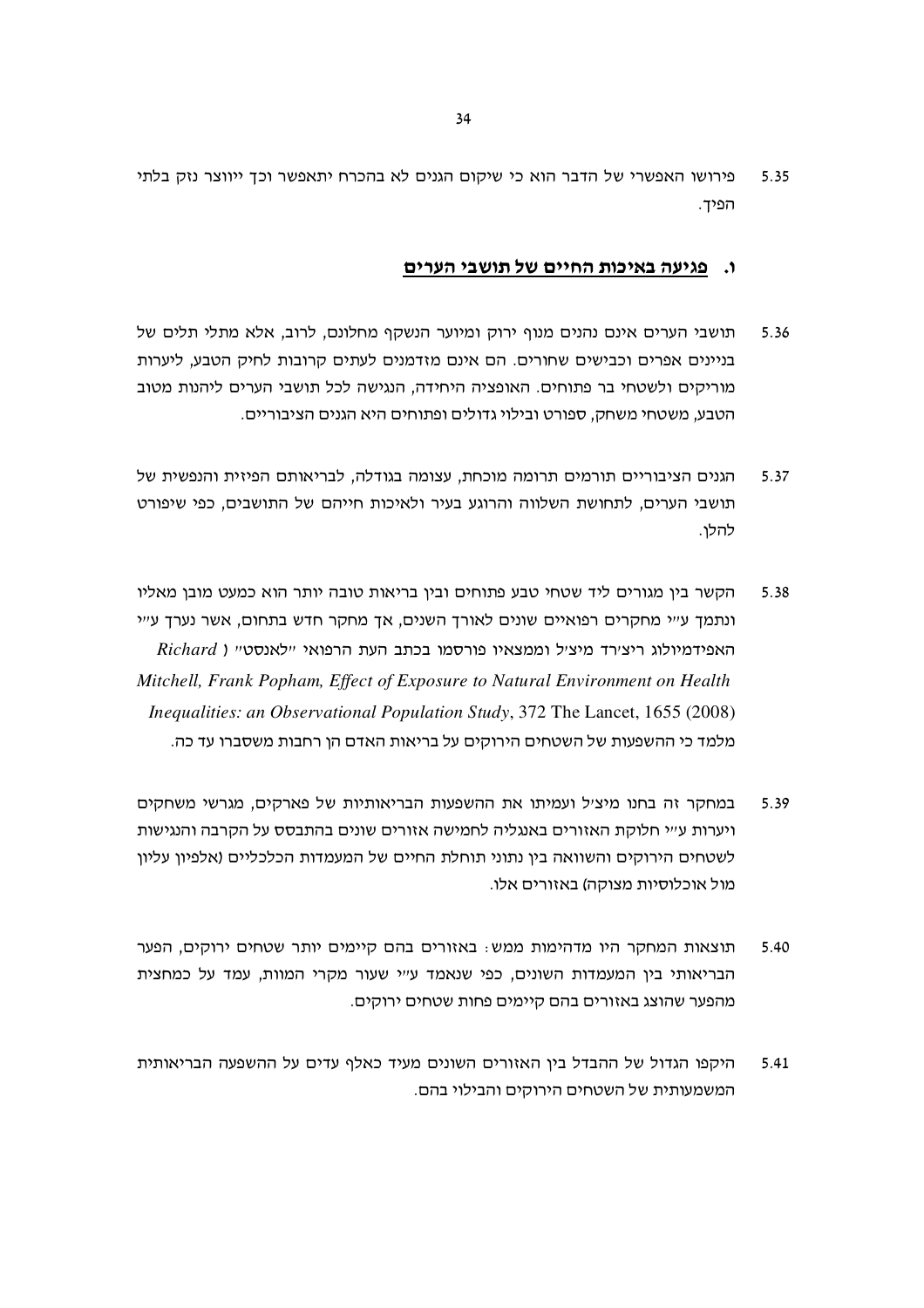5.35 פירושו האפשרי של הדבר הוא כי שיקום הגנים לא בהכרח יתאפשר וכך ייווצר נזק בלתי הפיך.

## ו. פגיעה באיכות החיים של תושבי הערים

5.36 תושבי הערים אינם נהנים מנוף ירוק ומיועד הנשקף מחלונם, לרוב, אלא מתלי תלים של בניינים אפרים וכבישים שחורים. הם אינם מזדמנים לעתים קרובות לחיק הטבע, ליערות מוריקים ולשטחי בר פתוחים. האופציה היחידה, הנגישה לכל תושבי הערים ליהנות מטוב הטבע, משטחי משחק, ספורט ובילוי גדולים ופתוחים היא הגנים הציבוריים.

5.37 הגנים הציבוריים תורמים תרומה מוכחת, עצומה בגודלה, לבריאותם הפיזית והנפשית של תושבי הערים, לתחושת השלווה והרוגע בעיר ולאיכות חייהם של התושבים, כפי שיפורט להלן.

5.38 הקשר בין מגורים ליד שטחי טבע פתוחים ובין בריאות טובה יותר הוא כמעט מובן מאליו ונתמך ע"י מחקרים רפואיים שונים לאורך השנים, אך מחקר חדש בתחום, אשר נערך ע"י האפידמיולוג ריצ'רד מיצ'ל וממצאיו פורסמו בכתב העת הרפואי "לאנסט" ( *Richard Mitchell, Frank Popham, Effect of Exposure to Natural Environment on Health Inequalities: an Observational Population Study*, 372 The Lancet, 1655 (2008) מלמד כי ההשפעות של השטחים הירוקים על בריאות האדם הן רחבות משסברו עד כה.

5.39 במחקר זה בחנו מיצ'ל ועמיתו את ההשפעות הבריאותיות של פארקים, מגרשי משחקים ויערות ע"י חלוקת האזורים באנגליה לחמישה אזורים שונים בהתבסס על הקרבה והנגישות לשטחים הירוקים והשוואה בין נתוני תוחלת החיים של המעמדות הכלכליים (אלפיון עליון מול אוכלוסיות מצוקה) באזורים אלו.

5.40 תוצאות המחקר היו מדהימות ממש: באזורים בהם קיימים יותר שטחים ירוקים, הפער הבריאותי בין המעמדות השונים, כפי שנאמד ע"י שעור מקרי המוות, עמד על כמחצית מהפער שהוצג באזורים בהם קיימים פחות שטחים ירוקים.

5.41 היקפו הגדול של ההבדל בין האזורים השונים מעיד כאלף עדים על ההשפעה הבריאותית המשמעותית של השטחים הירוקים והבילוי בהם.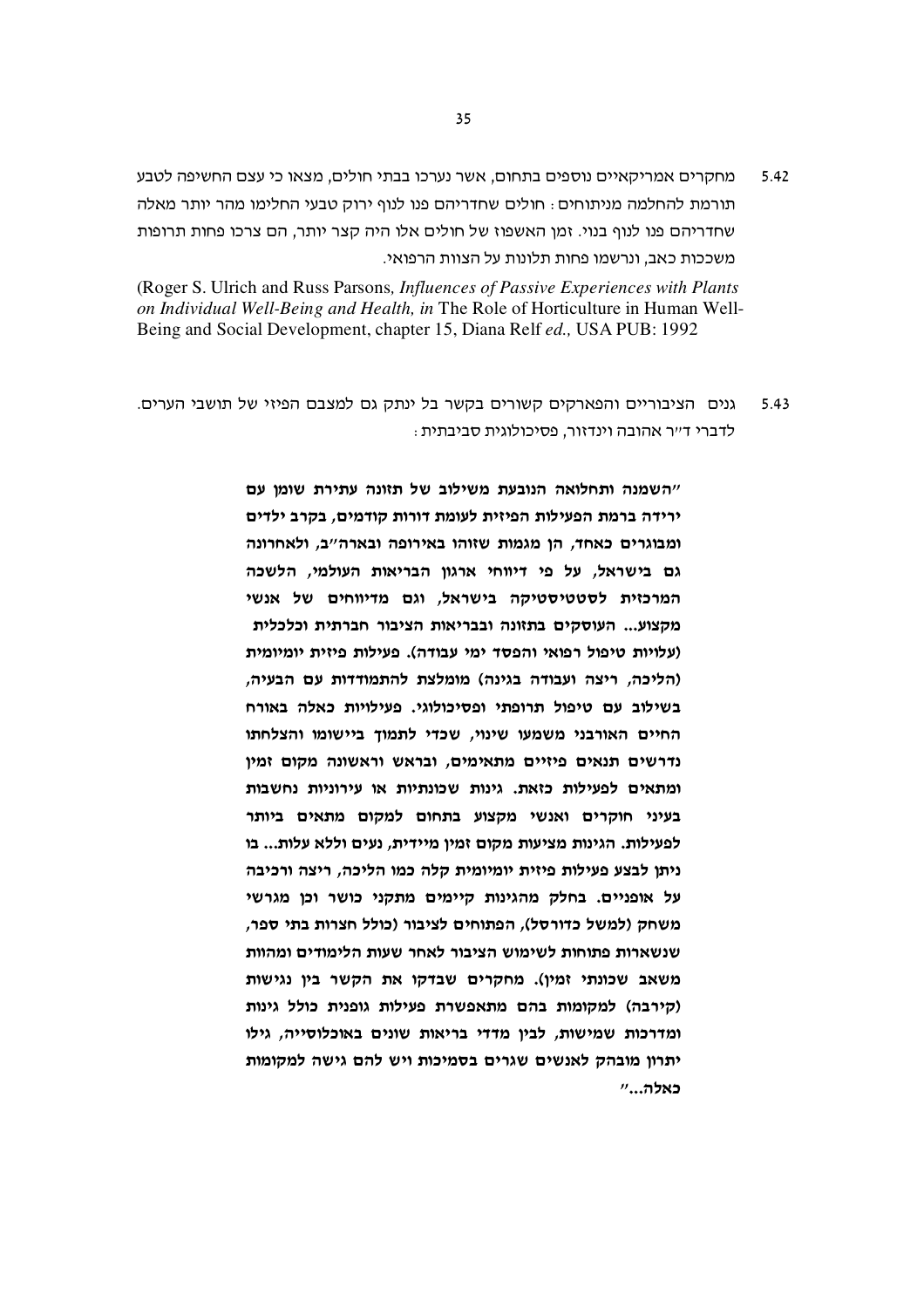5.42 מחקרים אמריקאיים נוספים בתחום, אשר נערכו בבתי חולים, מצאו כי עצם החשיפה לטבע תורמת להחלמה מניתוחים: חולים שחדריהם פנו לנוף ירוק טבעי החלימו מהר יותר מאלה שחדריהם פנו לנוף בנוי. זמן האשפוז של חולים אלו היה קצר יותר, הם צרכו פחות תרופות משככות כאב, ונרשמו פחות תלונות על הצוות הרפואי.

(Roger S. Ulrich and Russ Parsons*, Influences of Passive Experiences with Plants on Individual Well-Being and Health, in* The Role of Horticulture in Human Well-Being and Social Development, chapter 15, Diana Relf *ed.,* USA PUB: 1992

5.43 גנים הציבוריים והפארקים קשורים בקשר בל ינתק גם למצבם הפיזי של תושבי הערים. לדברי ד"ר אהובה וינדזור, פסיכולוגית סביבתית:

> **"השמנה ותחלואה הנובעת משילוב של תזונה עתירת שומן עם ירידה ברמת הפעילות הפיזית לעומת דורות קודמים, בקרב ילדים ומבוגרים כאחד, הן מגמות שזוהו באירופה ובארה"ב, ולאחרונה גם בישראל, על פי דיווחי ארגון הבריאות העולמי, הלשכה המרכזית לסטטיסטיקה בישראל, וגם מדיווחים של אנשי מקצוע... העוסקים בתזונה ובבריאות הציבור חברתית וכלכלית (עלויות טיפול רפואי והפסד ימי עבודה). פעילות פיזית יומיומית (הליכה, ריצה ועבודה בגינה) מומלצת להתמודדות עם הבעיה, בשילוב עם טיפול תרופתי ופסיכולוגי. פעילויות כאלה באורח החיים האורבני משמעו שינוי, שכדי לתמוך ביישומו והצלחתו נדרשים תנאים פיזיים מתאימים, ובראש וראשונה מקום זמין ומתאים לפעילות כזאת. גינות שכונתיות או עירוניות נחשבות בעיני חוקרים ואנשי מקצוע בתחום למקום מתאים ביותר לפעילות. הגינות מציעות מקום זמין מיידית, נעים וללא עלות... בו ניתן לבצע פעילות פיזית יומיומית קלה כמו הליכה, ריצה ורכיבה על אופניים. בחלק מהגינות קיימים מתקני כושר וכן מגרשי משחק (למשל כדורסל), הפתוחים לציבור (כולל חצרות בתי ספר, שנשארות פתוחות לשימוש הציבור לאחר שעות הלימודים ומהוות משאב שכונתי זמין). מחקרים שבדקו את הקשר בין נגישות (קירבה) למקומות בהם מתאפשרת פעילות גופנית כולל גינות ומדרכות שמישות, לבין מדדי בריאות שונים באוכלוסייה, גילו יתרון מובהק לאנשים שגרים בסמיכות ויש להם גישה למקומות כאלה..."**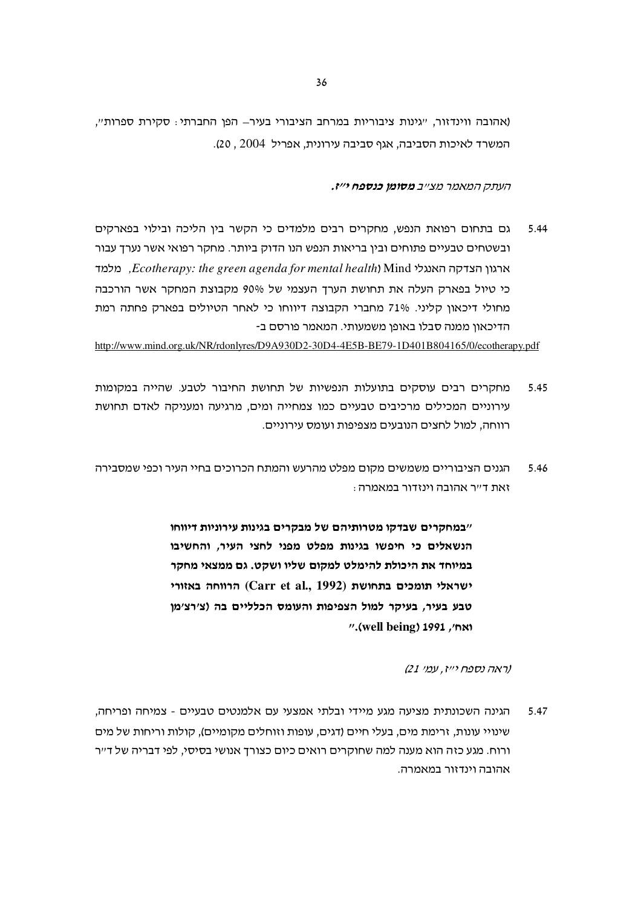(אהובה ווינדזור, "גינות ציבוריות במרחב הציבורי בעיר– הפן החברתי: סקירת ספרות", המשרד לאיכות הסביבה, אגף סביבה עירונית, אפריל 2004 , 20).

*העתק המאמר מצ"ב **מסומן כנספח י"ז.***

5.44 גם בתחום רפואת הנפש, מחקרים רבים מלמדים כי הקשר בין הליכה ובילוי בפארקים ובשטחים טבעיים פתוחים ובין בריאות הנפש הנו הדוק ביותר. מחקר רפואי אשר נערך עבור ארגון הצדקה האנגלי Mind (*Ecotherapy: the green agenda for mental health*), מלמד כי טיול בפארק העלה את תחושת הערך העצמי של 90% מקבוצת המחקר אשר הורכבה מחולי דיכאון קליני. 71% מחברי הקבוצה דיווחו כי לאחר הטיולים בפארק פחתה רמת הדיכאון ממנה סבלו באופן משמעותי. המאמר פורסם ב-
http://www.mind.org.uk/NR/rdonlyres/D9A930D2-30D4-4E5B-BE79-1D401B804165/0/ecotherapy.pdf

5.45 מחקרים רבים עוסקים בתועלות הנפשיות של תחושת החיבור לטבע. שהייה במקומות עירוניים המכילים מרכיבים טבעיים כמו צמחייה ומים, מרגיעה ומעניקה לאדם תחושת רווחה, למול לחצים הנובעים מצפיפות ועומס עירוניים.

5.46 הגנים הציבוריים משמשים מקום מפלט מהרעש והמתח הכרוכים בחיי העיר וכפי שמסבירה זאת ד"ר אהובה וינדזור במאמרה:

> **"במחקרים שבדקו מטרותיהם של מבקרים בגינות עירוניות דיווחו הנשאלים כי חיפשו בגינות מפלט מפני לחצי העיר, והחשיבו במיוחד את היכולת להימלט למקום שליו ושקט. גם ממצאי מחקר ישראלי תומכים בתחושת (Carr et al., 1992) הרווחה באזורי טבע בעיר, בעיקר למול הצפיפות והעומס הכלליים בה (צ'רצ'מן ואח', 1991 (well being)."**

*(ראה נספח י"ז, עמ' 21)*

5.47 הגינה השכונתית מציעה מגע מיידי ובלתי אמצעי עם אלמנטים טבעיים - צמיחה ופריחה, שינויי עונות, זרימת מים, בעלי חיים (דגים, עופות וזוחלים מקומיים), קולות וריחות של מים ורוח. מגע כזה הוא מענה למה שחוקרים רואים כיום כצורך אנושי בסיסי, לפי דבריה של ד"ר אהובה וינדזור במאמרה.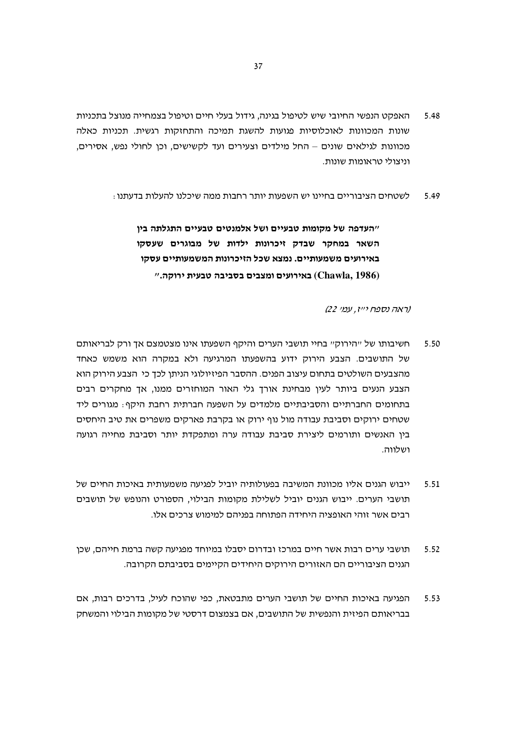5.48 האפקט הנפשי החיובי שיש לטיפול בגינה, גידול בעלי חיים וטיפול בצמחייה מנוצל בתכניות שונות המכוונות לאוכלוסיות פגועות להשגת תמיכה והתחזקות רגשית. תכניות כאלה מכוונות לגילאים שונים – החל מילדים וצעירים ועד לקשישים, וכן לחולי נפש, אסירים, וניצולי טראומות שונות.

5.49 לשטחים הציבוריים בחיינו יש השפעות יותר רחבות ממה שיכלנו להעלות בדעתנו:

> **"העדפה של מקומות טבעיים ושל אלמנטים טבעיים התגלתה בין השאר במחקר שבדק זיכרונות ילדות של מבוגרים שעסקו באירועים משמעותיים. נמצא שכל הזיכרונות המשמעותיים עסקו באירועים ומצבים בסביבה טבעית ירוקה." (Chawla, 1986)**

*(ראה נספח י"ז, עמ' 22)*

5.50 חשיבותו של "הירוק" בחיי תושבי הערים והיקף השפעתו אינו מצטמצם אך ורק לבריאותם של התושבים. הצבע הירוק ידוע בהשפעתו המרגיעה ולא במקרה הוא משמש כאחד מהצבעים השולטים בתחום עיצוב הפנים. ההסבר הפיזיולוגי הניתן לכך כי הצבע הירוק הוא הצבע הנעים ביותר לעין מבחינת אורך גלי האור המוחזרים ממנו, אך מחקרים רבים בתחומים החברתיים והסביבתיים מלמדים על השפעה חברתית רחבת היקף: מגורים ליד שטחים ירוקים וסביבת עבודה מול נוף ירוק או בקרבת פארקים משפרים את טיב היחסים בין האנשים ותורמים ליצירת סביבת עבודה ערה ומתפקדת יותר וסביבת מחייה רגועה ושלווה.

5.51 ייבוש הגנים אליו מכוונת המשיבה בפעולותיה יוביל לפגיעה משמעותית באיכות החיים של תושבי הערים. ייבוש הגנים יוביל לשלילת מקומות הבילוי, הספורט והנופש של תושבים רבים אשר זוהי האופציה היחידה הפתוחה בפניהם למימוש צרכים אלו.

5.52 תושבי ערים רבות אשר חיים במרכז ובדרום יסבלו במיוחד מפגיעה קשה ברמת חייהם, שכן הגנים הציבוריים הם האזורים הירוקים היחידים הקיימים בסביבתם הקרובה.

5.53 הפגיעה באיכות החיים של תושבי הערים מתבטאת, כפי שהוכח לעיל, בדרכים רבות, אם בבריאותם הפיזית והנפשית של התושבים, אם בצמצום דרסטי של מקומות הבילוי והמשחק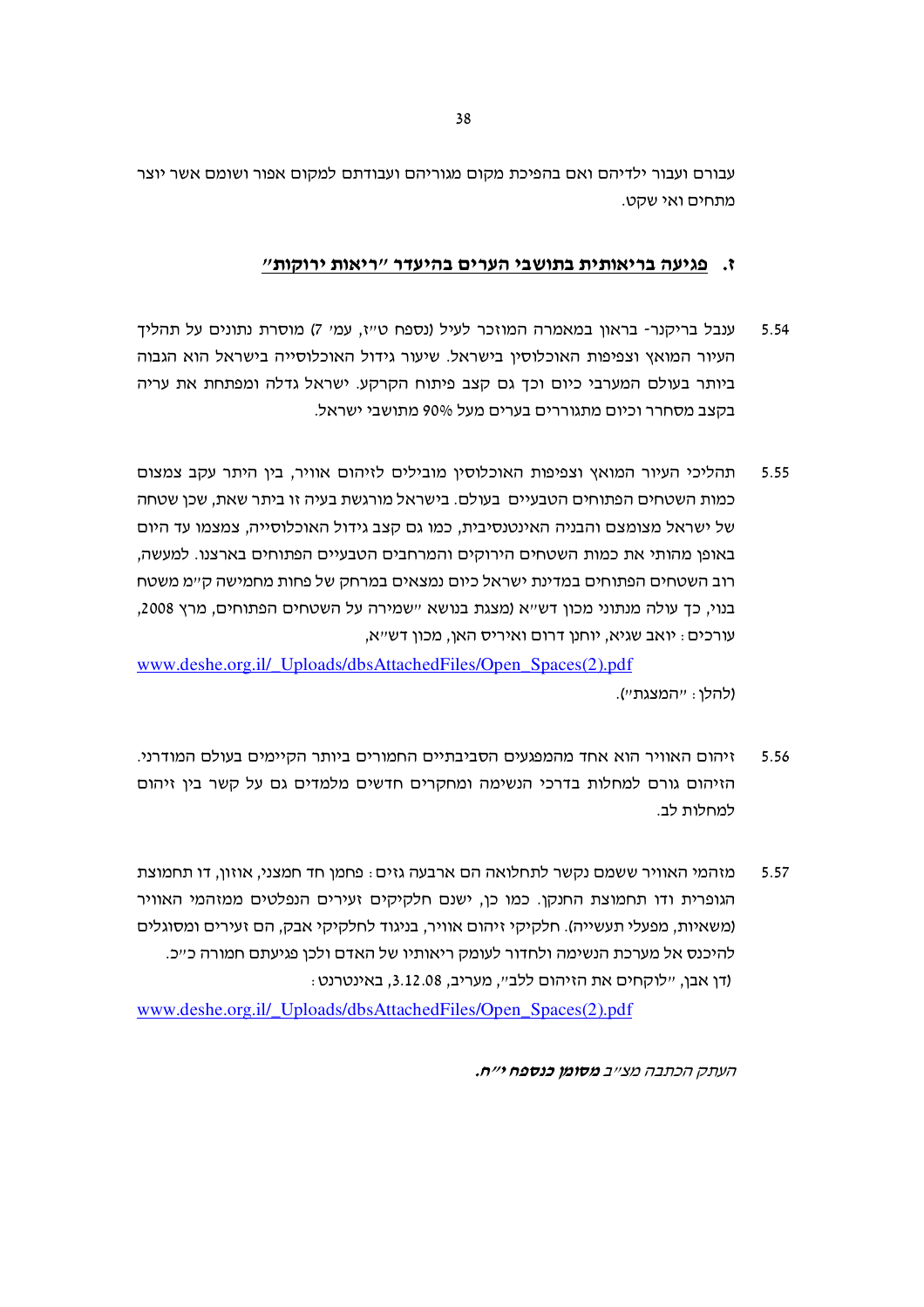עבורם ועבור ילדיהם ואם בהפיכת מקום מגוריהם ועבודתם למקום אפור ושומם אשר יוצר מתחים ואי שקט.

## ז. **פגיעה בריאותית בתושבי הערים בהיעדר "ריאות ירוקות"**

5.54 ענבל בריקנר- בראון במאמרה המוזכר לעיל (נספח ט"ז, עמ' 7) מוסרת נתונים על תהליך העיור המואץ וצפיפות האוכלוסין בישראל. שיעור גידול האוכלוסייה בישראל הוא הגבוה ביותר בעולם המערבי כיום וכך גם קצב פיתוח הקרקע. ישראל גדלה ומפתחת את עריה בקצב מסחרר וכיום מתגוררים בערים מעל 90% מתושבי ישראל.

5.55 תהליכי העיור המואץ וצפיפות האוכלוסין מובילים לזיהום אוויר, בין היתר עקב צמצום כמות השטחים הפתוחים הטבעיים בעולם. בישראל מורגשת בעיה זו ביתר שאת, שכן שטחה של ישראל מצומצם והבניה האינטנסיבית, כמו גם קצב גידול האוכלוסייה, צמצמו עד היום באופן מהותי את כמות השטחים הירוקים והמרחבים הטבעיים הפתוחים בארצנו. למעשה, רוב השטחים הפתוחים במדינת ישראל כיום נמצאים במרחק של פחות מחמישה ק"מ משטח בנוי, כך עולה מנתוני מכון דש"א (מצגת בנושא "שמירה על השטחים הפתוחים, מרץ 2008, עורכים: יואב שגיא, יוחנן דרום ואיריס האן, מכון דש"א,

www.deshe.org.il/_Uploads/dbsAttachedFiles/Open_Spaces(2).pdf

(להלן: "המצגת").

5.56 זיהום האוויר הוא אחד מהמפגעים הסביבתיים החמורים ביותר הקיימים בעולם המודרני. הזיהום גורם למחלות בדרכי הנשימה ומחקרים חדשים מלמדים גם על קשר בין זיהום למחלות לב.

5.57 מזהמי האוויר ששמם נקשר לתחלואה הם ארבעה גזים: פחמן חד חמצני, אוזון, דו תחמוצת הגופרית ודו תחמוצת החנקן. כמו כן, ישנם חלקיקים זעירים הנפלטים ממזהמי האוויר (משאיות, מפעלי תעשייה). חלקיקי זיהום אוויר, בניגוד לחלקיקי אבק, הם זעירים ומסוגלים להיכנס אל מערכת הנשימה ולחדור לעומק ריאותיו של האדם ולכן פגיעתם חמורה כ"כ. (דן אבן, "לוקחים את הזיהום ללב", מעריב, 3.12.08, באינטרנט:

www.deshe.org.il/_Uploads/dbsAttachedFiles/Open_Spaces(2).pdf

*העתק הכתבה מצ"ב* ***מסומן כנספח י"ח.***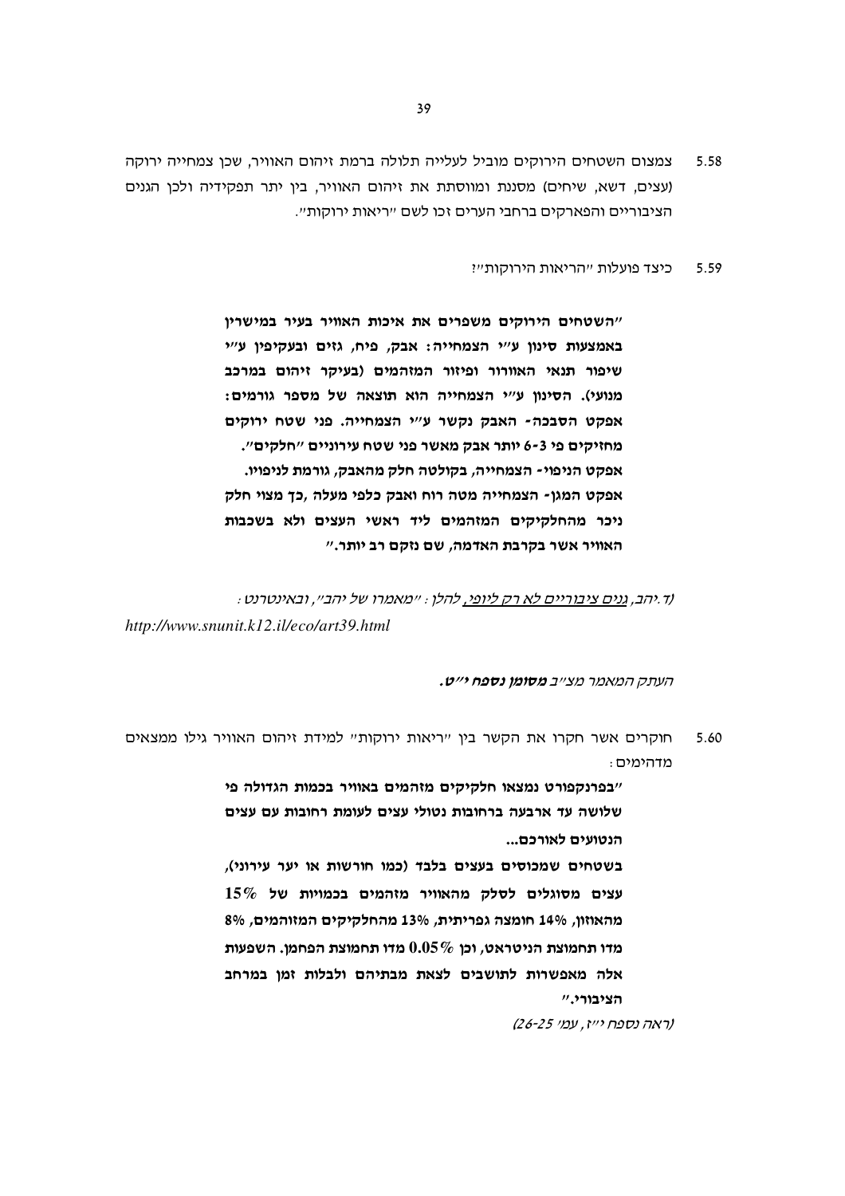5.58 צמצום השטחים הירוקים מוביל לעלייה תלולה ברמת זיהום האוויר, שכן צמחייה ירוקה (עצים, דשא, שיחים) מסננת ומווסתת את זיהום האוויר, בין יתר תפקידיה ולכן הגנים הציבוריים והפארקים ברחבי הערים זכו לשם "ריאות ירוקות".

5.59 כיצד פועלות "הריאות הירוקות"?

> **"השטחים הירוקים משפרים את איכות האוויר בעיר במישרין באמצעות סינון ע"י הצמחייה: אבק, פיח, גזים ובעקיפין ע"י שיפור תנאי האוורור ופיזור המזהמים (בעיקר זיהום במרכב מנועי). הסינון ע"י הצמחייה הוא תוצאה של מספר גורמים: אפקט הסבכה- האבק נקשר ע"י הצמחייה. פני שטח ירוקים מחזיקים פי 3-6 יותר אבק מאשר פני שטח עירוניים "חלקים". אפקט הניפוי- הצמחייה, בקולטה חלק מהאבק, גורמת לניפויו. אפקט המגן- הצמחייה מטה רוח ואבק כלפי מעלה ,כך מצוי חלק ניכר מהחלקיקים המזהמים ליד ראשי העצים ולא בשכבות האוויר אשר בקרבת האדמה, שם נזקם רב יותר."**

*(ד.יהב, גנים ציבוריים לא רק ליופי, להלן: "מאמרו של יהב", ובאינטרנט:*
*http://www.snunit.k12.il/eco/art39.html*

*העתק המאמר מצ"ב **מסומן נספח י"ט.***

5.60 חוקרים אשר חקרו את הקשר בין "ריאות ירוקות" למידת זיהום האוויר גילו ממצאים מדהימים:

> **"בפרנקפורט נמצאו חלקיקים מזהמים באוויר בכמות הגדולה פי שלושה עד ארבעה ברחובות נטולי עצים לעומת רחובות עם עצים הנטועים לאורכם...**
>
> **בשטחים שמכוסים בעצים בלבד (כמו חורשות או יער עירוני), עצים מסוגלים לסלק מהאוויר מזהמים בכמויות של 15% מהאוזון, 14% חומצה גפריתית, 13% מהחלקיקים המזוהמים, 8% מדו תחמוצת הניטראט, וכן 0.05% מדו תחמוצת הפחמן. השפעות אלה מאפשרות לתושבים לצאת מבתיהם ולבלות זמן במרחב הציבורי."**
>
> *(ראה נספח י"ז, עמ' 25-26)*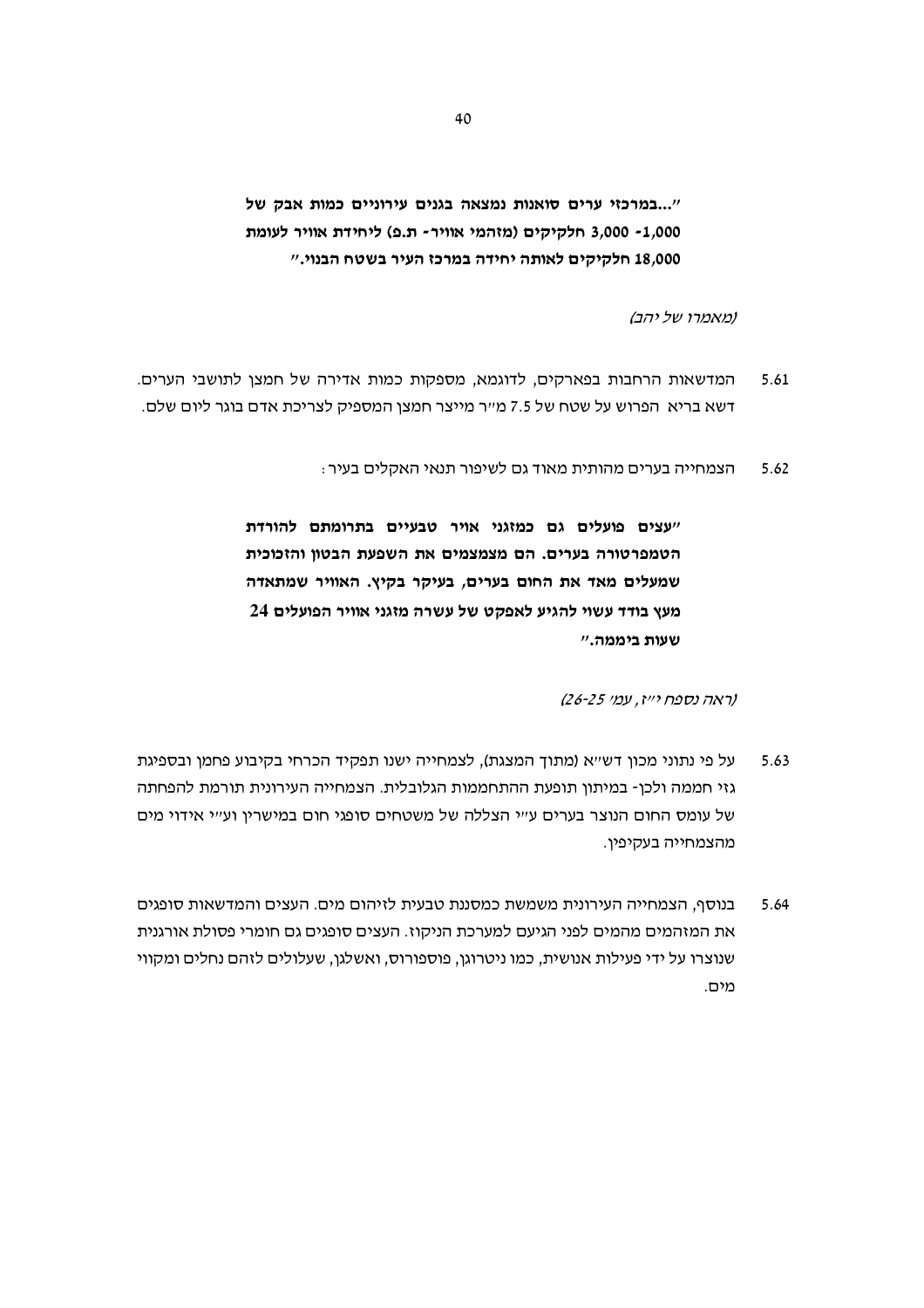**"...במרכזי ערים סואנות נמצאה בגנים עירוניים כמות אבק של 1,000- 3,000 חלקיקים (מזהמי אוויר- ת.פ) ליחידת אוויר לעומת 18,000 חלקיקים לאותה יחידה במרכז העיר בשטח הבנוי."**

*(מאמרו של יהב)*

5.61 המדשאות הרחבות בפארקים, לדוגמא, מספקות כמות אדירה של חמצן לתושבי הערים. דשא בריא הפרוש על שטח של 7.5 מ"ר מייצר חמצן המספיק לצריכת אדם בוגר ליום שלם.

5.62 הצמחייה בערים מהותית מאוד גם לשיפור תנאי האקלים בעיר:

**"עצים פועלים גם כמזגני אויר טבעיים בתרומתם להורדת הטמפרטורה בערים. הם מצמצמים את השפעת הבטון והזכוכית שמעלים מאד את החום בערים, בעיקר בקיץ. האוויר שמתאדה מעץ בודד עשוי להגיע לאפקט של עשרה מזגני אוויר הפועלים 24 שעות ביממה."**

*(ראה נספח י"ז, עמ' 25-26)*

5.63 על פי נתוני מכון דש"א (מתוך המצגת), לצמחייה ישנו תפקיד הכרחי בקיבוע פחמן ובספיגת גזי חממה ולכן- במיתון תופעת ההתחממות הגלובלית. הצמחייה העירונית תורמת להפחתה של עומס החום הנוצר בערים ע"י הצללה של משטחים סופגי חום במישרין וע"י אידוי מים מהצמחייה בעקיפין.

5.64 בנוסף, הצמחייה העירונית משמשת כמסננת טבעית לזיהום מים. העצים והמדשאות סופגים את המזהמים מהמים לפני הגיעם למערכת הניקוז. העצים סופגים גם חומרי פסולת אורגנית שנוצרו על ידי פעילות אנושית, כמו ניטרוגן, פוספורוס, ואשלגן, שעלולים לזהם נחלים ומקווי מים.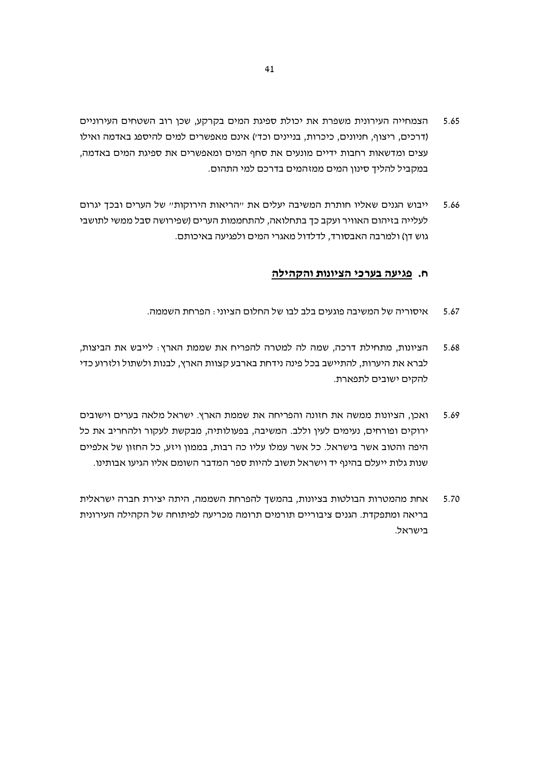5.65 הצמחייה העירונית משפרת את יכולת ספיגת המים בקרקע, שכן רוב השטחים העירוניים (דרכים, ריצוף, חניונים, כיכרות, בניינים וכד') אינם מאפשרים למים להיספג באדמה ואילו עצים ומדשאות רחבות ידיים מונעים את סחף המים ומאפשרים את ספיגת המים באדמה, במקביל להליך סינון המים ממזהמים בדרכם למי התהום.

5.66 ייבוש הגנים שאליו חותרת המשיבה יעלים את "הריאות הירוקות" של הערים ובכך יגרום לעלייה בזיהום האוויר ועקב כך בתחלואה, להתחממות הערים (שפירושה סבל ממשי לתושבי גוש דן) ולמרבה האבסורד, לדלדול מאגרי המים ולפגיעה באיכותם.

## ח. פגיעה בערכי הציונות והקהילה

5.67 איסוריה של המשיבה פוגעים בלב לבו של החלום הציוני: הפרחת השממה.

5.68 הציונות, מתחילת דרכה, שמה לה למטרה להפריח את שממת הארץ: לייבש את הביצות, לברא את היערות, להתיישב בכל פינה נידחת בארבע קצוות הארץ, לבנות ולשתול ולזרוע כדי להקים ישובים לתפארת.

5.69 ואכן, הציונות ממשה את חזונה והפריחה את שממת הארץ. ישראל מלאה בערים וישובים ירוקים ופורחים, נעימים לעין וללב. המשיבה, בפעולותיה, מבקשת לעקור ולהחריב את כל היפה והטוב אשר בישראל. כל אשר עמלו עליו כה רבות, בממון ויזע, כל החזון של אלפיים שנות גלות ייעלם בהינף יד וישראל תשוב להיות ספר המדבר השומם אליו הגיעו אבותינו.

5.70 אחת מהמטרות הבולטות בציונות, בהמשך להפרחת השממה, היתה יצירת חברה ישראלית בריאה ומתפקדת. הגנים ציבוריים תורמים תרומה מכריעה לפיתוחה של הקהילה העירונית בישראל.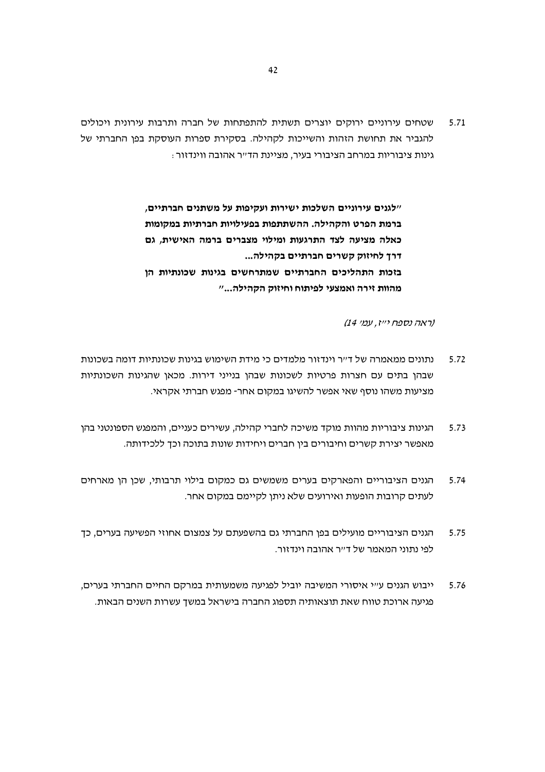5.71 שטחים עירוניים ירוקים יוצרים תשתית להתפתחות של חברה ותרבות עירונית ויכולים להגביר את תחושת הזהות והשייכות לקהילה. בסקירת ספרות העוסקת בפן החברתי של גינות ציבוריות במרחב הציבורי בעיר, מציינת הד"ר אהובה ווינדזור:

> **"לגנים עירוניים השלכות ישירות ועקיפות על משתנים חברתיים, ברמת הפרט והקהילה. ההשתתפות בפעילויות חברתיות במקומות כאלה מציעה לצד התרגעות ומילוי מצברים ברמה האישית, גם דרך לחיזוק קשרים חברתיים בקהילה...**
>
> **בזכות התהליכים החברתיים שמתרחשים בגינות שכונתיות הן מהוות זירה ואמצעי לפיתוח וחיזוק הקהילה..."**

*(ראה נספח י"ז, עמ' 14)*

5.72 נתונים ממאמרה של ד"ר וינדזור מלמדים כי מידת השימוש בגינות שכונתיות דומה בשכונות שבהן בתים עם חצרות פרטיות לשכונות שבהן בנייני דירות. מכאן שהגינות השכונתיות מציעות משהו נוסף שאי אפשר להשיגו במקום אחר- מפגש חברתי אקראי.

5.73 הגינות ציבוריות מהוות מוקד משיכה לחברי קהילה, עשירים כעניים, והמפגש הספונטני בהן מאפשר יצירת קשרים וחיבורים בין חברים ויחידות שונות בתוכה וכך ללכידותה.

5.74 הגנים הציבוריים והפארקים בערים משמשים גם כמקום בילוי תרבותי, שכן הן מארחים לעתים קרובות הופעות ואירועים שלא ניתן לקיימם במקום אחר.

5.75 הגנים הציבוריים מועילים בפן החברתי גם בהשפעתם על צמצום אחוזי הפשיעה בערים, כך לפי נתוני המאמר של ד"ר אהובה וינדזור.

5.76 ייבוש הגנים ע"י איסורי המשיבה יוביל לפגיעה משמעותית במרקם החיים החברתי בערים, פגיעה ארוכת טווח שאת תוצאותיה תספוג החברה בישראל במשך עשרות השנים הבאות.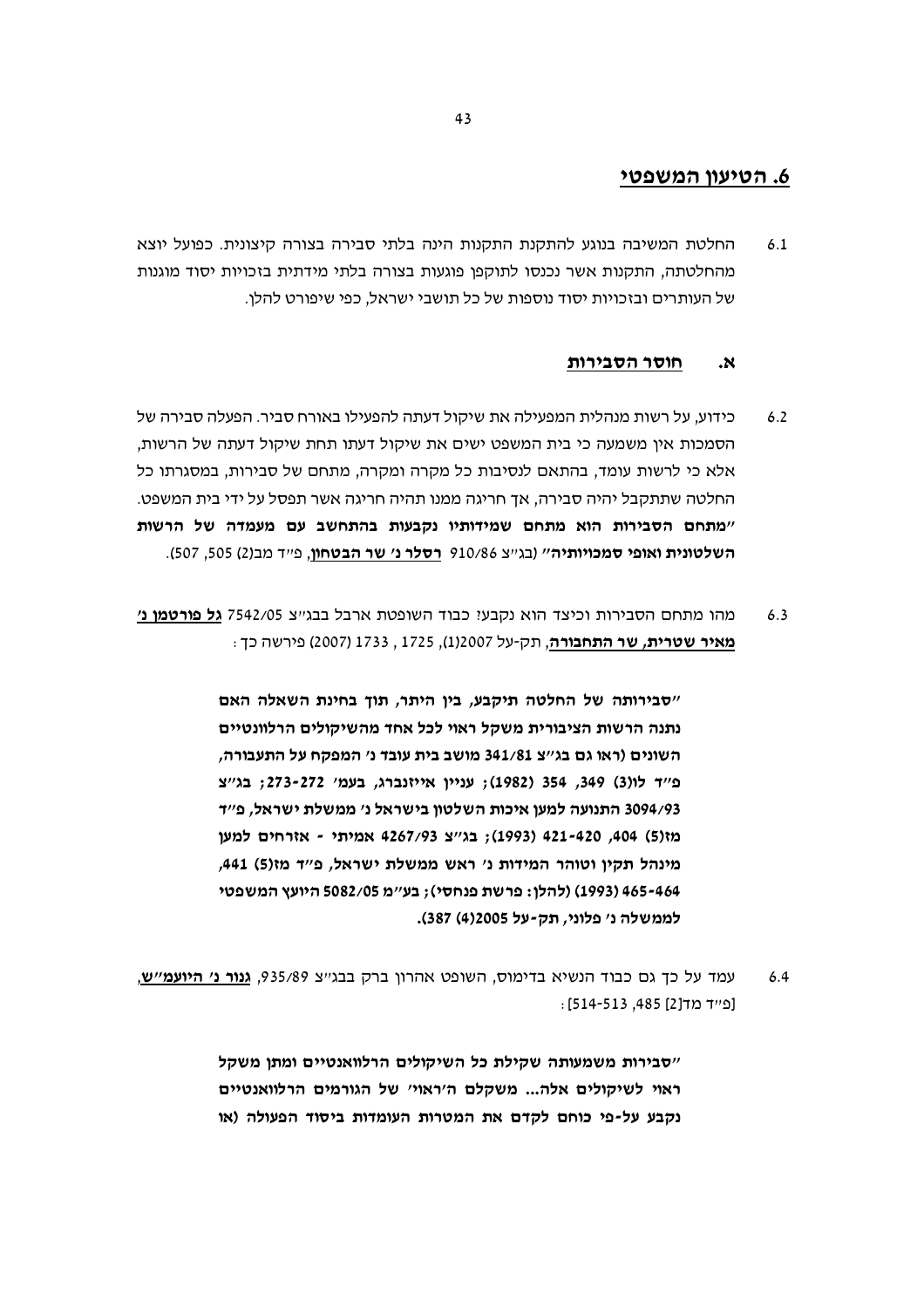## 6. הטיעון המשפטי

6.1 החלטת המשיבה בנוגע להתקנת התקנות הינה בלתי סבירה בצורה קיצונית. כפועל יוצא מהחלטתה, התקנות אשר נכנסו לתוקפן פוגעות בצורה בלתי מידתית בזכויות יסוד מוגנות של העותרים ובזכויות יסוד נוספות של כל תושבי ישראל, כפי שיפורט להלן.

### א. חוסר הסבירות

6.2 כידוע, על רשות מנהלית המפעילה את שיקול דעתה להפעילו באורח סביר. הפעלה סבירה של הסמכות אין משמעה כי בית המשפט ישים את שיקול דעתו תחת שיקול דעתה של הרשות, אלא כי לרשות עומד, בהתאם לנסיבות כל מקרה ומקרה, מתחם של סבירות, במסגרתו כל החלטה שתתקבל יהיה סבירה, אך חריגה ממנו תהיה חריגה אשר תפסל על ידי בית המשפט. **"מתחם הסבירות הוא מתחם שמידותיו נקבעות בהתחשב עם מעמדה של הרשות השלטונית ואופי סמכויותיה"** (בג"צ 910/86 **רסלר נ' שר הבטחון**, פ"ד מב(2) 505, 507).

6.3 מהו מתחם הסבירות וכיצד הוא נקבע? כבוד השופטת ארבל בבג"צ 7542/05 **גל פורטמן נ' מאיר שטרית, שר התחבורה**, תק-על 2007(1), 1725, 1733 (2007) פירשה כך:

> **"סבירותה של החלטה תיקבע, בין היתר, תוך בחינת השאלה האם נתנה הרשות הציבורית משקל ראוי לכל אחד מהשיקולים הרלוונטיים השונים (ראו גם בג"צ 341/81 מושב בית עובד נ' המפקח על התעבורה, פ"ד לו(3) 349, 354 (1982); עניין אייזנברג, בעמ' 272-273; בג"צ 3094/93 התנועה למען איכות השלטון בישראל נ' ממשלת ישראל, פ"ד מז(5) 404, 420-421 (1993); בג"צ 4267/93 אמיתי - אזרחים למען מינהל תקין וטוהר המידות נ' ראש ממשלת ישראל, פ"ד מז(5) 441, 464-465 (1993) (להלן: פרשת פנחסי); בע"מ 5082/05 היועץ המשפטי לממשלה נ' פלוני, תק-על 2005(4) 387).**

6.4 עמד על כך גם כבוד הנשיא בדימוס, השופט אהרון ברק בבג"צ 935/89, **גנור נ' היועמ"ש**, [פ"ד מד[2] 485, 513-514]:

> **"סבירות משמעותה שקילת כל השיקולים הרלוואנטיים ומתן משקל ראוי לשיקולים אלה... משקלם ה'ראוי' של הגורמים הרלוואנטיים נקבע על-פי כוחם לקדם את המטרות העומדות ביסוד הפעולה (או**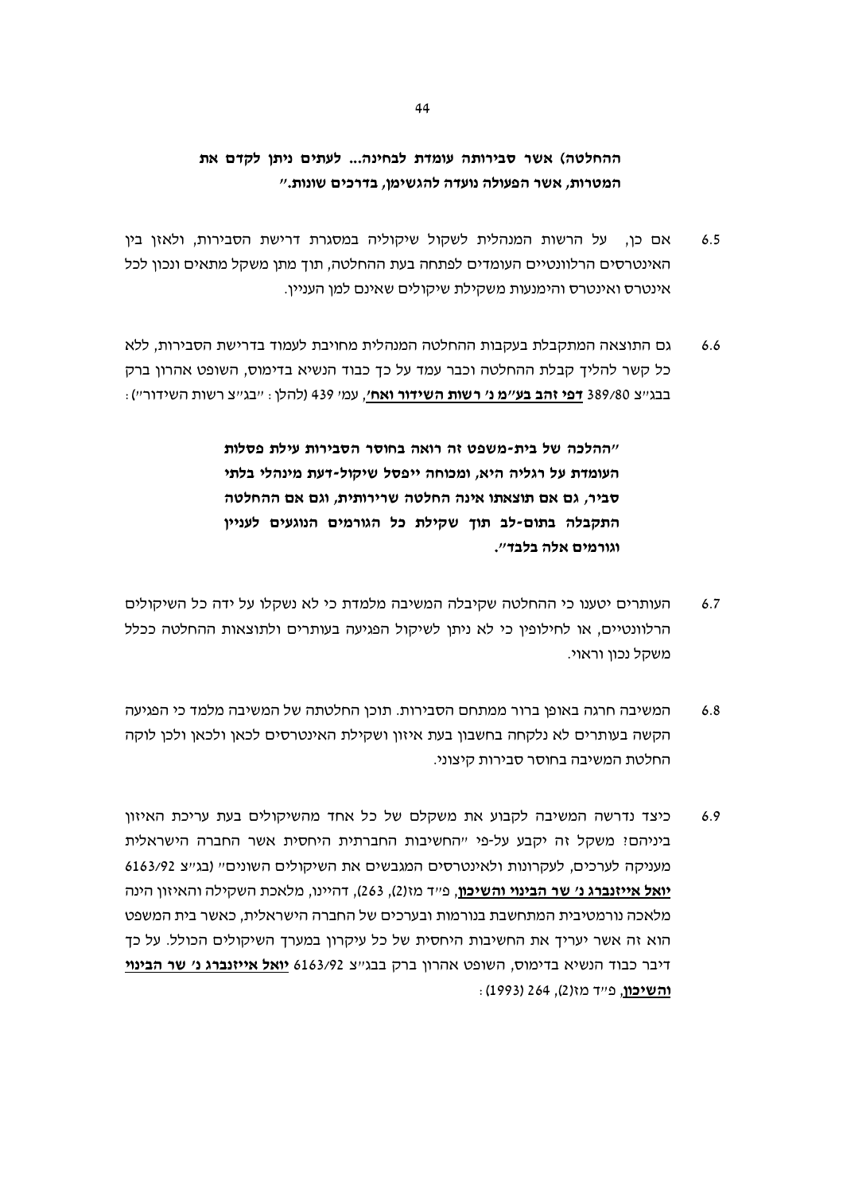**ההחלטה) אשר סבירותה עומדת לבחינה... לעתים ניתן לקדם את המטרות, אשר הפעולה נועדה להגשימן, בדרכים שונות."**

6.5 אם כן, על הרשות המנהלית לשקול שיקוליה במסגרת דרישת הסבירות, ולאזן בין האינטרסים הרלוונטיים העומדים לפתחה בעת ההחלטה, תוך מתן משקל מתאים ונכון לכל אינטרס ואינטרס והימנעות משקילת שיקולים שאינם למן העניין.

6.6 גם התוצאה המתקבלת בעקבות ההחלטה המנהלית מחויבת לעמוד בדרישת הסבירות, ללא כל קשר להליך קבלת ההחלטה וכבר עמד על כך כבוד הנשיא בדימוס, השופט אהרון ברק בבג"צ 389/80 **<u>דפי זהב בע"מ נ' רשות השידור ואח'</u>**, עמ' 439 (להלן: "בג"צ רשות השידור"):

> **"ההלכה של בית-משפט זה רואה בחוסר הסבירות עילת פסלות העומדת על רגליה היא, ומכוחה ייפסל שיקול-דעת מינהלי בלתי סביר, גם אם תוצאתו אינה החלטה שרירותית, וגם אם ההחלטה התקבלה בתום-לב תוך שקילת כל הגורמים הנוגעים לעניין וגורמים אלה בלבד".**

6.7 העותרים יטענו כי ההחלטה שקיבלה המשיבה מלמדת כי לא נשקלו על ידה כל השיקולים הרלוונטיים, או לחילופין כי לא ניתן לשיקול הפגיעה בעותרים ולתוצאות ההחלטה ככלל משקל נכון וראוי.

6.8 המשיבה חרגה באופן ברור ממתחם הסבירות. תוכן החלטתה של המשיבה מלמד כי הפגיעה הקשה בעותרים לא נלקחה בחשבון בעת איזון ושקילת האינטרסים לכאן ולכאן ולכן לוקה החלטת המשיבה בחוסר סבירות קיצוני.

6.9 כיצד נדרשה המשיבה לקבוע את משקלם של כל אחד מהשיקולים בעת עריכת האיזון ביניהם? משקל זה יקבע על-פי "החשיבות החברתית היחסית אשר החברה הישראלית מעניקה לערכים, לעקרונות ולאינטרסים המגבשים את השיקולים השונים" (בג"צ 6163/92 **<u>יואל אייזנברג נ' שר הבינוי והשיכון</u>**, פ"ד מז(2), 263), דהיינו, מלאכת השקילה והאיזון הינה מלאכה נורמטיבית המתחשבת בנורמות ובערכים של החברה הישראלית, כאשר בית המשפט הוא זה אשר יעריך את החשיבות היחסית של כל עיקרון במערך השיקולים הכולל. על כך דיבר כבוד הנשיא בדימוס, השופט אהרון ברק בבג"צ 6163/92 **<u>יואל אייזנברג נ' שר הבינוי והשיכון</u>**, פ"ד מז(2), 264 (1993):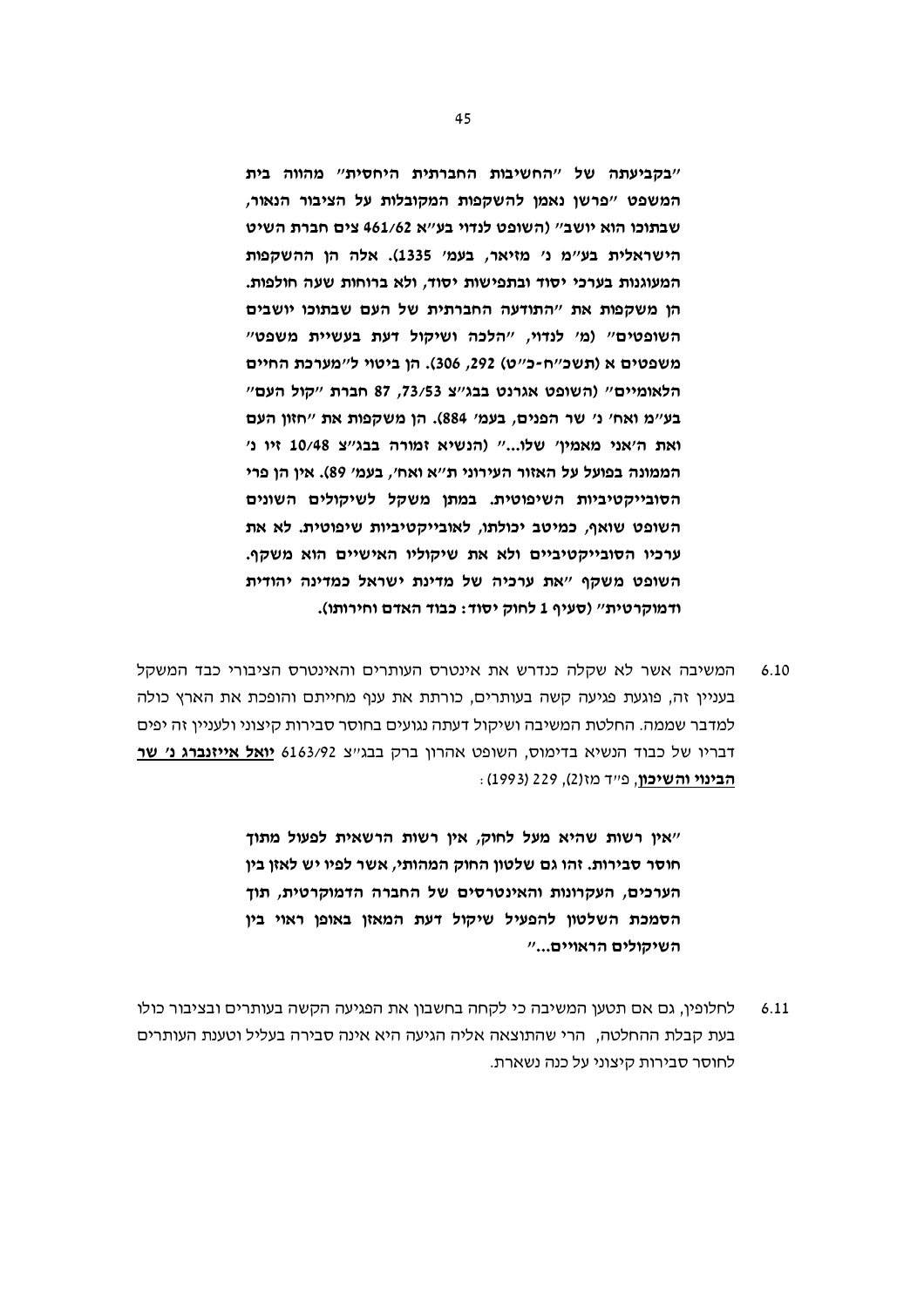**"בקביעתה של "החשיבות החברתית היחסית" מהווה בית המשפט "פרשן נאמן להשקפות המקובלות על הציבור הנאור, שבתוכו הוא יושב" (השופט לנדוי בע"א 461/62 צים חברת השיט הישראלית בע"מ נ' מזיאר, בעמ' 1335). אלה הן ההשקפות המעוגנות בערכי יסוד ובתפישות יסוד, ולא ברוחות שעה חולפות. הן משקפות את "התודעה החברתית של העם שבתוכו יושבים השופטים" (מ' לנדוי, "הלכה ושיקול דעת בעשיית משפט" משפטים א (תשכ"ח-כ"ט) 292, 306). הן ביטוי ל"מערכת החיים הלאומיים" (השופט אגרנט בבג"צ 73/53, 87 חברת "קול העם" בע"מ ואח' נ' שר הפנים, בעמ' 884). הן משקפות את "חזון העם ואת ה'אני מאמין' שלו..." (הנשיא זמורה בבג"צ 10/48 זיו נ' הממונה בפועל על האזור העירוני ת"א ואח', בעמ' 89). אין הן פרי הסובייקטיביות השיפוטית. במתן משקל לשיקולים השונים השופט שואף, כמיטב יכולתו, לאובייקטיביות שיפוטית. לא את ערכיו הסובייקטיביים ולא את שיקוליו האישיים הוא משקף. השופט משקף "את ערכיה של מדינת ישראל כמדינה יהודית ודמוקרטית" (סעיף 1 לחוק יסוד: כבוד האדם וחירותו).**

6.10 המשיבה אשר לא שקלה כנדרש את אינטרס העותרים והאינטרס הציבורי כבד המשקל בעניין זה, פוגעת פגיעה קשה בעותרים, כורתת את ענף מחייתם והופכת את הארץ כולה למדבר שממה. החלטת המשיבה ושיקול דעתה נגועים בחוסר סבירות קיצוני ולעניין זה יפים דבריו של כבוד הנשיא בדימוס, השופט אהרון ברק בבג"צ 6163/92 **<u>יואל אייזנברג נ' שר הבינוי והשיכון</u>**, פ"ד מז(2), 229 (1993):

**"אין רשות שהיא מעל לחוק, אין רשות הרשאית לפעול מתוך חוסר סבירות. זהו גם שלטון החוק המהותי, אשר לפיו יש לאזן בין הערכים, העקרונות והאינטרסים של החברה הדמוקרטית, תוך הסמכת השלטון להפעיל שיקול דעת המאזן באופן ראוי בין השיקולים הראויים..."**

6.11 לחלופין, גם אם תטען המשיבה כי לקחה בחשבון את הפגיעה הקשה בעותרים ובציבור כולו בעת קבלת ההחלטה, הרי שהתוצאה אליה הגיעה היא אינה סבירה בעליל וטענת העותרים לחוסר סבירות קיצוני על כנה נשארת.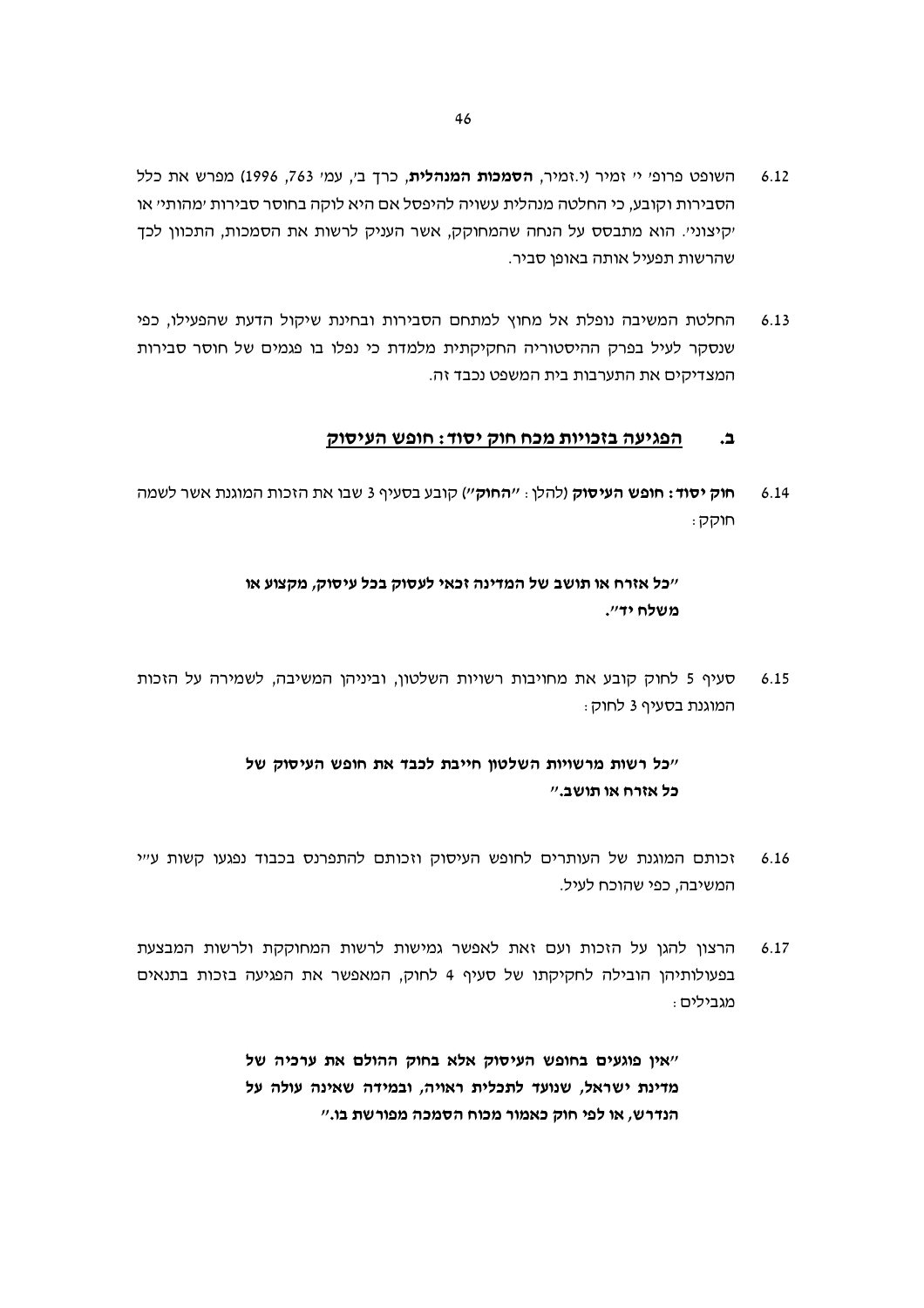6.12 השופט פרופ׳ י׳ זמיר (י.זמיר, **הסמכות המנהלית**, כרך ב׳, עמ׳ 763, 1996) מפרש את כלל הסבירות וקובע, כי החלטה מנהלית עשויה להיפסל אם היא לוקה בחוסר סבירות ׳מהותי׳ או ׳קיצוני׳. הוא מתבסס על הנחה שהמחוקק, אשר העניק לרשות את הסמכות, התכוון לכך שהרשות תפעיל אותה באופן סביר.

6.13 החלטת המשיבה נופלת אל מחוץ למתחם הסבירות ובחינת שיקול הדעת שהפעילו, כפי שנסקר לעיל בפרק ההיסטוריה החקיקתית מלמדת כי נפלו בו פגמים של חוסר סבירות המצדיקים את התערבות בית המשפט נכבד זה.

## ב. <u>הפגיעה בזכויות מכח חוק יסוד: חופש העיסוק</u>

6.14 **חוק יסוד: חופש העיסוק** (להלן: **״החוק״**) קובע בסעיף 3 שבו את הזכות המוגנת אשר לשמה חוקק:

> **״כל אזרח או תושב של המדינה זכאי לעסוק בכל עיסוק, מקצוע או משלח יד״.**

6.15 סעיף 5 לחוק קובע את מחויבות רשויות השלטון, וביניהן המשיבה, לשמירה על הזכות המוגנת בסעיף 3 לחוק:

> **״כל רשות מרשויות השלטון חייבת לכבד את חופש העיסוק של כל אזרח או תושב.״**

6.16 זכותם המוגנת של העותרים לחופש העיסוק וזכותם להתפרנס בכבוד נפגעו קשות ע״י המשיבה, כפי שהוכח לעיל.

6.17 הרצון להגן על הזכות ועם זאת לאפשר גמישות לרשות המחוקקת ולרשות המבצעת בפעולותיהן הובילה לחקיקתו של סעיף 4 לחוק, המאפשר את הפגיעה בזכות בתנאים מגבילים:

> **״אין פוגעים בחופש העיסוק אלא בחוק ההולם את ערכיה של מדינת ישראל, שנועד לתכלית ראויה, ובמידה שאינה עולה על הנדרש, או לפי חוק כאמור מכוח הסמכה מפורשת בו.״**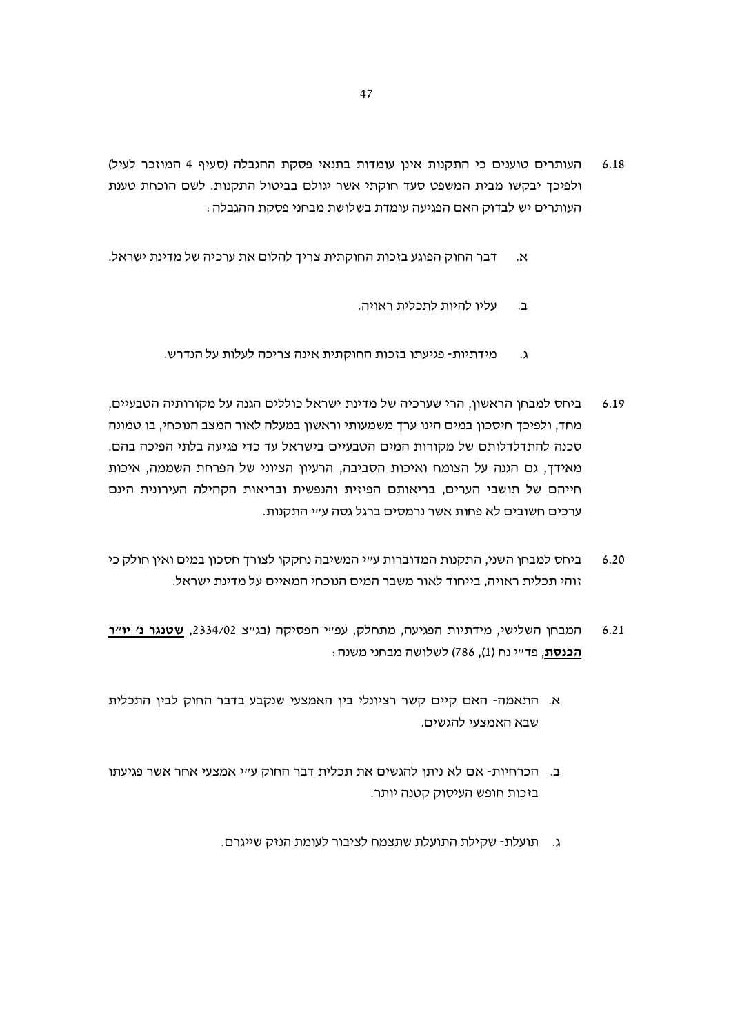6.18 העותרים טוענים כי התקנות אינן עומדות בתנאי פסקת ההגבלה (סעיף 4 המוזכר לעיל) ולפיכך יבקשו מבית המשפט סעד חוקתי אשר יגולם בביטול התקנות. לשם הוכחת טענת העותרים יש לבדוק האם הפגיעה עומדת בשלושת מבחני פסקת ההגבלה:

א. דבר החוק הפוגע בזכות החוקתית צריך להלום את ערכיה של מדינת ישראל.

ב. עליו להיות לתכלית ראויה.

ג. מידתיות- פגיעתו בזכות החוקתית אינה צריכה לעלות על הנדרש.

6.19 ביחס למבחן הראשון, הרי שערכיה של מדינת ישראל כוללים הגנה על מקורותיה הטבעיים, מחד, ולפיכך חיסכון במים הינו ערך משמעותי וראשון במעלה לאור המצב הנוכחי, בו טמונה סכנה להתדלדלותם של מקורות המים הטבעיים בישראל עד כדי פגיעה בלתי הפיכה בהם. מאידך, גם הגנה על הצומח ואיכות הסביבה, הרעיון הציוני של הפרחת השממה, איכות חייהם של תושבי הערים, בריאותם הפיזית והנפשית ובריאות הקהילה העירונית הינם ערכים חשובים לא פחות אשר נרמסים ברגל גסה ע"י התקנות.

6.20 ביחס למבחן השני, התקנות המדוברות ע"י המשיבה נחקקו לצורך חסכון במים ואין חולק כי זוהי תכלית ראויה, בייחוד לאור משבר המים הנוכחי המאיים על מדינת ישראל.

6.21 המבחן השלישי, מידתיות הפגיעה, מתחלק, עפ"י הפסיקה (בג"צ 2334/02, **שטנגר נ' יו"ר הכנסת**, פד"י נח (1), 786) לשלושה מבחני משנה:

א. התאמה- האם קיים קשר רציונלי בין האמצעי שנקבע בדבר החוק לבין התכלית שבא האמצעי להגשים.

ב. הכרחיות- אם לא ניתן להגשים את תכלית דבר החוק ע"י אמצעי אחר אשר פגיעתו בזכות חופש העיסוק קטנה יותר.

ג. תועלת- שקילת התועלת שתצמח לציבור לעומת הנזק שייגרם.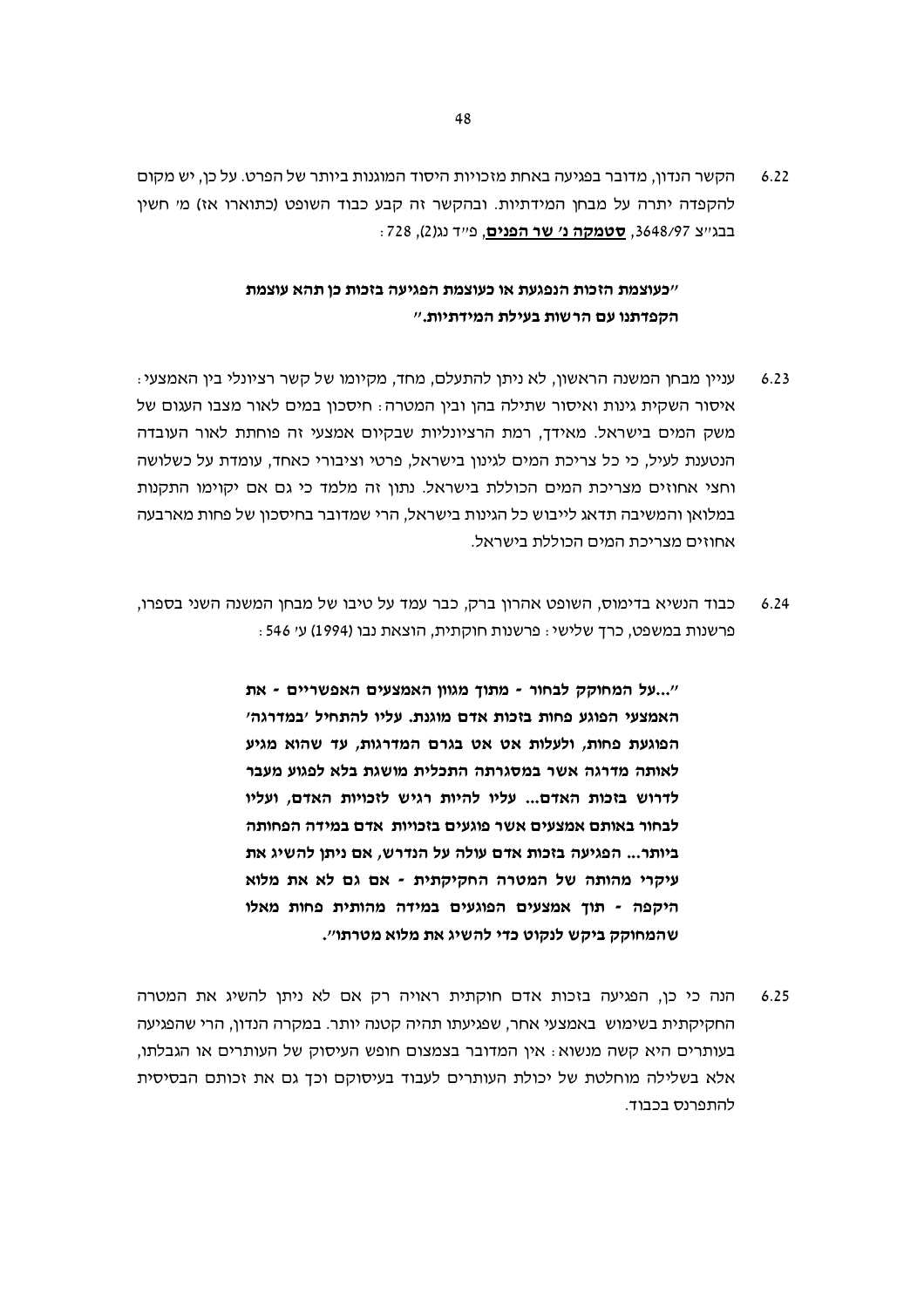6.22 הקשר הנדון, מדובר בפגיעה באחת מזכויות היסוד המוגנות ביותר של הפרט. על כן, יש מקום להקפדה יתרה על מבחן המידתיות. ובהקשר זה קבע כבוד השופט (כתוארו אז) מ' חשין בבג"צ 3648/97, **<u>סטמקה נ' שר הפנים</u>**, פ"ד נג(2), 728:

> **"כעוצמת הזכות הנפגעת או כעוצמת הפגיעה בזכות כן תהא עוצמת הקפדתנו עם הרשות בעילת המידתיות."**

6.23 עניין מבחן המשנה הראשון, לא ניתן להתעלם, מחד, מקיומו של קשר רציונלי בין האמצעי: איסור השקית גינות ואיסור שתילה בהן ובין המטרה: חיסכון במים לאור מצבו העגום של משק המים בישראל. מאידך, רמת הרציונליות שבקיום אמצעי זה פוחתת לאור העובדה הנטענת לעיל, כי כל צריכת המים לגינון בישראל, פרטי וציבורי כאחד, עומדת על כשלושה וחצי אחוזים מצריכת המים הכוללת בישראל. נתון זה מלמד כי גם אם יקוימו התקנות במלואן והמשיבה תדאג לייבוש כל הגינות בישראל, הרי שמדובר בחיסכון של פחות מארבעה אחוזים מצריכת המים הכוללת בישראל.

6.24 כבוד הנשיא בדימוס, השופט אהרון ברק, כבר עמד על טיבו של מבחן המשנה השני בספרו, פרשנות במשפט, כרך שלישי: פרשנות חוקתית, הוצאת נבו (1994) ע' 546:

> **"...על המחוקק לבחור - מתוך מגוון האמצעים האפשריים - את האמצעי הפוגע פחות בזכות אדם מוגנת. עליו להתחיל 'במדרגה' הפוגעת פחות, ולעלות אט אט בגרם המדרגות, עד שהוא מגיע לאותה מדרגה אשר במסגרתה התכלית מושגת בלא לפגוע מעבר לדרוש בזכות האדם... עליו להיות רגיש לזכויות האדם, ועליו לבחור באותם אמצעים אשר פוגעים בזכויות אדם במידה הפחותה ביותר... הפגיעה בזכות אדם עולה על הנדרש, אם ניתן להשיג את עיקרי מהותה של המטרה החקיקתית - אם גם לא את מלוא היקפה - תוך אמצעים הפוגעים במידה מהותית פחות מאלו שהמחוקק ביקש לנקוט כדי להשיג את מלוא מטרתו".**

6.25 הנה כי כן, הפגיעה בזכות אדם חוקתית ראויה רק אם לא ניתן להשיג את המטרה החקיקתית בשימוש באמצעי אחר, שפגיעתו תהיה קטנה יותר. במקרה הנדון, הרי שהפגיעה בעותרים היא קשה מנשוא: אין המדובר בצמצום חופש העיסוק של העותרים או הגבלתו, אלא בשלילה מוחלטת של יכולת העותרים לעבוד בעיסוקם וכך גם את זכותם הבסיסית להתפרנס בכבוד.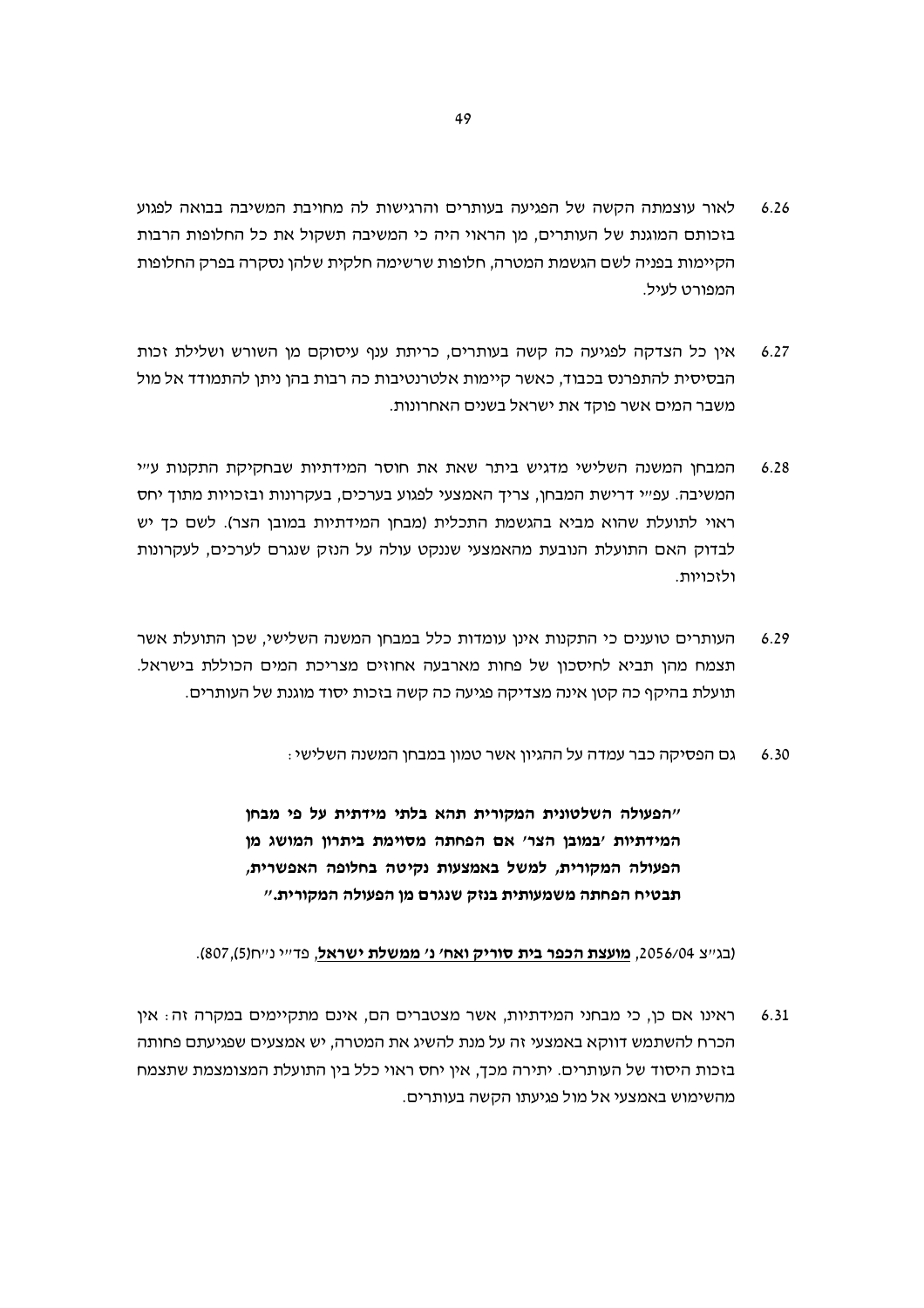6.26 לאור עוצמתה הקשה של הפגיעה בעותרים והרגישות לה מחויבת המשיבה בבואה לפגוע בזכותם המוגנת של העותרים, מן הראוי היה כי המשיבה תשקול את כל החלופות הרבות הקיימות בפניה לשם הגשמת המטרה, חלופות שרשימה חלקית שלהן נסקרה בפרק החלופות המפורט לעיל.

6.27 אין כל הצדקה לפגיעה כה קשה בעותרים, כריתת ענף עיסוקם מן השורש ושלילת זכות הבסיסית להתפרנס בכבוד, כאשר קיימות אלטרנטיבות כה רבות בהן ניתן להתמודד אל מול משבר המים אשר פוקד את ישראל בשנים האחרונות.

6.28 המבחן המשנה השלישי מדגיש ביתר שאת את חוסר המידתיות שבחקיקת התקנות ע"י המשיבה. עפ"י דרישת המבחן, צריך האמצעי לפגוע בערכים, בעקרונות ובזכויות מתוך יחס ראוי לתועלת שהוא מביא בהגשמת התכלית (מבחן המידתיות במובן הצר). לשם כך יש לבדוק האם התועלת הנובעת מהאמצעי שננקט עולה על הנזק שנגרם לערכים, לעקרונות ולזכויות.

6.29 העותרים טוענים כי התקנות אינן עומדות כלל במבחן המשנה השלישי, שכן התועלת אשר תצמח מהן תביא לחיסכון של פחות מארבעה אחוזים מצריכת המים הכוללת בישראל. תועלת בהיקף כה קטן אינה מצדיקה פגיעה כה קשה בזכות יסוד מוגנת של העותרים.

6.30 גם הפסיקה כבר עמדה על ההגיון אשר טמון במבחן המשנה השלישי:

> **"הפעולה השלטונית המקורית תהא בלתי מידתית על פי מבחן המידתיות 'במובן הצר' אם הפחתה מסוימת ביתרון המושג מן הפעולה המקורית, למשל באמצעות נקיטה בחלופה האפשרית, תבטיח הפחתה משמעותית בנזק שנגרם מן הפעולה המקורית."**

(בג"צ 2056/04, **מועצת הכפר בית סוריק ואח' נ' ממשלת ישראל**, פד"י נ"ח(5),807).

6.31 ראינו אם כן, כי מבחני המידתיות, אשר מצטברים הם, אינם מתקיימים במקרה זה: אין הכרח להשתמש דווקא באמצעי זה על מנת להשיג את המטרה, יש אמצעים שפגיעתם פחותה בזכות היסוד של העותרים. יתירה מכך, אין יחס ראוי כלל בין התועלת המצומצמת שתצמח מהשימוש באמצעי אל מול פגיעתו הקשה בעותרים.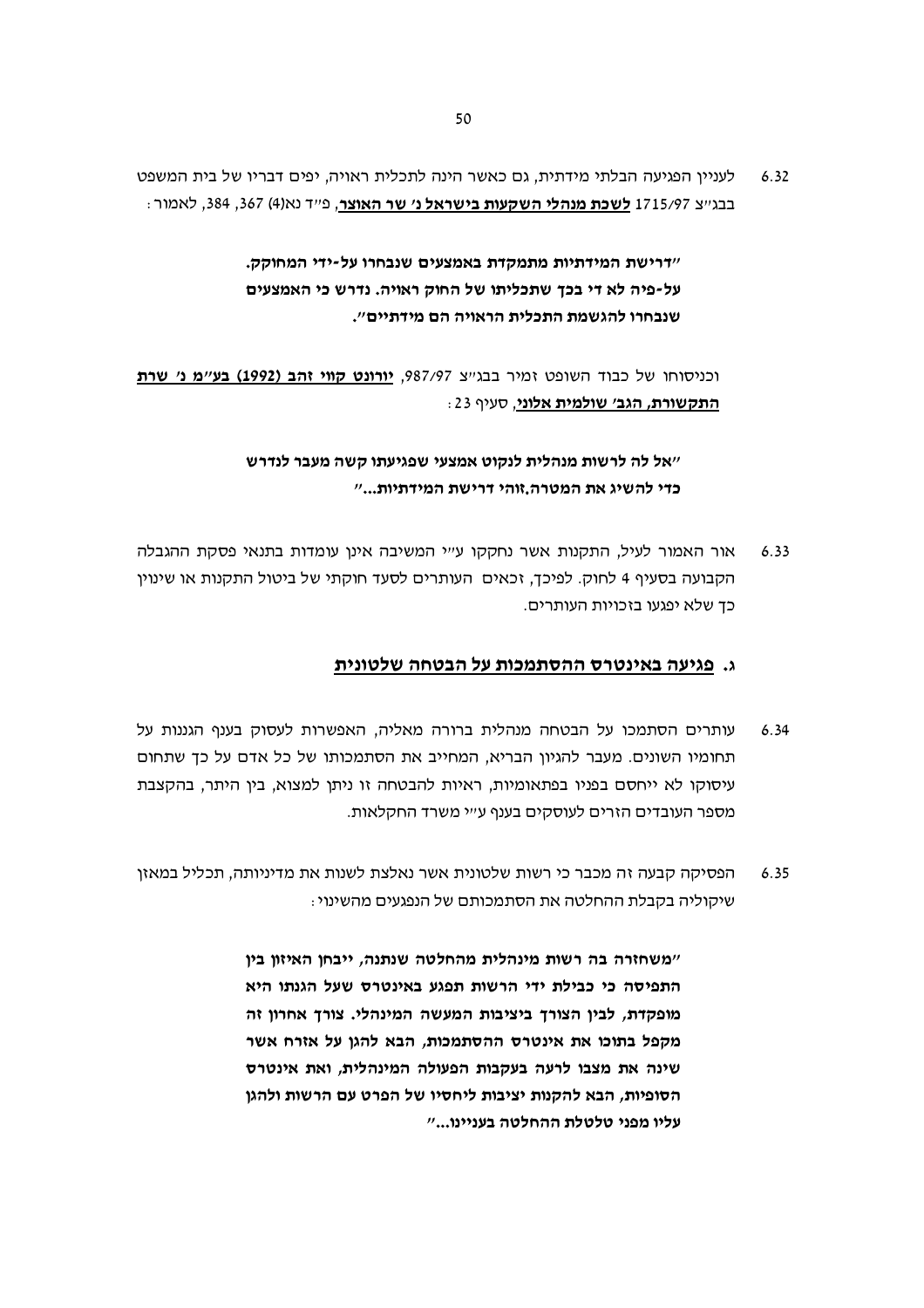6.32 לעניין הפגיעה הבלתי מידתית, גם כאשר הינה לתכלית ראויה, יפים דבריו של בית המשפט בבג"צ 1715/97 **<u>לשכת מנהלי השקעות בישראל נ' שר האוצר</u>**, פ"ד נא(4) 367, 384, לאמור:

> **"דרישת המידתיות מתמקדת באמצעים שנבחרו על-ידי המחוקק. על-פיה לא די בכך שתכליתו של החוק ראויה. נדרש כי האמצעים שנבחרו להגשמת התכלית הראויה הם מידתיים".**

וכניסוחו של כבוד השופט זמיר בבג"צ 987/97, **<u>יורונט קווי זהב (1992) בע"מ נ' שרת התקשורת, הגב' שולמית אלוני</u>**, סעיף 23:

> **"אל לה לרשות מנהלית לנקוט אמצעי שפגיעתו קשה מעבר לנדרש כדי להשיג את המטרה.זוהי דרישת המידתיות..."**

6.33 אור האמור לעיל, התקנות אשר נחקקו ע"י המשיבה אינן עומדות בתנאי פסקת ההגבלה הקבועה בסעיף 4 לחוק. לפיכך, זכאים העותרים לסעד חוקתי של ביטול התקנות או שינוין כך שלא יפגעו בזכויות העותרים.

## ג. <u>פגיעה באינטרס ההסתמכות על הבטחה שלטונית</u>

6.34 עותרים הסתמכו על הבטחה מנהלית ברורה מאליה, האפשרות לעסוק בענף הגננות על תחומיו השונים. מעבר להגיון הבריא, המחייב את הסתמכותו של כל אדם על כך שתחום עיסוקו לא ייחסם בפניו בפתאומיות, ראיות להבטחה זו ניתן למצוא, בין היתר, בהקצבת מספר העובדים הזרים לעוסקים בענף ע"י משרד החקלאות.

6.35 הפסיקה קבעה זה מכבר כי רשות שלטונית אשר נאלצת לשנות את מדיניותה, תכליל במאזן שיקוליה בקבלת ההחלטה את הסתמכותם של הנפגעים מהשינוי:

> **"משחזרה בה רשות מינהלית מהחלטה שנתנה, ייבחן האיזון בין התפיסה כי כבילת ידי הרשות תפגע באינטרס שעל הגנתו היא מופקדת, לבין הצורך ביציבות המעשה המינהלי. צורך אחרון זה מקפל בתוכו את אינטרס ההסתמכות, הבא להגן על אזרח אשר שינה את מצבו לרעה בעקבות הפעולה המינהלית, ואת אינטרס הסופיות, הבא להקנות יציבות ליחסיו של הפרט עם הרשות ולהגן עליו מפני טלטלת ההחלטה בעניינו..."**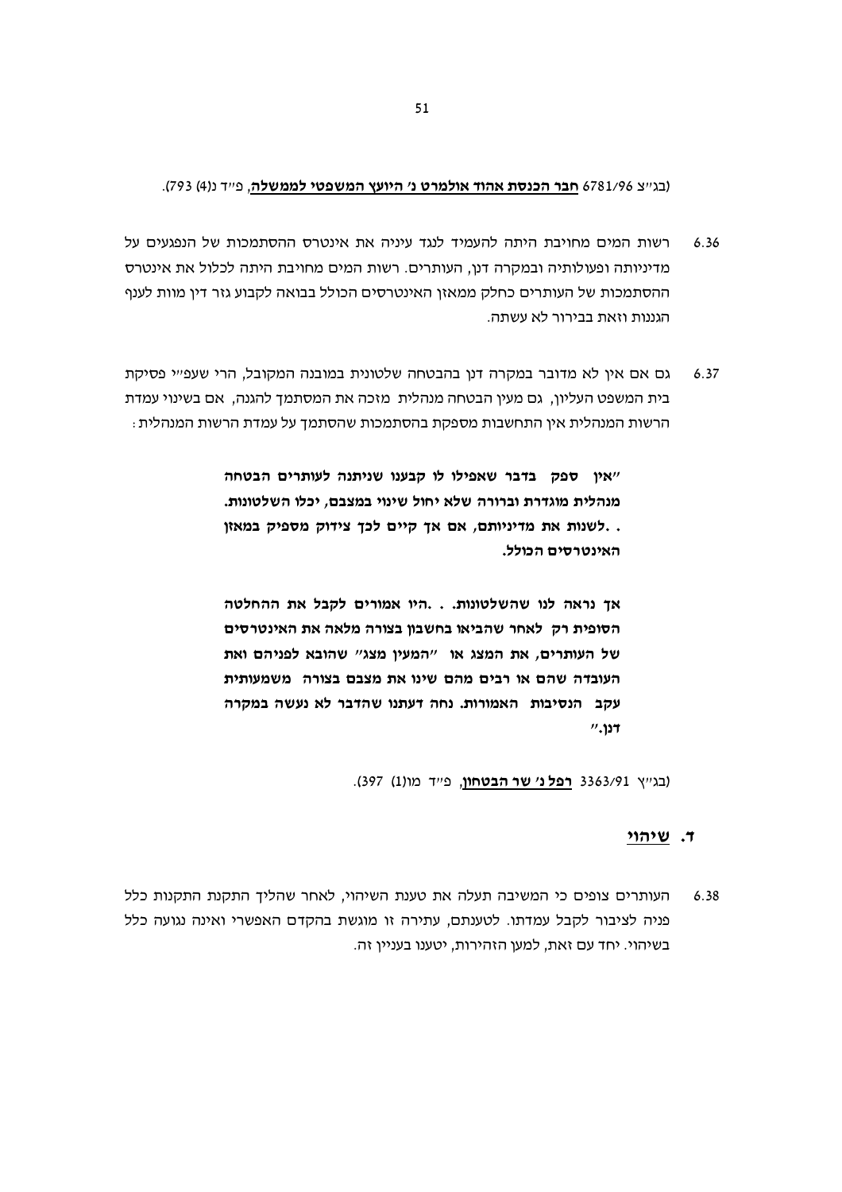(בג"צ 6781/96 **<u>חבר הכנסת אהוד אולמרט נ' היועץ המשפטי לממשלה</u>**, פ"ד נ(4) 793).

6.36 רשות המים מחויבת היתה להעמיד לנגד עיניה את אינטרס ההסתמכות של הנפגעים על מדיניותה ופעולותיה ובמקרה דנן, העותרים. רשות המים מחויבת היתה לכלול את אינטרס ההסתמכות של העותרים כחלק ממאזן האינטרסים הכולל בבואה לקבוע גזר דין מוות לענף הגננות וזאת בבירור לא עשתה.

6.37 גם אם אין לא מדובר במקרה דנן בהבטחה שלטונית במובנה המקובל, הרי שעפ"י פסיקת בית המשפט העליון, גם מעין הבטחה מנהלית מזכה את המסתמך להגנה, אם בשינוי עמדת הרשות המנהלית אין התחשבות מספקת בהסתמכות שהסתמך על עמדת הרשות המנהלית:

> **"אין ספק בדבר שאפילו לו קבענו שניתנה לעותרים הבטחה מנהלית מוגדרת וברורה שלא יחול שינוי במצבם, יכלו השלטונות. . .לשנות את מדיניותם, אם אך קיים לכך צידוק מספיק במאזן האינטרסים הכולל.**
>
> **אך נראה לנו שהשלטונות. . .היו אמורים לקבל את ההחלטה הסופית רק לאחר שהביאו בחשבון בצורה מלאה את האינטרסים של העותרים, את המצג או "המעין מצג" שהובא לפניהם ואת העובדה שהם או רבים מהם שינו את מצבם בצורה משמעותית עקב הנסיבות האמורות. נחה דעתנו שהדבר לא נעשה במקרה דנן."**

(בג"ץ 3363/91 **<u>רפל נ' שר הבטחון</u>**, פ"ד מו(1) 397).

## ד. <u>שיהוי</u>

6.38 העותרים צופים כי המשיבה תעלה את טענת השיהוי, לאחר שהליך התקנת התקנות כלל פניה לציבור לקבל עמדתו. לטענתם, עתירה זו מוגשת בהקדם האפשרי ואינה נגועה כלל בשיהוי. יחד עם זאת, למען הזהירות, יטענו בעניין זה.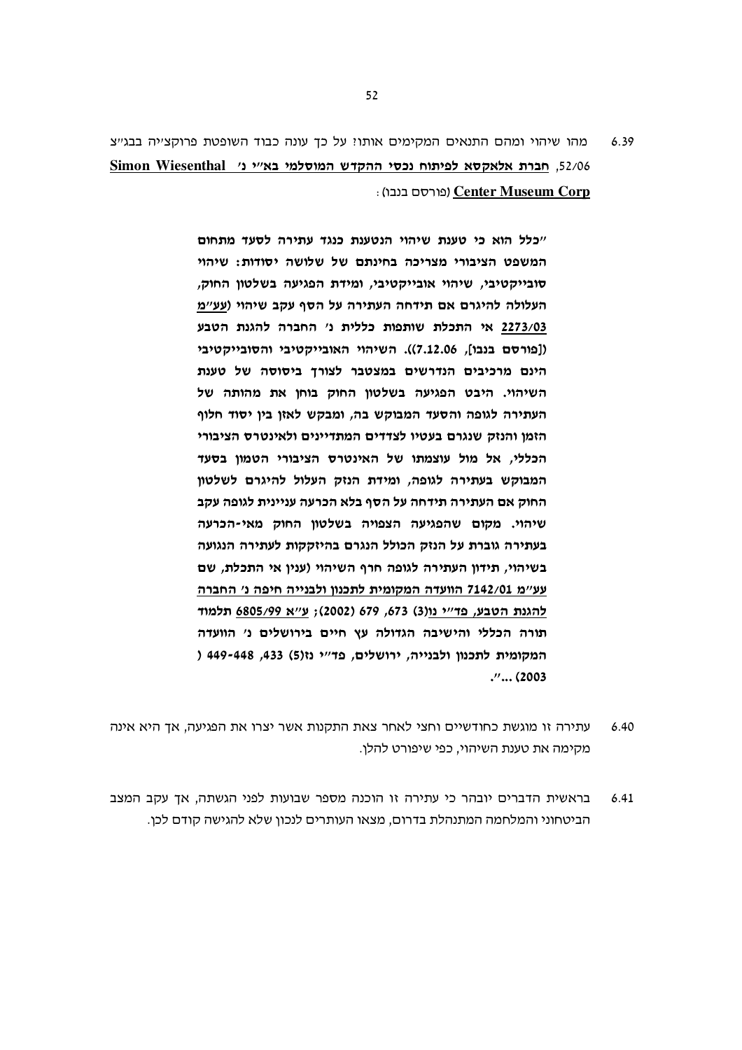6.39 מהו שיהוי ומהם התנאים המקימים אותו? על כך עונה כבוד השופטת פרוקצ'יה בבג"צ 52/06, **<u>חברת אלאקסא לפיתוח נכסי ההקדש המוסלמי בא"י נ' Simon Wiesenthal Center Museum Corp</u>** (פורסם בנבו):

> **"כלל הוא כי טענת שיהוי הנטענת כנגד עתירה לסעד מתחום המשפט הציבורי מצריכה בחינתם של שלושה יסודות: שיהוי סובייקטיבי, שיהוי אובייקטיבי, ומידת הפגיעה בשלטון החוק, העלולה להיגרם אם תידחה העתירה על הסף עקב שיהוי (<u>עע"מ 2273/03</u> אי התכלת שותפות כללית נ' החברה להגנת הטבע ([פורסם בנבו], 7.12.06)). השיהוי האובייקטיבי והסובייקטיבי הינם מרכיבים הנדרשים במצטבר לצורך ביסוסה של טענת השיהוי. היבט הפגיעה בשלטון החוק בוחן את מהותה של העתירה לגופה והסעד המבוקש בה, ומבקש לאזן בין יסוד חלוף הזמן והנזק שנגרם בעטיו לצדדים המתדיינים ולאינטרס הציבורי הכללי, אל מול עוצמתו של האינטרס הציבורי הטמון בסעד המבוקש בעתירה לגופה, ומידת הנזק העלול להיגרם לשלטון החוק אם העתירה תידחה על הסף בלא הכרעה עניינית לגופה עקב שיהוי. מקום שהפגיעה הצפויה בשלטון החוק מאי-הכרעה בעתירה גוברת על הנזק הכולל הנגרם בהיזקקות לעתירה הנגועה בשיהוי, תידון העתירה לגופה חרף השיהוי (ענין אי התכלת, שם <u>עע"מ 7142/01 הוועדה המקומית לתכנון ולבנייה חיפה נ' החברה להגנת הטבע, פד"י נו(3) 673, 679 (2002)</u>; <u>ע"א 6805/99</u> תלמוד תורה הכללי והישיבה הגדולה עץ חיים בירושלים נ' הוועדה המקומית לתכנון ולבנייה, ירושלים, פד"י נז(5) 433, 448-449 (2003) ..."**.

6.40 עתירה זו מוגשת כחודשיים וחצי לאחר צאת התקנות אשר יצרו את הפגיעה, אך היא אינה מקימה את טענת השיהוי, כפי שיפורט להלן.

6.41 בראשית הדברים יובהר כי עתירה זו הוכנה מספר שבועות לפני הגשתה, אך עקב המצב הביטחוני והמלחמה המתנהלת בדרום, מצאו העותרים לנכון שלא להגישה קודם לכן.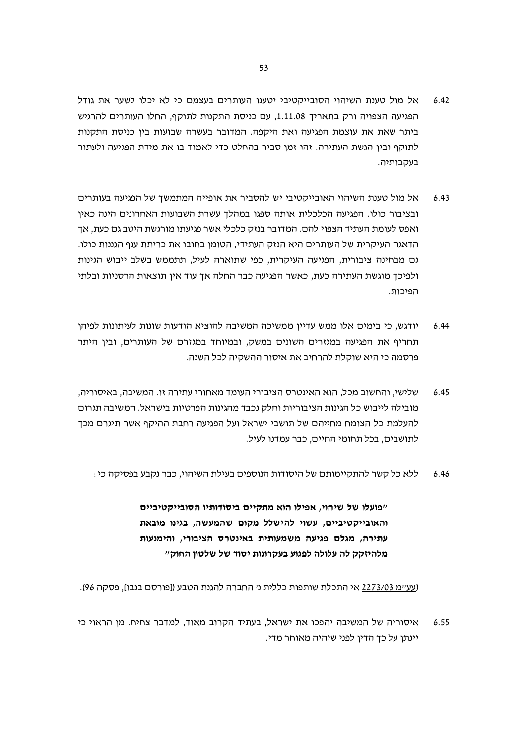6.42 אל מול טענת השיהוי הסובייקטיבי יטענו העותרים בעצמם כי לא יכלו לשער את גודל הפגיעה הצפויה ורק בתאריך 1.11.08, עם כניסת התקנות לתוקף, החלו העותרים להרגיש ביתר שאת את עוצמת הפגיעה ואת היקפה. המדובר בעשרה שבועות בין כניסת התקנות לתוקף ובין הגשת העתירה. זהו זמן סביר בהחלט כדי לאמוד בו את מידת הפגיעה ולעתור בעקבותיה.

6.43 אל מול טענת השיהוי האובייקטיבי יש להסביר את אופייה המתמשך של הפגיעה בעותרים ובציבור כולו. הפגיעה הכלכלית אותה ספגו במהלך עשרת השבועות האחרונים הינה כאין ואפס לעומת העתיד הצפוי להם. המדובר בנזק כלכלי אשר פגיעתו מורגשת היטב גם כעת, אך הדאגה העיקרית של העותרים היא הנזק העתידי, הטומן בחובו את כריתת ענף הגננות כולו. גם מבחינה ציבורית, הפגיעה העיקרית, כפי שתוארה לעיל, תתממש בשלב ייבוש הגינות ולפיכך מוגשת העתירה כעת, כאשר הפגיעה כבר החלה אך עוד אין תוצאות הרסניות ובלתי הפיכות.

6.44 יודגש, כי בימים אלו ממש עדיין ממשיכה המשיבה להוציא הודעות שונות לעיתונות לפיהן תחריף את הפגיעה במגזרים השונים במשק, ובמיוחד במגזרים של העותרים, ובין היתר פרסמה כי היא שוקלת להרחיב את איסור ההשקיה לכל השנה.

6.45 שלישי, והחשוב מכל, הוא האינטרס הציבורי העומד מאחורי עתירה זו. המשיבה, באיסוריה, מובילה לייבוש כל הגינות הציבוריות וחלק נכבד מהגינות הפרטיות בישראל. המשיבה תגרום להעלמת כל הצומח מחייהם של תושבי ישראל ועל הפגיעה רחבת ההיקף אשר תיגרם מכך לתושבים, בכל תחומי החיים, כבר עמדנו לעיל.

6.46 ללא כל קשר להתקיימותם של היסודות הנוספים בעילת השיהוי, כבר נקבע בפסיקה כי:

> **"פועלו של שיהוי, אפילו הוא מתקיים ביסודותיו הסובייקטיביים והאובייקטיביים, עשוי להישלל מקום שהמעשה, בגינו מובאת עתירה, מגלם פגיעה משמעותית באינטרס הציבורי, והימנעות מלהיזקק לה עלולה לפגוע בעקרונות יסוד של שלטון החוק"**

(עע"מ 2273/03 אי התכלת שותפות כללית נ' החברה להגנת הטבע (פורסם בנבו), פסקה 96).

6.55 איסוריה של המשיבה יהפכו את ישראל, בעתיד הקרוב מאוד, למדבר צחיח. מן הראוי כי יינתן על כך הדין לפני שיהיה מאוחר מדי.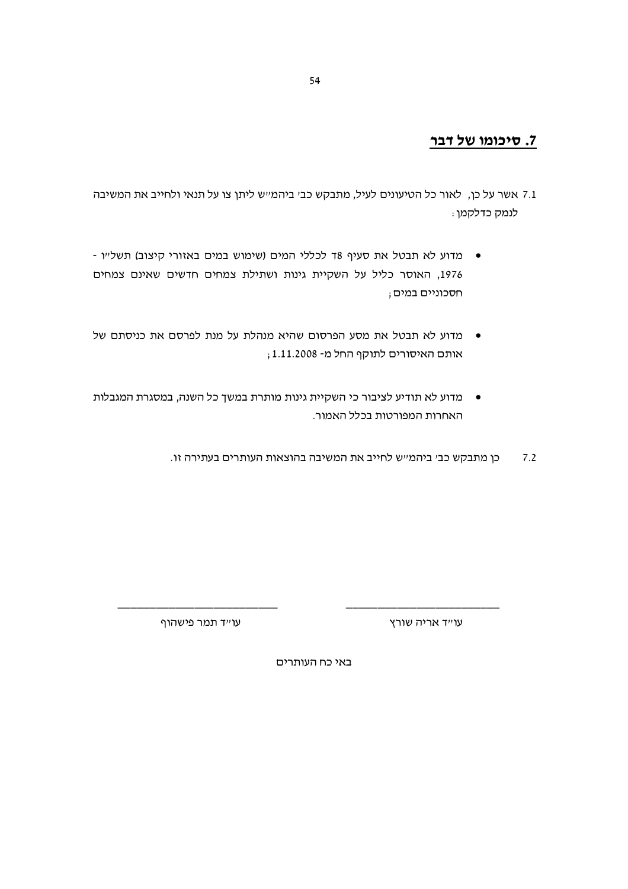## 7. סיכומו של דבר

7.1 אשר על כן, לאור כל הטיעונים לעיל, מתבקש כב' ביהמ"ש ליתן צו על תנאי ולחייב את המשיבה לנמק כדלקמן:

- מדוע לא תבטל את סעיף 8ד לכללי המים (שימוש במים באזורי קיצוב) תשל"ו - 1976, האוסר כליל על השקיית גינות ושתילת צמחים חדשים שאינם צמחים חסכוניים במים;

- מדוע לא תבטל את מסע הפרסום שהיא מנהלת על מנת לפרסם את כניסתם של אותם האיסורים לתוקף החל מ- 1.11.2008;

- מדוע לא תודיע לציבור כי השקיית גינות מותרת במשך כל השנה, במסגרת המגבלות האחרות המפורטות בכלל האמור.

7.2 כן מתבקש כב' ביהמ"ש לחייב את המשיבה בהוצאות העותרים בעתירה זו.

| | |
|---|---|
| \_\_\_\_\_\_\_\_\_\_\_\_\_\_\_\_\_\_\_\_\_\_\_\_ | \_\_\_\_\_\_\_\_\_\_\_\_\_\_\_\_\_\_\_\_\_\_\_\_ |
| עו"ד אריה שורץ | עו"ד תמר פישהוף |

באי כח העותרים